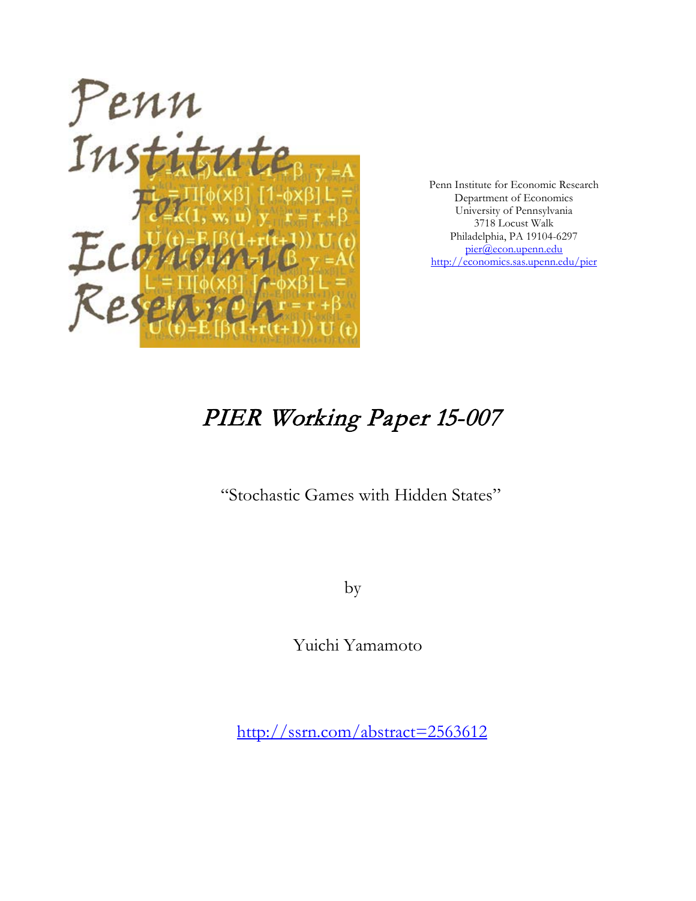Penn Institute for Economic Research
Department of Economics
University of Pennsylvania
3718 Locust Walk
Philadelphia, PA 19104-6297
pier@econ.upenn.edu
http://economics.sas.upenn.edu/pier

# PIER Working Paper 15-007

"Stochastic Games with Hidden States"

by

Yuichi Yamamoto

http://ssrn.com/abstract=2563612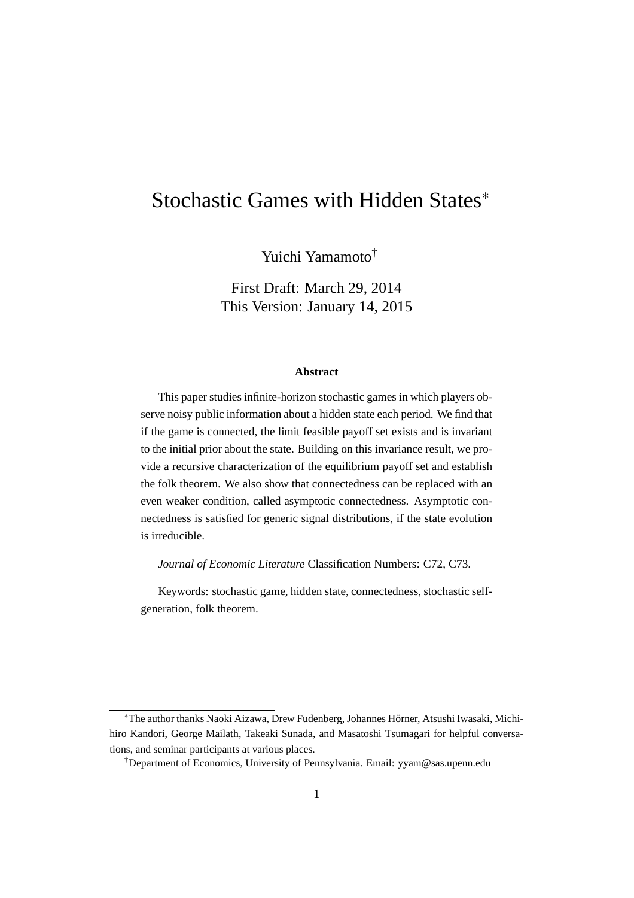# Stochastic Games with Hidden States[*]

Yuichi Yamamoto[†]

First Draft: March 29, 2014
This Version: January 14, 2015

**Abstract**

This paper studies infinite-horizon stochastic games in which players observe noisy public information about a hidden state each period. We find that if the game is connected, the limit feasible payoff set exists and is invariant to the initial prior about the state. Building on this invariance result, we provide a recursive characterization of the equilibrium payoff set and establish the folk theorem. We also show that connectedness can be replaced with an even weaker condition, called asymptotic connectedness. Asymptotic connectedness is satisfied for generic signal distributions, if the state evolution is irreducible.

*Journal of Economic Literature* Classification Numbers: C72, C73.

Keywords: stochastic game, hidden state, connectedness, stochastic self-generation, folk theorem.

---

[*]The author thanks Naoki Aizawa, Drew Fudenberg, Johannes Hörner, Atsushi Iwasaki, Michihiro Kandori, George Mailath, Takeaki Sunada, and Masatoshi Tsumagari for helpful conversations, and seminar participants at various places.

[†]Department of Economics, University of Pennsylvania. Email: yyam@sas.upenn.edu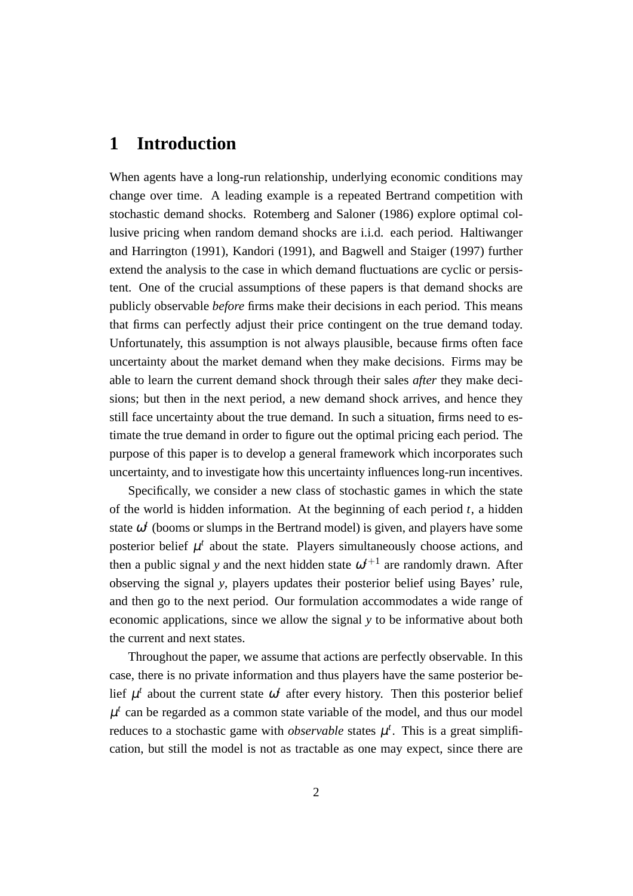# 1 Introduction

When agents have a long-run relationship, underlying economic conditions may change over time. A leading example is a repeated Bertrand competition with stochastic demand shocks. Rotemberg and Saloner (1986) explore optimal collusive pricing when random demand shocks are i.i.d. each period. Haltiwanger and Harrington (1991), Kandori (1991), and Bagwell and Staiger (1997) further extend the analysis to the case in which demand fluctuations are cyclic or persistent. One of the crucial assumptions of these papers is that demand shocks are publicly observable *before* firms make their decisions in each period. This means that firms can perfectly adjust their price contingent on the true demand today. Unfortunately, this assumption is not always plausible, because firms often face uncertainty about the market demand when they make decisions. Firms may be able to learn the current demand shock through their sales *after* they make decisions; but then in the next period, a new demand shock arrives, and hence they still face uncertainty about the true demand. In such a situation, firms need to estimate the true demand in order to figure out the optimal pricing each period. The purpose of this paper is to develop a general framework which incorporates such uncertainty, and to investigate how this uncertainty influences long-run incentives.

Specifically, we consider a new class of stochastic games in which the state of the world is hidden information. At the beginning of each period $t$, a hidden state $\omega^t$ (booms or slumps in the Bertrand model) is given, and players have some posterior belief $\mu^t$ about the state. Players simultaneously choose actions, and then a public signal $y$ and the next hidden state $\omega^{t+1}$ are randomly drawn. After observing the signal $y$, players updates their posterior belief using Bayes' rule, and then go to the next period. Our formulation accommodates a wide range of economic applications, since we allow the signal $y$ to be informative about both the current and next states.

Throughout the paper, we assume that actions are perfectly observable. In this case, there is no private information and thus players have the same posterior belief $\mu^t$ about the current state $\omega^t$ after every history. Then this posterior belief $\mu^t$ can be regarded as a common state variable of the model, and thus our model reduces to a stochastic game with *observable* states $\mu^t$. This is a great simplification, but still the model is not as tractable as one may expect, since there are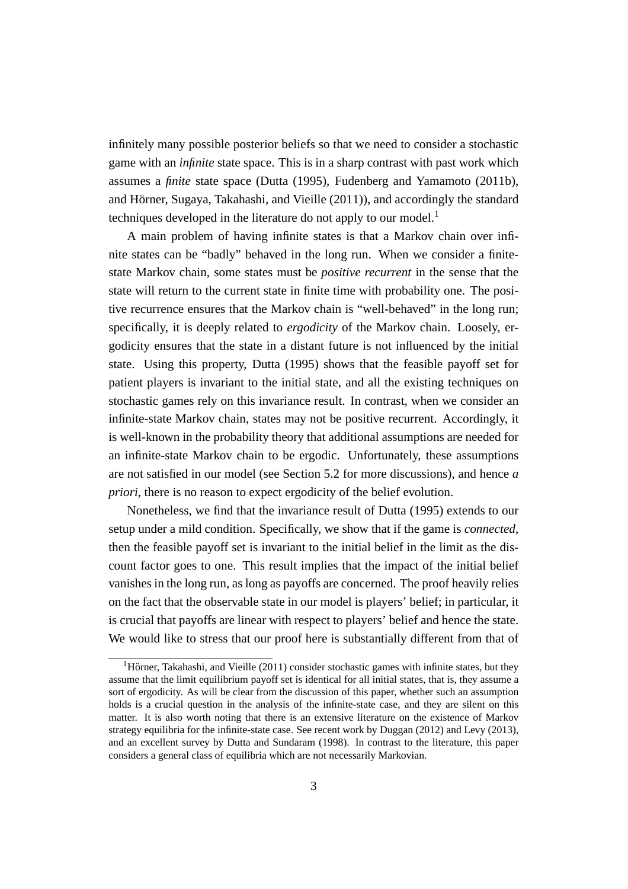infinitely many possible posterior beliefs so that we need to consider a stochastic game with an *infinite* state space. This is in a sharp contrast with past work which assumes a *finite* state space (Dutta (1995), Fudenberg and Yamamoto (2011b), and Hörner, Sugaya, Takahashi, and Vieille (2011)), and accordingly the standard techniques developed in the literature do not apply to our model.[1]

A main problem of having infinite states is that a Markov chain over infinite states can be "badly" behaved in the long run. When we consider a finite-state Markov chain, some states must be *positive recurrent* in the sense that the state will return to the current state in finite time with probability one. The positive recurrence ensures that the Markov chain is "well-behaved" in the long run; specifically, it is deeply related to *ergodicity* of the Markov chain. Loosely, ergodicity ensures that the state in a distant future is not influenced by the initial state. Using this property, Dutta (1995) shows that the feasible payoff set for patient players is invariant to the initial state, and all the existing techniques on stochastic games rely on this invariance result. In contrast, when we consider an infinite-state Markov chain, states may not be positive recurrent. Accordingly, it is well-known in the probability theory that additional assumptions are needed for an infinite-state Markov chain to be ergodic. Unfortunately, these assumptions are not satisfied in our model (see Section 5.2 for more discussions), and hence *a priori*, there is no reason to expect ergodicity of the belief evolution.

Nonetheless, we find that the invariance result of Dutta (1995) extends to our setup under a mild condition. Specifically, we show that if the game is *connected*, then the feasible payoff set is invariant to the initial belief in the limit as the discount factor goes to one. This result implies that the impact of the initial belief vanishes in the long run, as long as payoffs are concerned. The proof heavily relies on the fact that the observable state in our model is players' belief; in particular, it is crucial that payoffs are linear with respect to players' belief and hence the state. We would like to stress that our proof here is substantially different from that of

[1] Hörner, Takahashi, and Vieille (2011) consider stochastic games with infinite states, but they assume that the limit equilibrium payoff set is identical for all initial states, that is, they assume a sort of ergodicity. As will be clear from the discussion of this paper, whether such an assumption holds is a crucial question in the analysis of the infinite-state case, and they are silent on this matter. It is also worth noting that there is an extensive literature on the existence of Markov strategy equilibria for the infinite-state case. See recent work by Duggan (2012) and Levy (2013), and an excellent survey by Dutta and Sundaram (1998). In contrast to the literature, this paper considers a general class of equilibria which are not necessarily Markovian.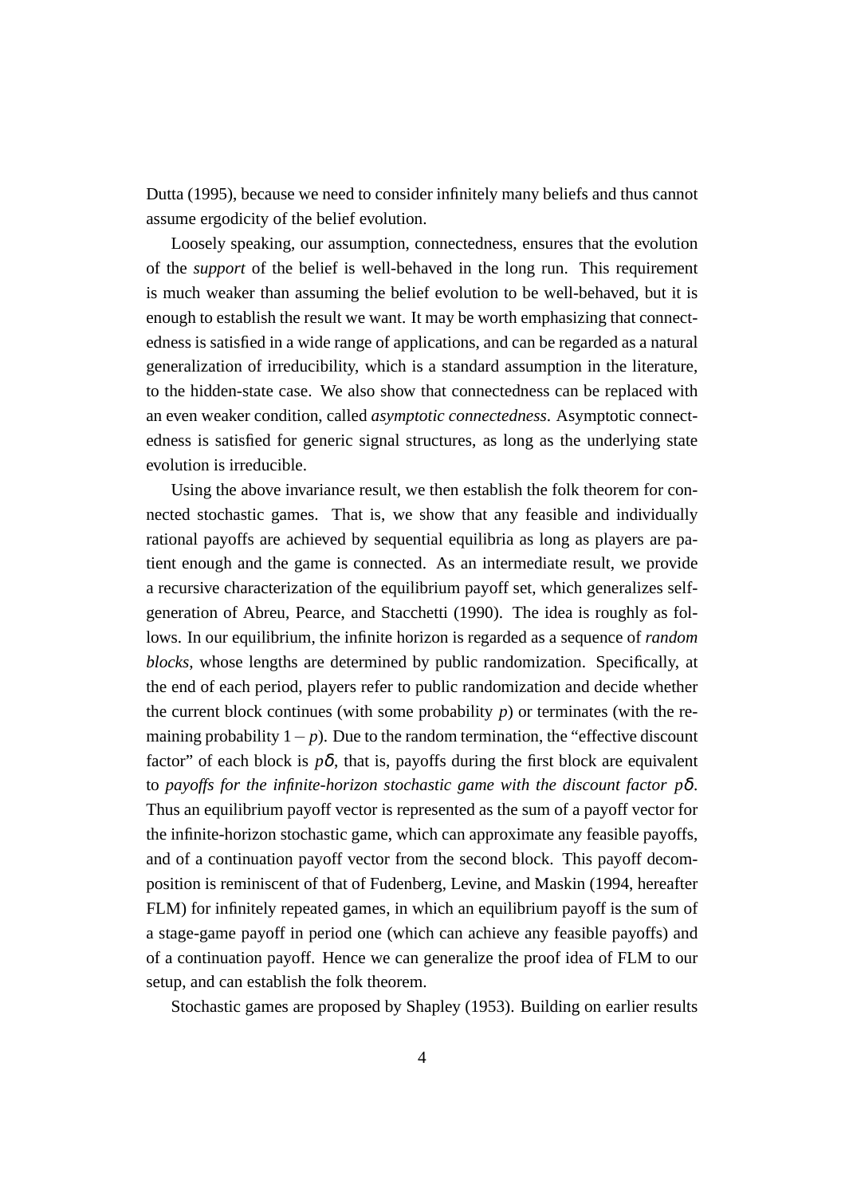Dutta (1995), because we need to consider infinitely many beliefs and thus cannot assume ergodicity of the belief evolution.

Loosely speaking, our assumption, connectedness, ensures that the evolution of the *support* of the belief is well-behaved in the long run. This requirement is much weaker than assuming the belief evolution to be well-behaved, but it is enough to establish the result we want. It may be worth emphasizing that connectedness is satisfied in a wide range of applications, and can be regarded as a natural generalization of irreducibility, which is a standard assumption in the literature, to the hidden-state case. We also show that connectedness can be replaced with an even weaker condition, called *asymptotic connectedness*. Asymptotic connectedness is satisfied for generic signal structures, as long as the underlying state evolution is irreducible.

Using the above invariance result, we then establish the folk theorem for connected stochastic games. That is, we show that any feasible and individually rational payoffs are achieved by sequential equilibria as long as players are patient enough and the game is connected. As an intermediate result, we provide a recursive characterization of the equilibrium payoff set, which generalizes self-generation of Abreu, Pearce, and Stacchetti (1990). The idea is roughly as follows. In our equilibrium, the infinite horizon is regarded as a sequence of *random blocks*, whose lengths are determined by public randomization. Specifically, at the end of each period, players refer to public randomization and decide whether the current block continues (with some probability $p$) or terminates (with the remaining probability $1-p$). Due to the random termination, the "effective discount factor" of each block is $p\delta$, that is, payoffs during the first block are equivalent to *payoffs for the infinite-horizon stochastic game with the discount factor* $p\delta$. Thus an equilibrium payoff vector is represented as the sum of a payoff vector for the infinite-horizon stochastic game, which can approximate any feasible payoffs, and of a continuation payoff vector from the second block. This payoff decomposition is reminiscent of that of Fudenberg, Levine, and Maskin (1994, hereafter FLM) for infinitely repeated games, in which an equilibrium payoff is the sum of a stage-game payoff in period one (which can achieve any feasible payoffs) and of a continuation payoff. Hence we can generalize the proof idea of FLM to our setup, and can establish the folk theorem.

Stochastic games are proposed by Shapley (1953). Building on earlier results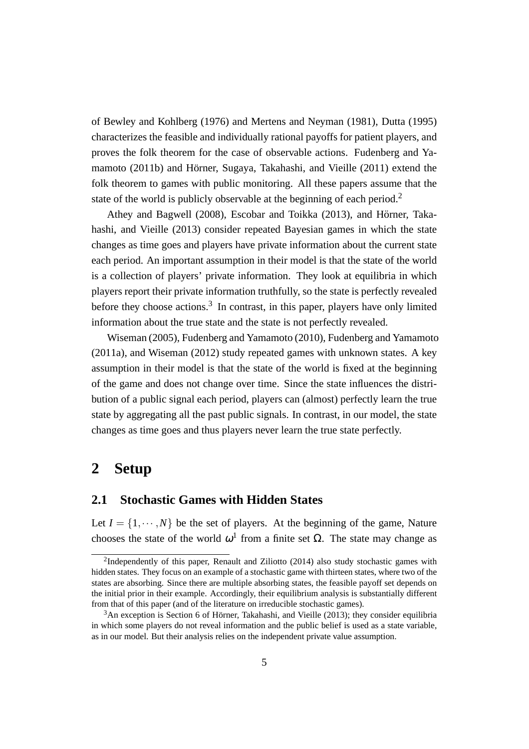of Bewley and Kohlberg (1976) and Mertens and Neyman (1981), Dutta (1995) characterizes the feasible and individually rational payoffs for patient players, and proves the folk theorem for the case of observable actions. Fudenberg and Yamamoto (2011b) and Hörner, Sugaya, Takahashi, and Vieille (2011) extend the folk theorem to games with public monitoring. All these papers assume that the state of the world is publicly observable at the beginning of each period.[2]

Athey and Bagwell (2008), Escobar and Toikka (2013), and Hörner, Takahashi, and Vieille (2013) consider repeated Bayesian games in which the state changes as time goes and players have private information about the current state each period. An important assumption in their model is that the state of the world is a collection of players' private information. They look at equilibria in which players report their private information truthfully, so the state is perfectly revealed before they choose actions.[3] In contrast, in this paper, players have only limited information about the true state and the state is not perfectly revealed.

Wiseman (2005), Fudenberg and Yamamoto (2010), Fudenberg and Yamamoto (2011a), and Wiseman (2012) study repeated games with unknown states. A key assumption in their model is that the state of the world is fixed at the beginning of the game and does not change over time. Since the state influences the distribution of a public signal each period, players can (almost) perfectly learn the true state by aggregating all the past public signals. In contrast, in our model, the state changes as time goes and thus players never learn the true state perfectly.

# 2 Setup

## 2.1 Stochastic Games with Hidden States

Let $I = \{1, \cdots, N\}$ be the set of players. At the beginning of the game, Nature chooses the state of the world $\omega^1$ from a finite set $\Omega$. The state may change as

[2] Independently of this paper, Renault and Ziliotto (2014) also study stochastic games with hidden states. They focus on an example of a stochastic game with thirteen states, where two of the states are absorbing. Since there are multiple absorbing states, the feasible payoff set depends on the initial prior in their example. Accordingly, their equilibrium analysis is substantially different from that of this paper (and of the literature on irreducible stochastic games).

[3] An exception is Section 6 of Hörner, Takahashi, and Vieille (2013); they consider equilibria in which some players do not reveal information and the public belief is used as a state variable, as in our model. But their analysis relies on the independent private value assumption.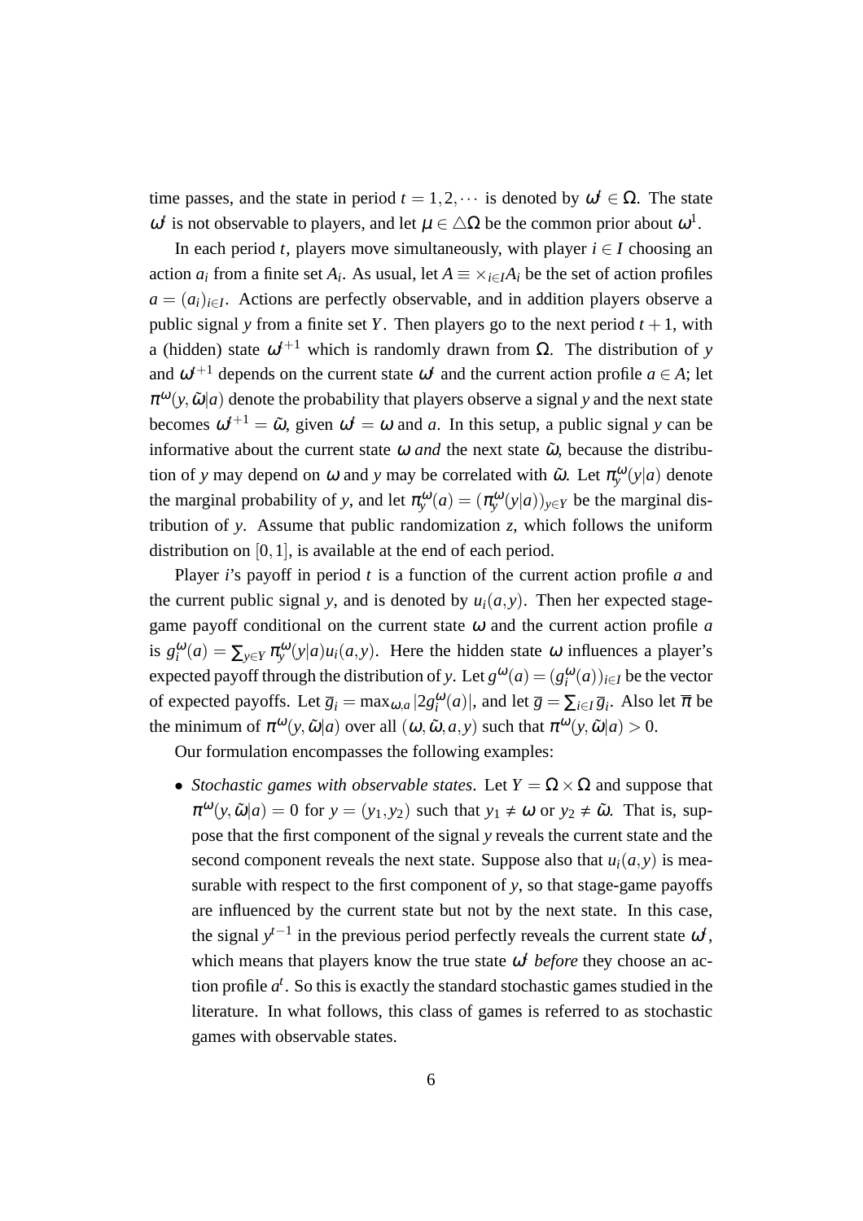time passes, and the state in period $t = 1, 2, \cdots$ is denoted by $\omega^t \in \Omega$. The state $\omega^t$ is not observable to players, and let $\mu \in \triangle\Omega$ be the common prior about $\omega^1$.

In each period $t$, players move simultaneously, with player $i \in I$ choosing an action $a_i$ from a finite set $A_i$. As usual, let $A \equiv \times_{i \in I} A_i$ be the set of action profiles $a = (a_i)_{i \in I}$. Actions are perfectly observable, and in addition players observe a public signal $y$ from a finite set $Y$. Then players go to the next period $t+1$, with a (hidden) state $\omega^{t+1}$ which is randomly drawn from $\Omega$. The distribution of $y$ and $\omega^{t+1}$ depends on the current state $\omega^t$ and the current action profile $a \in A$; let $\pi^\omega(y, \tilde{\omega}|a)$ denote the probability that players observe a signal $y$ and the next state becomes $\omega^{t+1} = \tilde{\omega}$, given $\omega^t = \omega$ and $a$. In this setup, a public signal $y$ can be informative about the current state $\omega$ *and* the next state $\tilde{\omega}$, because the distribution of $y$ may depend on $\omega$ and $y$ may be correlated with $\tilde{\omega}$. Let $\pi^\omega_y(y|a)$ denote the marginal probability of $y$, and let $\pi^\omega_y(a) = (\pi^\omega_y(y|a))_{y \in Y}$ be the marginal distribution of $y$. Assume that public randomization $z$, which follows the uniform distribution on $[0,1]$, is available at the end of each period.

Player $i$'s payoff in period $t$ is a function of the current action profile $a$ and the current public signal $y$, and is denoted by $u_i(a, y)$. Then her expected stage-game payoff conditional on the current state $\omega$ and the current action profile $a$ is $g^\omega_i(a) = \sum_{y \in Y} \pi^\omega_y(y|a) u_i(a, y)$. Here the hidden state $\omega$ influences a player's expected payoff through the distribution of $y$. Let $g^\omega(a) = (g^\omega_i(a))_{i \in I}$ be the vector of expected payoffs. Let $\overline{g}_i = \max_{\omega, a} |2 g^\omega_i(a)|$, and let $\overline{g} = \sum_{i \in I} \overline{g}_i$. Also let $\overline{\pi}$ be the minimum of $\pi^\omega(y, \tilde{\omega}|a)$ over all $(\omega, \tilde{\omega}, a, y)$ such that $\pi^\omega(y, \tilde{\omega}|a) > 0$.

Our formulation encompasses the following examples:

- *Stochastic games with observable states.* Let $Y = \Omega \times \Omega$ and suppose that $\pi^\omega(y, \tilde{\omega}|a) = 0$ for $y = (y_1, y_2)$ such that $y_1 \neq \omega$ or $y_2 \neq \tilde{\omega}$. That is, suppose that the first component of the signal $y$ reveals the current state and the second component reveals the next state. Suppose also that $u_i(a, y)$ is measurable with respect to the first component of $y$, so that stage-game payoffs are influenced by the current state but not by the next state. In this case, the signal $y^{t-1}$ in the previous period perfectly reveals the current state $\omega^t$, which means that players know the true state $\omega^t$ *before* they choose an action profile $a^t$. So this is exactly the standard stochastic games studied in the literature. In what follows, this class of games is referred to as stochastic games with observable states.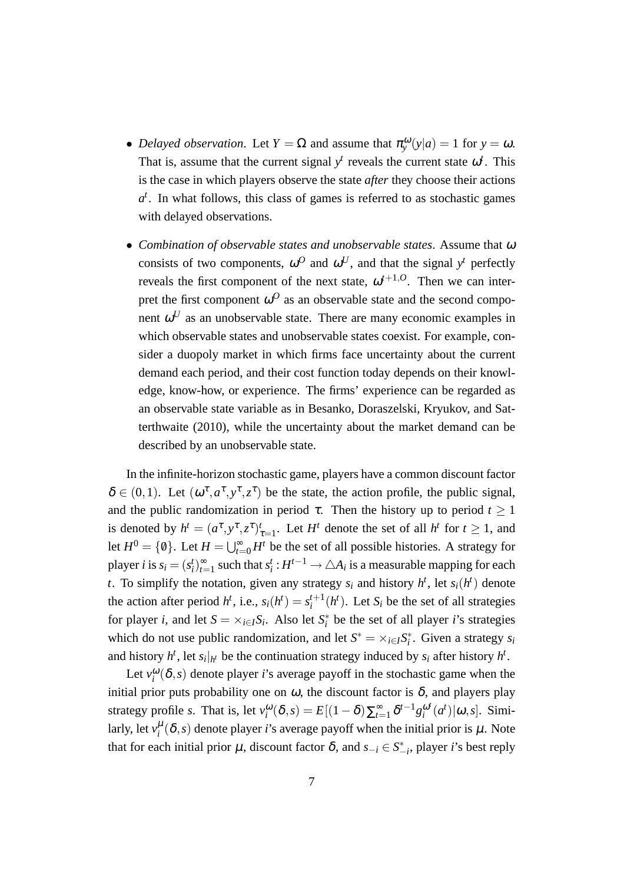- *Delayed observation*. Let $Y = \Omega$ and assume that $\pi_y^\omega(y|a) = 1$ for $y = \omega$. That is, assume that the current signal $y^t$ reveals the current state $\omega^t$. This is the case in which players observe the state *after* they choose their actions $a^t$. In what follows, this class of games is referred to as stochastic games with delayed observations.

- *Combination of observable states and unobservable states*. Assume that $\omega$ consists of two components, $\omega^O$ and $\omega^U$, and that the signal $y^t$ perfectly reveals the first component of the next state, $\omega^{t+1,O}$. Then we can interpret the first component $\omega^O$ as an observable state and the second component $\omega^U$ as an unobservable state. There are many economic examples in which observable states and unobservable states coexist. For example, consider a duopoly market in which firms face uncertainty about the current demand each period, and their cost function today depends on their knowledge, know-how, or experience. The firms' experience can be regarded as an observable state variable as in Besanko, Doraszelski, Kryukov, and Satterthwaite (2010), while the uncertainty about the market demand can be described by an unobservable state.

In the infinite-horizon stochastic game, players have a common discount factor $\delta \in (0,1)$. Let $(\omega^\tau, a^\tau, y^\tau, z^\tau)$ be the state, the action profile, the public signal, and the public randomization in period $\tau$. Then the history up to period $t \geq 1$ is denoted by $h^t = (a^\tau, y^\tau, z^\tau)_{\tau=1}^t$. Let $H^t$ denote the set of all $h^t$ for $t \geq 1$, and let $H^0 = \{\emptyset\}$. Let $H = \bigcup_{t=0}^\infty H^t$ be the set of all possible histories. A strategy for player $i$ is $s_i = (s_i^t)_{t=1}^\infty$ such that $s_i^t : H^{t-1} \rightarrow \triangle A_i$ is a measurable mapping for each $t$. To simplify the notation, given any strategy $s_i$ and history $h^t$, let $s_i(h^t)$ denote the action after period $h^t$, i.e., $s_i(h^t) = s_i^{t+1}(h^t)$. Let $S_i$ be the set of all strategies for player $i$, and let $S = \times_{i \in I} S_i$. Also let $S_i^*$ be the set of all player $i$'s strategies which do not use public randomization, and let $S^* = \times_{i \in I} S_i^*$. Given a strategy $s_i$ and history $h^t$, let $s_i|_{h^t}$ be the continuation strategy induced by $s_i$ after history $h^t$.

Let $v_i^\omega(\delta, s)$ denote player $i$'s average payoff in the stochastic game when the initial prior puts probability one on $\omega$, the discount factor is $\delta$, and players play strategy profile $s$. That is, let $v_i^\omega(\delta, s) = E[(1-\delta)\sum_{t=1}^\infty \delta^{t-1} g_i^{\omega^t}(a^t)|\omega, s]$. Similarly, let $v_i^\mu(\delta, s)$ denote player $i$'s average payoff when the initial prior is $\mu$. Note that for each initial prior $\mu$, discount factor $\delta$, and $s_{-i} \in S_{-i}^*$, player $i$'s best reply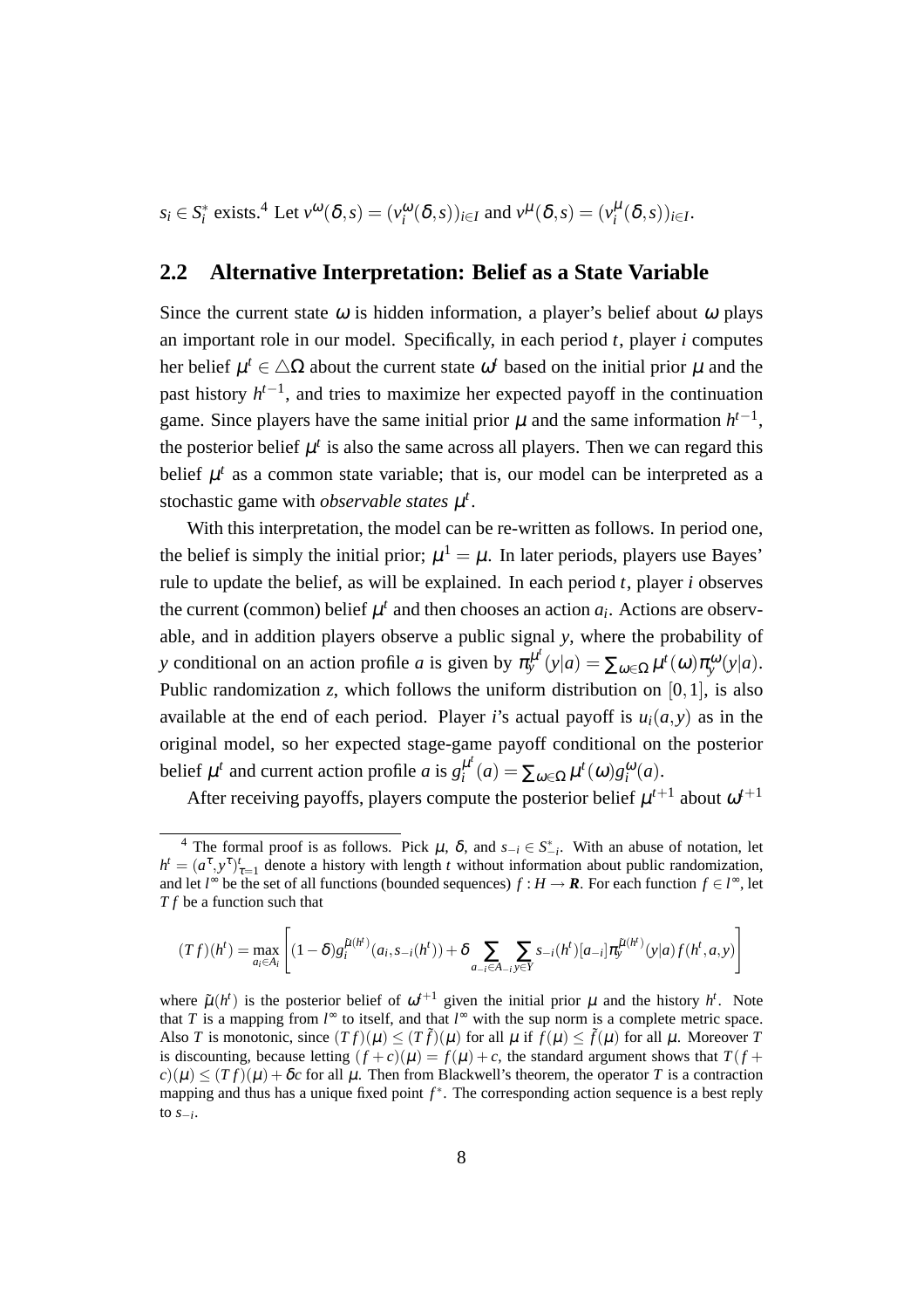$s_i \in S_i^*$ exists.[4] Let $v^{\omega}(\delta, s) = (v_i^{\omega}(\delta, s))_{i \in I}$ and $v^{\mu}(\delta, s) = (v_i^{\mu}(\delta, s))_{i \in I}$.

## 2.2 Alternative Interpretation: Belief as a State Variable

Since the current state $\omega$ is hidden information, a player's belief about $\omega$ plays an important role in our model. Specifically, in each period $t$, player $i$ computes her belief $\mu^t \in \triangle\Omega$ about the current state $\omega^t$ based on the initial prior $\mu$ and the past history $h^{t-1}$, and tries to maximize her expected payoff in the continuation game. Since players have the same initial prior $\mu$ and the same information $h^{t-1}$, the posterior belief $\mu^t$ is also the same across all players. Then we can regard this belief $\mu^t$ as a common state variable; that is, our model can be interpreted as a stochastic game with *observable states* $\mu^t$.

With this interpretation, the model can be re-written as follows. In period one, the belief is simply the initial prior; $\mu^1 = \mu$. In later periods, players use Bayes' rule to update the belief, as will be explained. In each period $t$, player $i$ observes the current (common) belief $\mu^t$ and then chooses an action $a_i$. Actions are observable, and in addition players observe a public signal $y$, where the probability of $y$ conditional on an action profile $a$ is given by $\pi_y^{\mu^t}(y|a) = \sum_{\omega \in \Omega} \mu^t(\omega)\pi_y^{\omega}(y|a)$. Public randomization $z$, which follows the uniform distribution on $[0,1]$, is also available at the end of each period. Player $i$'s actual payoff is $u_i(a,y)$ as in the original model, so her expected stage-game payoff conditional on the posterior belief $\mu^t$ and current action profile $a$ is $g_i^{\mu^t}(a) = \sum_{\omega \in \Omega} \mu^t(\omega) g_i^{\omega}(a)$.

After receiving payoffs, players compute the posterior belief $\mu^{t+1}$ about $\omega^{t+1}$

---

[4] The formal proof is as follows. Pick $\mu$, $\delta$, and $s_{-i} \in S_{-i}^*$. With an abuse of notation, let $h^t = (a^{\tau}, y^{\tau})_{\tau=1}^t$ denote a history with length $t$ without information about public randomization, and let $l^{\infty}$ be the set of all functions (bounded sequences) $f : H \to \boldsymbol{R}$. For each function $f \in l^{\infty}$, let $Tf$ be a function such that

$$(Tf)(h^t) = \max_{a_i \in A_i} \left[ (1-\delta) g_i^{\tilde{\mu}(h^t)}(a_i, s_{-i}(h^t)) + \delta \sum_{a_{-i} \in A_{-i}} \sum_{y \in Y} s_{-i}(h^t)[a_{-i}] \pi_y^{\tilde{\mu}(h^t)}(y|a) f(h^t, a, y) \right]$$

where $\tilde{\mu}(h^t)$ is the posterior belief of $\omega^{t+1}$ given the initial prior $\mu$ and the history $h^t$. Note that $T$ is a mapping from $l^{\infty}$ to itself, and that $l^{\infty}$ with the sup norm is a complete metric space. Also $T$ is monotonic, since $(Tf)(\mu) \leq (T\tilde{f})(\mu)$ for all $\mu$ if $f(\mu) \leq \tilde{f}(\mu)$ for all $\mu$. Moreover $T$ is discounting, because letting $(f+c)(\mu) = f(\mu) + c$, the standard argument shows that $T(f+c)(\mu) \leq (Tf)(\mu) + \delta c$ for all $\mu$. Then from Blackwell's theorem, the operator $T$ is a contraction mapping and thus has a unique fixed point $f^*$. The corresponding action sequence is a best reply to $s_{-i}$.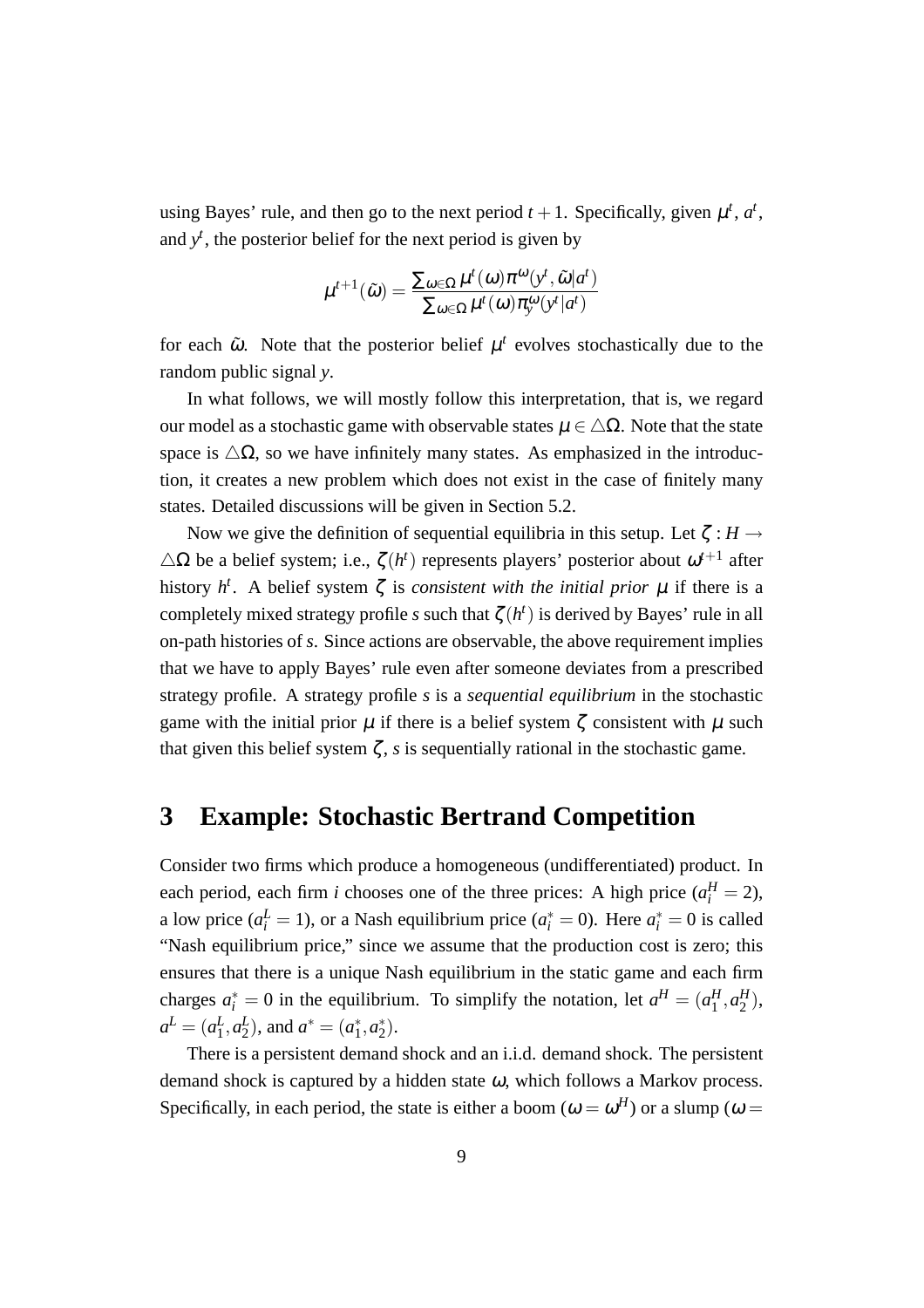using Bayes' rule, and then go to the next period $t+1$. Specifically, given $\mu^t$, $a^t$, and $y^t$, the posterior belief for the next period is given by

$$\mu^{t+1}(\tilde{\omega}) = \frac{\sum_{\omega \in \Omega} \mu^t(\omega) \pi^{\omega}(y^t, \tilde{\omega} | a^t)}{\sum_{\omega \in \Omega} \mu^t(\omega) \pi_y^{\omega}(y^t | a^t)}$$

for each $\tilde{\omega}$. Note that the posterior belief $\mu^t$ evolves stochastically due to the random public signal $y$.

In what follows, we will mostly follow this interpretation, that is, we regard our model as a stochastic game with observable states $\mu \in \triangle\Omega$. Note that the state space is $\triangle\Omega$, so we have infinitely many states. As emphasized in the introduction, it creates a new problem which does not exist in the case of finitely many states. Detailed discussions will be given in Section 5.2.

Now we give the definition of sequential equilibria in this setup. Let $\zeta : H \to \triangle\Omega$ be a belief system; i.e., $\zeta(h^t)$ represents players' posterior about $\omega^{t+1}$ after history $h^t$. A belief system $\zeta$ is *consistent with the initial prior* $\mu$ if there is a completely mixed strategy profile $s$ such that $\zeta(h^t)$ is derived by Bayes' rule in all on-path histories of $s$. Since actions are observable, the above requirement implies that we have to apply Bayes' rule even after someone deviates from a prescribed strategy profile. A strategy profile $s$ is a *sequential equilibrium* in the stochastic game with the initial prior $\mu$ if there is a belief system $\zeta$ consistent with $\mu$ such that given this belief system $\zeta$, $s$ is sequentially rational in the stochastic game.

# 3 Example: Stochastic Bertrand Competition

Consider two firms which produce a homogeneous (undifferentiated) product. In each period, each firm $i$ chooses one of the three prices: A high price ($a_i^H = 2$), a low price ($a_i^L = 1$), or a Nash equilibrium price ($a_i^* = 0$). Here $a_i^* = 0$ is called "Nash equilibrium price," since we assume that the production cost is zero; this ensures that there is a unique Nash equilibrium in the static game and each firm charges $a_i^* = 0$ in the equilibrium. To simplify the notation, let $a^H = (a_1^H, a_2^H)$, $a^L = (a_1^L, a_2^L)$, and $a^* = (a_1^*, a_2^*)$.

There is a persistent demand shock and an i.i.d. demand shock. The persistent demand shock is captured by a hidden state $\omega$, which follows a Markov process. Specifically, in each period, the state is either a boom ($\omega = \omega^H$) or a slump ($\omega =$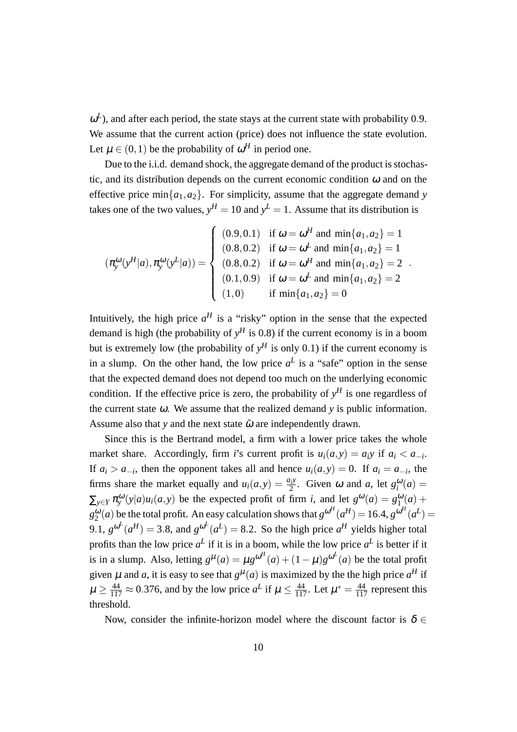$\omega^L$), and after each period, the state stays at the current state with probability 0.9. We assume that the current action (price) does not influence the state evolution. Let $\mu \in (0,1)$ be the probability of $\omega^H$ in period one.

Due to the i.i.d. demand shock, the aggregate demand of the product is stochastic, and its distribution depends on the current economic condition $\omega$ and on the effective price $\min\{a_1, a_2\}$. For simplicity, assume that the aggregate demand $y$ takes one of the two values, $y^H = 10$ and $y^L = 1$. Assume that its distribution is

$$(\pi_y^\omega(y^H|a), \pi_y^\omega(y^L|a)) = \begin{cases} (0.9, 0.1) & \text{if } \omega = \omega^H \text{ and } \min\{a_1, a_2\} = 1 \\ (0.8, 0.2) & \text{if } \omega = \omega^L \text{ and } \min\{a_1, a_2\} = 1 \\ (0.8, 0.2) & \text{if } \omega = \omega^H \text{ and } \min\{a_1, a_2\} = 2 \\ (0.1, 0.9) & \text{if } \omega = \omega^L \text{ and } \min\{a_1, a_2\} = 2 \\ (1, 0) & \text{if } \min\{a_1, a_2\} = 0 \end{cases}.$$

Intuitively, the high price $a^H$ is a "risky" option in the sense that the expected demand is high (the probability of $y^H$ is 0.8) if the current economy is in a boom but is extremely low (the probability of $y^H$ is only 0.1) if the current economy is in a slump. On the other hand, the low price $a^L$ is a "safe" option in the sense that the expected demand does not depend too much on the underlying economic condition. If the effective price is zero, the probability of $y^H$ is one regardless of the current state $\omega$. We assume that the realized demand $y$ is public information. Assume also that $y$ and the next state $\tilde{\omega}$ are independently drawn.

Since this is the Bertrand model, a firm with a lower price takes the whole market share. Accordingly, firm $i$'s current profit is $u_i(a,y) = a_i y$ if $a_i < a_{-i}$. If $a_i > a_{-i}$, then the opponent takes all and hence $u_i(a,y) = 0$. If $a_i = a_{-i}$, the firms share the market equally and $u_i(a,y) = \frac{a_i y}{2}$. Given $\omega$ and $a$, let $g_i^\omega(a) = \sum_{y \in Y} \pi_y^\omega(y|a) u_i(a,y)$ be the expected profit of firm $i$, and let $g^\omega(a) = g_1^\omega(a) + g_2^\omega(a)$ be the total profit. An easy calculation shows that $g^{\omega^H}(a^H) = 16.4$, $g^{\omega^H}(a^L) = 9.1$, $g^{\omega^L}(a^H) = 3.8$, and $g^{\omega^L}(a^L) = 8.2$. So the high price $a^H$ yields higher total profits than the low price $a^L$ if it is in a boom, while the low price $a^L$ is better if it is in a slump. Also, letting $g^\mu(a) = \mu g^{\omega^H}(a) + (1-\mu) g^{\omega^L}(a)$ be the total profit given $\mu$ and $a$, it is easy to see that $g^\mu(a)$ is maximized by the the high price $a^H$ if $\mu \geq \frac{44}{117} \approx 0.376$, and by the low price $a^L$ if $\mu \leq \frac{44}{117}$. Let $\mu^* = \frac{44}{117}$ represent this threshold.

Now, consider the infinite-horizon model where the discount factor is $\delta \in$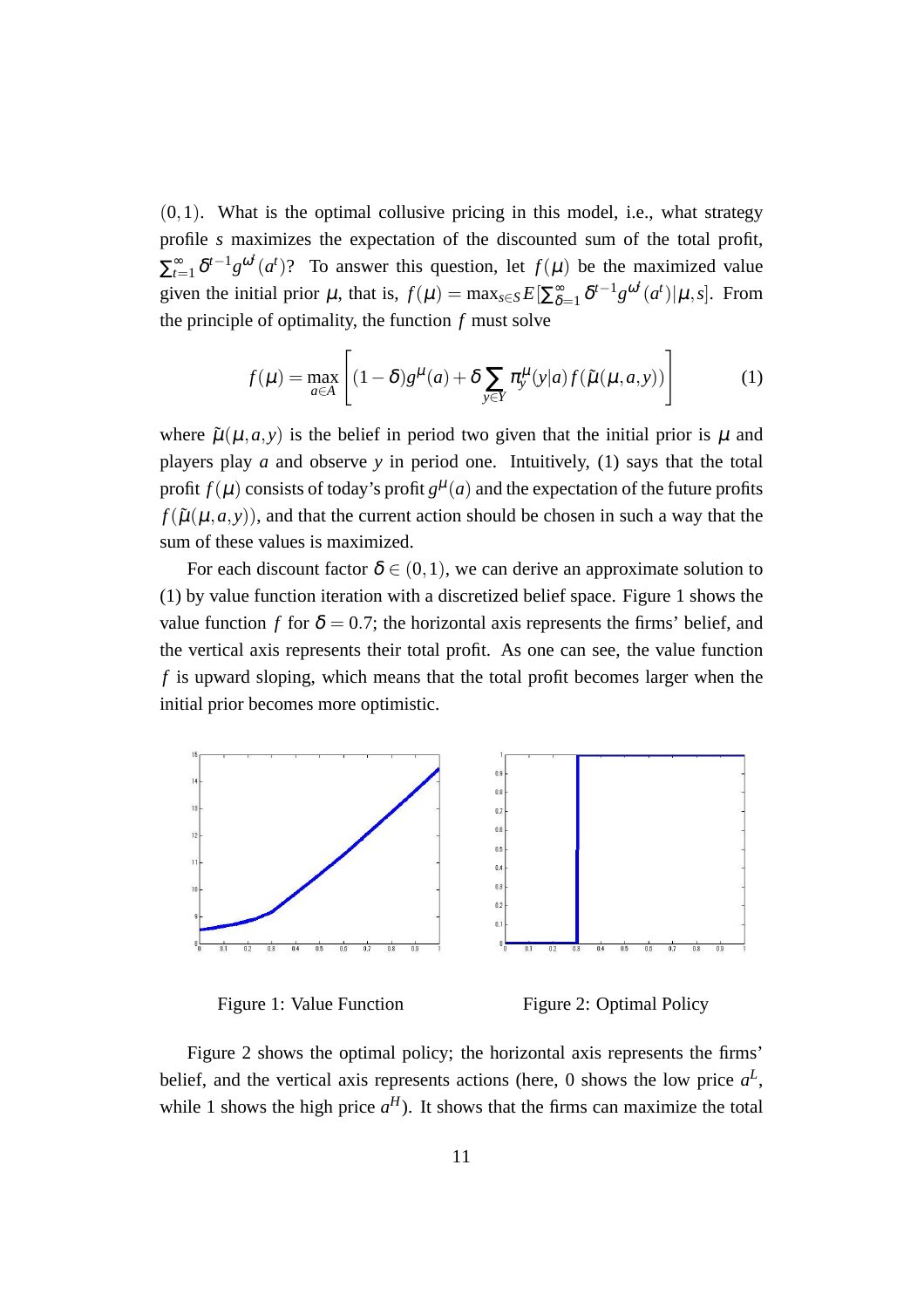$(0,1)$. What is the optimal collusive pricing in this model, i.e., what strategy profile $s$ maximizes the expectation of the discounted sum of the total profit, $\sum_{t=1}^{\infty} \delta^{t-1} g^{\omega^t}(a^t)$? To answer this question, let $f(\mu)$ be the maximized value given the initial prior $\mu$, that is, $f(\mu) = \max_{s \in S} E[\sum_{\delta=1}^{\infty} \delta^{t-1} g^{\omega^t}(a^t)|\mu, s]$. From the principle of optimality, the function $f$ must solve

$$f(\mu) = \max_{a \in A} \left[ (1-\delta) g^{\mu}(a) + \delta \sum_{y \in Y} \pi_y^{\mu}(y|a) f(\tilde{\mu}(\mu, a, y)) \right] \tag{1}$$

where $\tilde{\mu}(\mu, a, y)$ is the belief in period two given that the initial prior is $\mu$ and players play $a$ and observe $y$ in period one. Intuitively, (1) says that the total profit $f(\mu)$ consists of today's profit $g^{\mu}(a)$ and the expectation of the future profits $f(\tilde{\mu}(\mu, a, y))$, and that the current action should be chosen in such a way that the sum of these values is maximized.

For each discount factor $\delta \in (0,1)$, we can derive an approximate solution to (1) by value function iteration with a discretized belief space. Figure 1 shows the value function $f$ for $\delta = 0.7$; the horizontal axis represents the firms' belief, and the vertical axis represents their total profit. As one can see, the value function $f$ is upward sloping, which means that the total profit becomes larger when the initial prior becomes more optimistic.

Figure 1: Value Function

Figure 2: Optimal Policy

Figure 2 shows the optimal policy; the horizontal axis represents the firms' belief, and the vertical axis represents actions (here, 0 shows the low price $a^L$, while 1 shows the high price $a^H$). It shows that the firms can maximize the total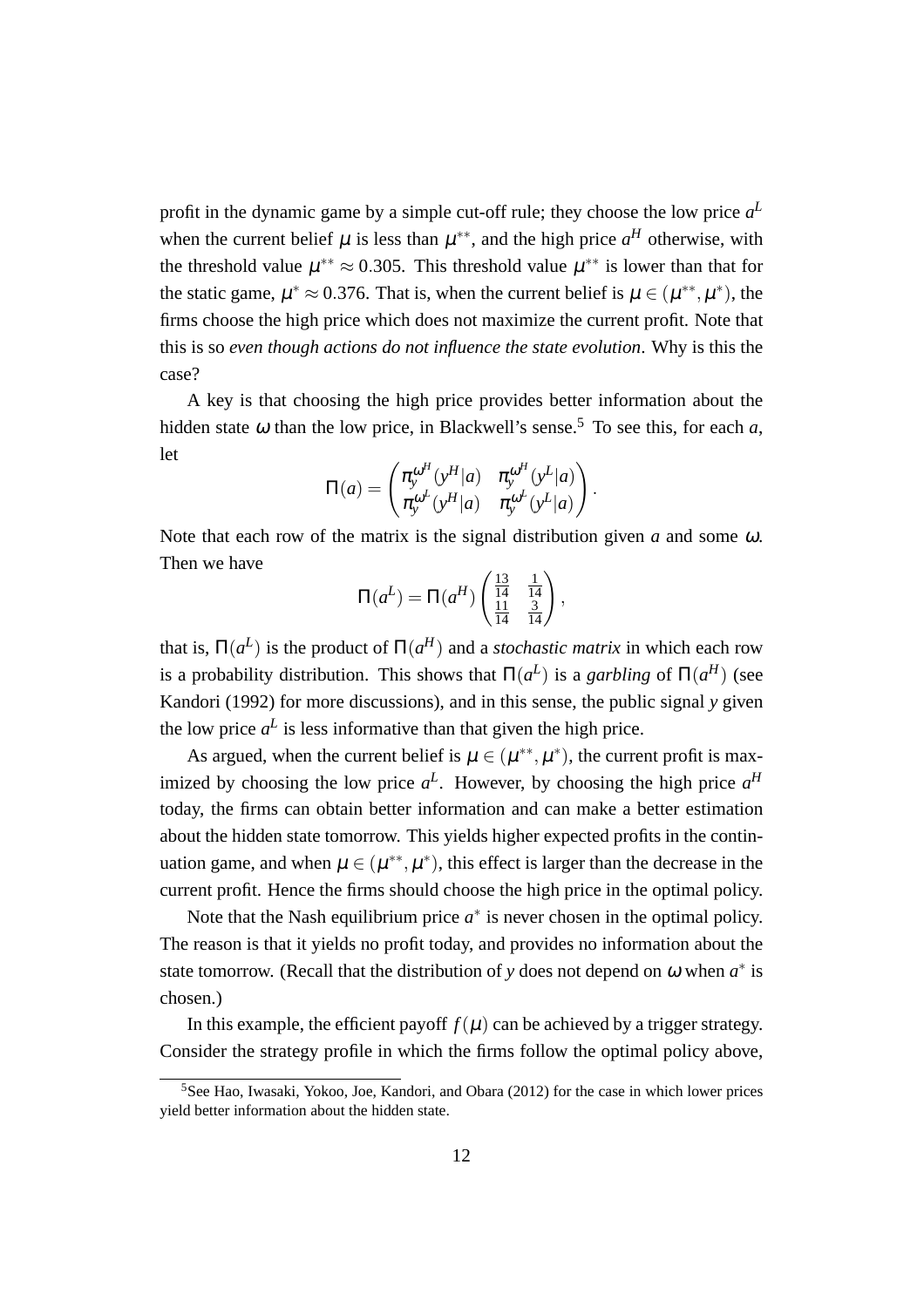profit in the dynamic game by a simple cut-off rule; they choose the low price $a^L$ when the current belief $\mu$ is less than $\mu^{**}$, and the high price $a^H$ otherwise, with the threshold value $\mu^{**} \approx 0.305$. This threshold value $\mu^{**}$ is lower than that for the static game, $\mu^* \approx 0.376$. That is, when the current belief is $\mu \in (\mu^{**}, \mu^*)$, the firms choose the high price which does not maximize the current profit. Note that this is so *even though actions do not influence the state evolution*. Why is this the case?

A key is that choosing the high price provides better information about the hidden state $\omega$ than the low price, in Blackwell's sense.[5] To see this, for each $a$, let

$$\Pi(a) = \begin{pmatrix} \pi_y^{\omega^H}(y^H|a) & \pi_y^{\omega^H}(y^L|a) \\ \pi_y^{\omega^L}(y^H|a) & \pi_y^{\omega^L}(y^L|a) \end{pmatrix}.$$

Note that each row of the matrix is the signal distribution given $a$ and some $\omega$. Then we have

$$\Pi(a^L) = \Pi(a^H) \begin{pmatrix} \frac{13}{14} & \frac{1}{14} \\ \frac{11}{14} & \frac{3}{14} \end{pmatrix},$$

that is, $\Pi(a^L)$ is the product of $\Pi(a^H)$ and a *stochastic matrix* in which each row is a probability distribution. This shows that $\Pi(a^L)$ is a *garbling* of $\Pi(a^H)$ (see Kandori (1992) for more discussions), and in this sense, the public signal $y$ given the low price $a^L$ is less informative than that given the high price.

As argued, when the current belief is $\mu \in (\mu^{**}, \mu^*)$, the current profit is maximized by choosing the low price $a^L$. However, by choosing the high price $a^H$ today, the firms can obtain better information and can make a better estimation about the hidden state tomorrow. This yields higher expected profits in the continuation game, and when $\mu \in (\mu^{**}, \mu^*)$, this effect is larger than the decrease in the current profit. Hence the firms should choose the high price in the optimal policy.

Note that the Nash equilibrium price $a^*$ is never chosen in the optimal policy. The reason is that it yields no profit today, and provides no information about the state tomorrow. (Recall that the distribution of $y$ does not depend on $\omega$ when $a^*$ is chosen.)

In this example, the efficient payoff $f(\mu)$ can be achieved by a trigger strategy. Consider the strategy profile in which the firms follow the optimal policy above,

[5] See Hao, Iwasaki, Yokoo, Joe, Kandori, and Obara (2012) for the case in which lower prices yield better information about the hidden state.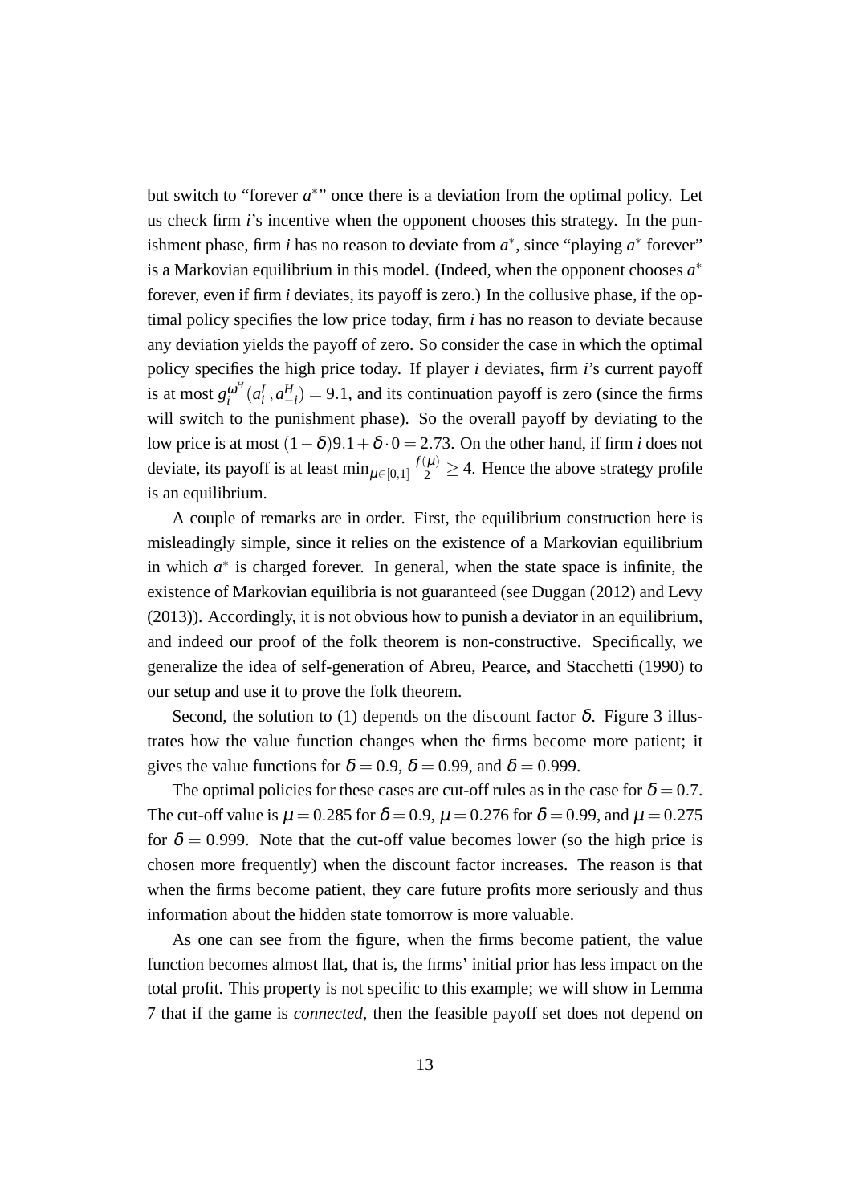but switch to "forever $a^*$" once there is a deviation from the optimal policy. Let us check firm $i$'s incentive when the opponent chooses this strategy. In the punishment phase, firm $i$ has no reason to deviate from $a^*$, since "playing $a^*$ forever" is a Markovian equilibrium in this model. (Indeed, when the opponent chooses $a^*$ forever, even if firm $i$ deviates, its payoff is zero.) In the collusive phase, if the optimal policy specifies the low price today, firm $i$ has no reason to deviate because any deviation yields the payoff of zero. So consider the case in which the optimal policy specifies the high price today. If player $i$ deviates, firm $i$'s current payoff is at most $g_i^{\omega^H}(a_i^L, a_{-i}^H) = 9.1$, and its continuation payoff is zero (since the firms will switch to the punishment phase). So the overall payoff by deviating to the low price is at most $(1-\delta)9.1 + \delta \cdot 0 = 2.73$. On the other hand, if firm $i$ does not deviate, its payoff is at least $\min_{\mu \in [0,1]} \frac{f(\mu)}{2} \geq 4$. Hence the above strategy profile is an equilibrium.

A couple of remarks are in order. First, the equilibrium construction here is misleadingly simple, since it relies on the existence of a Markovian equilibrium in which $a^*$ is charged forever. In general, when the state space is infinite, the existence of Markovian equilibria is not guaranteed (see Duggan (2012) and Levy (2013)). Accordingly, it is not obvious how to punish a deviator in an equilibrium, and indeed our proof of the folk theorem is non-constructive. Specifically, we generalize the idea of self-generation of Abreu, Pearce, and Stacchetti (1990) to our setup and use it to prove the folk theorem.

Second, the solution to (1) depends on the discount factor $\delta$. Figure 3 illustrates how the value function changes when the firms become more patient; it gives the value functions for $\delta = 0.9$, $\delta = 0.99$, and $\delta = 0.999$.

The optimal policies for these cases are cut-off rules as in the case for $\delta = 0.7$. The cut-off value is $\mu = 0.285$ for $\delta = 0.9$, $\mu = 0.276$ for $\delta = 0.99$, and $\mu = 0.275$ for $\delta = 0.999$. Note that the cut-off value becomes lower (so the high price is chosen more frequently) when the discount factor increases. The reason is that when the firms become patient, they care future profits more seriously and thus information about the hidden state tomorrow is more valuable.

As one can see from the figure, when the firms become patient, the value function becomes almost flat, that is, the firms' initial prior has less impact on the total profit. This property is not specific to this example; we will show in Lemma 7 that if the game is *connected*, then the feasible payoff set does not depend on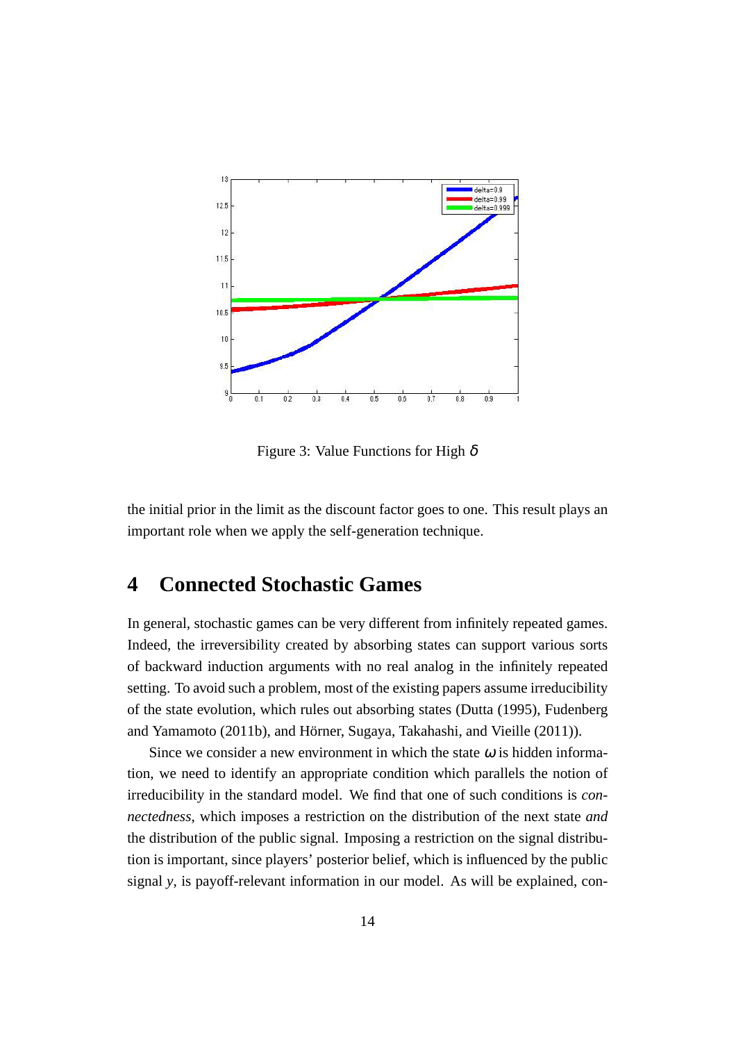Figure 3: Value Functions for High $\delta$

the initial prior in the limit as the discount factor goes to one. This result plays an important role when we apply the self-generation technique.

# 4 Connected Stochastic Games

In general, stochastic games can be very different from infinitely repeated games. Indeed, the irreversibility created by absorbing states can support various sorts of backward induction arguments with no real analog in the infinitely repeated setting. To avoid such a problem, most of the existing papers assume irreducibility of the state evolution, which rules out absorbing states (Dutta (1995), Fudenberg and Yamamoto (2011b), and Hörner, Sugaya, Takahashi, and Vieille (2011)).

Since we consider a new environment in which the state $\omega$ is hidden information, we need to identify an appropriate condition which parallels the notion of irreducibility in the standard model. We find that one of such conditions is *connectedness*, which imposes a restriction on the distribution of the next state *and* the distribution of the public signal. Imposing a restriction on the signal distribution is important, since players' posterior belief, which is influenced by the public signal $y$, is payoff-relevant information in our model. As will be explained, con-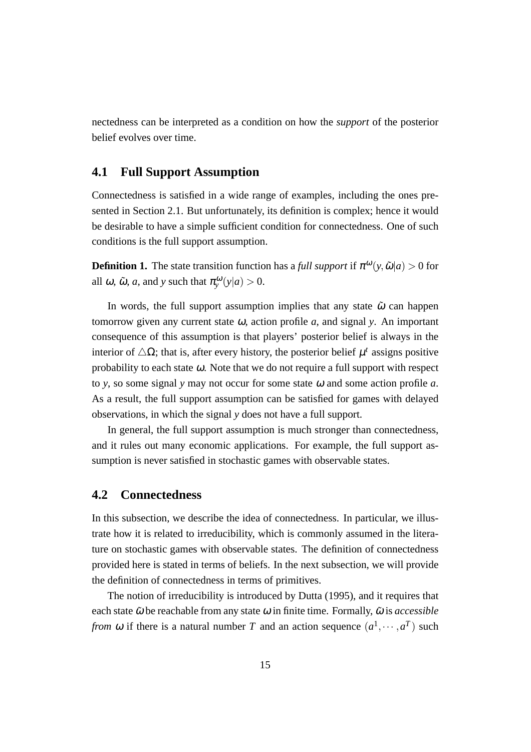nectedness can be interpreted as a condition on how the *support* of the posterior belief evolves over time.

## 4.1 Full Support Assumption

Connectedness is satisfied in a wide range of examples, including the ones presented in Section 2.1. But unfortunately, its definition is complex; hence it would be desirable to have a simple sufficient condition for connectedness. One of such conditions is the full support assumption.

**Definition 1.** The state transition function has a *full support* if $\pi^{\omega}(y,\tilde{\omega}|a) > 0$ for all $\omega$, $\tilde{\omega}$, $a$, and $y$ such that $\pi_y^{\omega}(y|a) > 0$.

In words, the full support assumption implies that any state $\tilde{\omega}$ can happen tomorrow given any current state $\omega$, action profile $a$, and signal $y$. An important consequence of this assumption is that players' posterior belief is always in the interior of $\triangle\Omega$; that is, after every history, the posterior belief $\mu^t$ assigns positive probability to each state $\omega$. Note that we do not require a full support with respect to $y$, so some signal $y$ may not occur for some state $\omega$ and some action profile $a$. As a result, the full support assumption can be satisfied for games with delayed observations, in which the signal $y$ does not have a full support.

In general, the full support assumption is much stronger than connectedness, and it rules out many economic applications. For example, the full support assumption is never satisfied in stochastic games with observable states.

## 4.2 Connectedness

In this subsection, we describe the idea of connectedness. In particular, we illustrate how it is related to irreducibility, which is commonly assumed in the literature on stochastic games with observable states. The definition of connectedness provided here is stated in terms of beliefs. In the next subsection, we will provide the definition of connectedness in terms of primitives.

The notion of irreducibility is introduced by Dutta (1995), and it requires that each state $\tilde{\omega}$ be reachable from any state $\omega$ in finite time. Formally, $\tilde{\omega}$ is *accessible from* $\omega$ if there is a natural number $T$ and an action sequence $(a^1,\cdots,a^T)$ such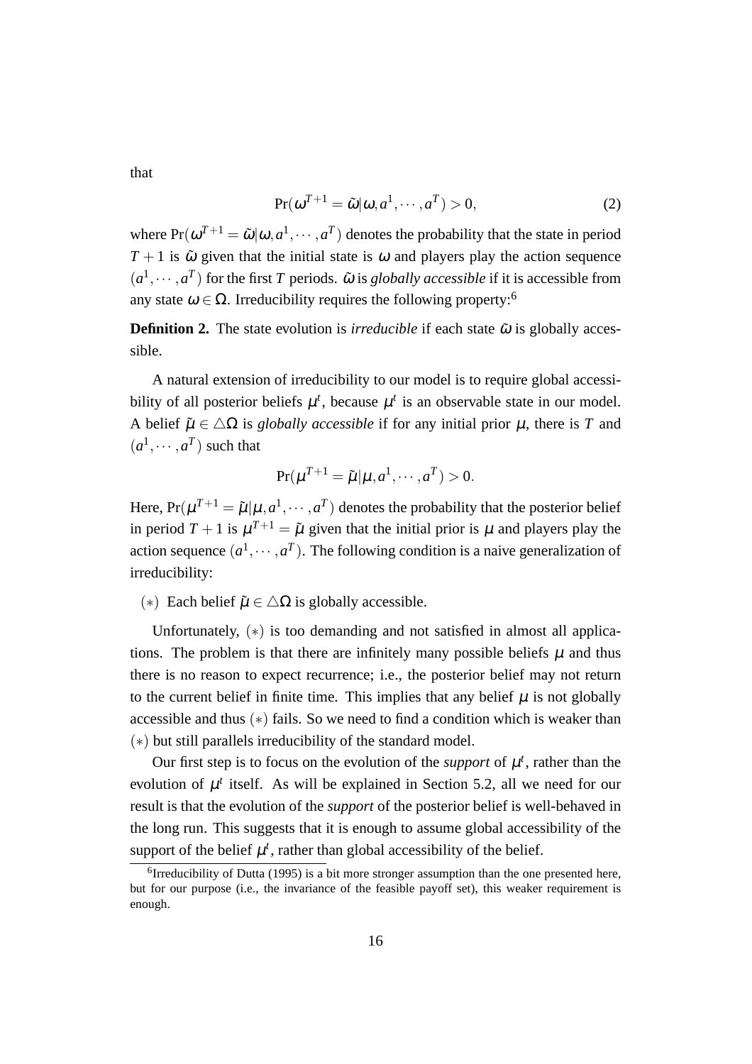that

$$\Pr(\omega^{T+1} = \tilde{\omega} | \omega, a^1, \cdots, a^T) > 0, \tag{2}$$

where $\Pr(\omega^{T+1} = \tilde{\omega} | \omega, a^1, \cdots, a^T)$ denotes the probability that the state in period $T+1$ is $\tilde{\omega}$ given that the initial state is $\omega$ and players play the action sequence $(a^1, \cdots, a^T)$ for the first $T$ periods. $\tilde{\omega}$ is *globally accessible* if it is accessible from any state $\omega \in \Omega$. Irreducibility requires the following property:[6]

**Definition 2.** The state evolution is *irreducible* if each state $\tilde{\omega}$ is globally accessible.

A natural extension of irreducibility to our model is to require global accessibility of all posterior beliefs $\mu^t$, because $\mu^t$ is an observable state in our model. A belief $\tilde{\mu} \in \triangle\Omega$ is *globally accessible* if for any initial prior $\mu$, there is $T$ and $(a^1, \cdots, a^T)$ such that

$$\Pr(\mu^{T+1} = \tilde{\mu} | \mu, a^1, \cdots, a^T) > 0.$$

Here, $\Pr(\mu^{T+1} = \tilde{\mu} | \mu, a^1, \cdots, a^T)$ denotes the probability that the posterior belief in period $T+1$ is $\mu^{T+1} = \tilde{\mu}$ given that the initial prior is $\mu$ and players play the action sequence $(a^1, \cdots, a^T)$. The following condition is a naive generalization of irreducibility:

$(*)$ Each belief $\tilde{\mu} \in \triangle\Omega$ is globally accessible.

Unfortunately, $(*)$ is too demanding and not satisfied in almost all applications. The problem is that there are infinitely many possible beliefs $\mu$ and thus there is no reason to expect recurrence; i.e., the posterior belief may not return to the current belief in finite time. This implies that any belief $\mu$ is not globally accessible and thus $(*)$ fails. So we need to find a condition which is weaker than $(*)$ but still parallels irreducibility of the standard model.

Our first step is to focus on the evolution of the *support* of $\mu^t$, rather than the evolution of $\mu^t$ itself. As will be explained in Section 5.2, all we need for our result is that the evolution of the *support* of the posterior belief is well-behaved in the long run. This suggests that it is enough to assume global accessibility of the support of the belief $\mu^t$, rather than global accessibility of the belief.

[6] Irreducibility of Dutta (1995) is a bit more stronger assumption than the one presented here, but for our purpose (i.e., the invariance of the feasible payoff set), this weaker requirement is enough.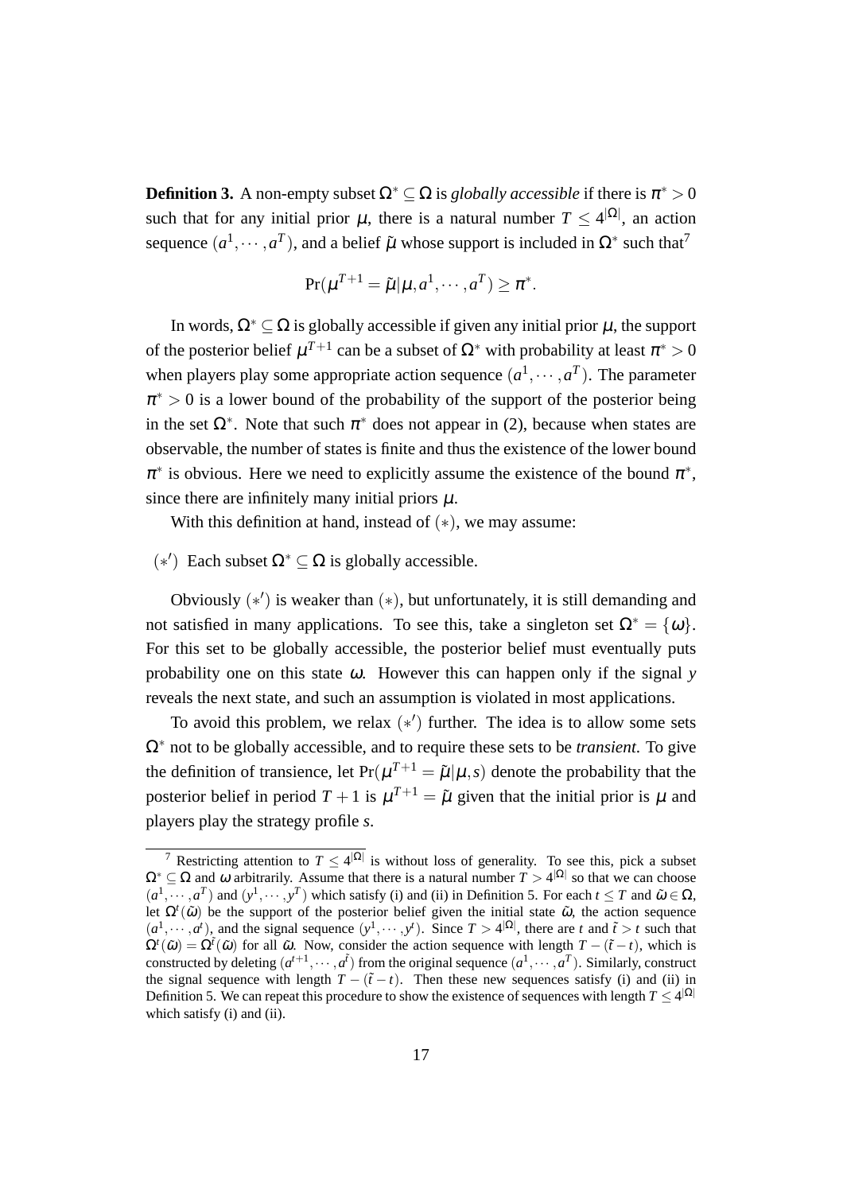**Definition 3.** A non-empty subset $\Omega^* \subseteq \Omega$ is *globally accessible* if there is $\pi^* > 0$ such that for any initial prior $\mu$, there is a natural number $T \leq 4^{|\Omega|}$, an action sequence $(a^1, \cdots, a^T)$, and a belief $\tilde{\mu}$ whose support is included in $\Omega^*$ such that[7]

$$\Pr(\mu^{T+1} = \tilde{\mu} | \mu, a^1, \cdots, a^T) \geq \pi^*.$$

In words, $\Omega^* \subseteq \Omega$ is globally accessible if given any initial prior $\mu$, the support of the posterior belief $\mu^{T+1}$ can be a subset of $\Omega^*$ with probability at least $\pi^* > 0$ when players play some appropriate action sequence $(a^1, \cdots, a^T)$. The parameter $\pi^* > 0$ is a lower bound of the probability of the support of the posterior being in the set $\Omega^*$. Note that such $\pi^*$ does not appear in (2), because when states are observable, the number of states is finite and thus the existence of the lower bound $\pi^*$ is obvious. Here we need to explicitly assume the existence of the bound $\pi^*$, since there are infinitely many initial priors $\mu$.

With this definition at hand, instead of $(*)$, we may assume:

$(*')$ Each subset $\Omega^* \subseteq \Omega$ is globally accessible.

Obviously $(*')$ is weaker than $(*)$, but unfortunately, it is still demanding and not satisfied in many applications. To see this, take a singleton set $\Omega^* = \{\omega\}$. For this set to be globally accessible, the posterior belief must eventually puts probability one on this state $\omega$. However this can happen only if the signal $y$ reveals the next state, and such an assumption is violated in most applications.

To avoid this problem, we relax $(*')$ further. The idea is to allow some sets $\Omega^*$ not to be globally accessible, and to require these sets to be *transient*. To give the definition of transience, let $\Pr(\mu^{T+1} = \tilde{\mu} | \mu, s)$ denote the probability that the posterior belief in period $T+1$ is $\mu^{T+1} = \tilde{\mu}$ given that the initial prior is $\mu$ and players play the strategy profile $s$.

---

[7] Restricting attention to $T \leq 4^{|\Omega|}$ is without loss of generality. To see this, pick a subset $\Omega^* \subseteq \Omega$ and $\omega$ arbitrarily. Assume that there is a natural number $T > 4^{|\Omega|}$ so that we can choose $(a^1, \cdots, a^T)$ and $(y^1, \cdots, y^T)$ which satisfy (i) and (ii) in Definition 5. For each $t \leq T$ and $\tilde{\omega} \in \Omega$, let $\Omega^t(\tilde{\omega})$ be the support of the posterior belief given the initial state $\tilde{\omega}$, the action sequence $(a^1, \cdots, a^t)$, and the signal sequence $(y^1, \cdots, y^t)$. Since $T > 4^{|\Omega|}$, there are $t$ and $\tilde{t} > t$ such that $\Omega^t(\tilde{\omega}) = \Omega^{\tilde{t}}(\tilde{\omega})$ for all $\tilde{\omega}$. Now, consider the action sequence with length $T - (\tilde{t} - t)$, which is constructed by deleting $(a^{t+1}, \cdots, a^{\tilde{t}})$ from the original sequence $(a^1, \cdots, a^T)$. Similarly, construct the signal sequence with length $T - (\tilde{t} - t)$. Then these new sequences satisfy (i) and (ii) in Definition 5. We can repeat this procedure to show the existence of sequences with length $T \leq 4^{|\Omega|}$ which satisfy (i) and (ii).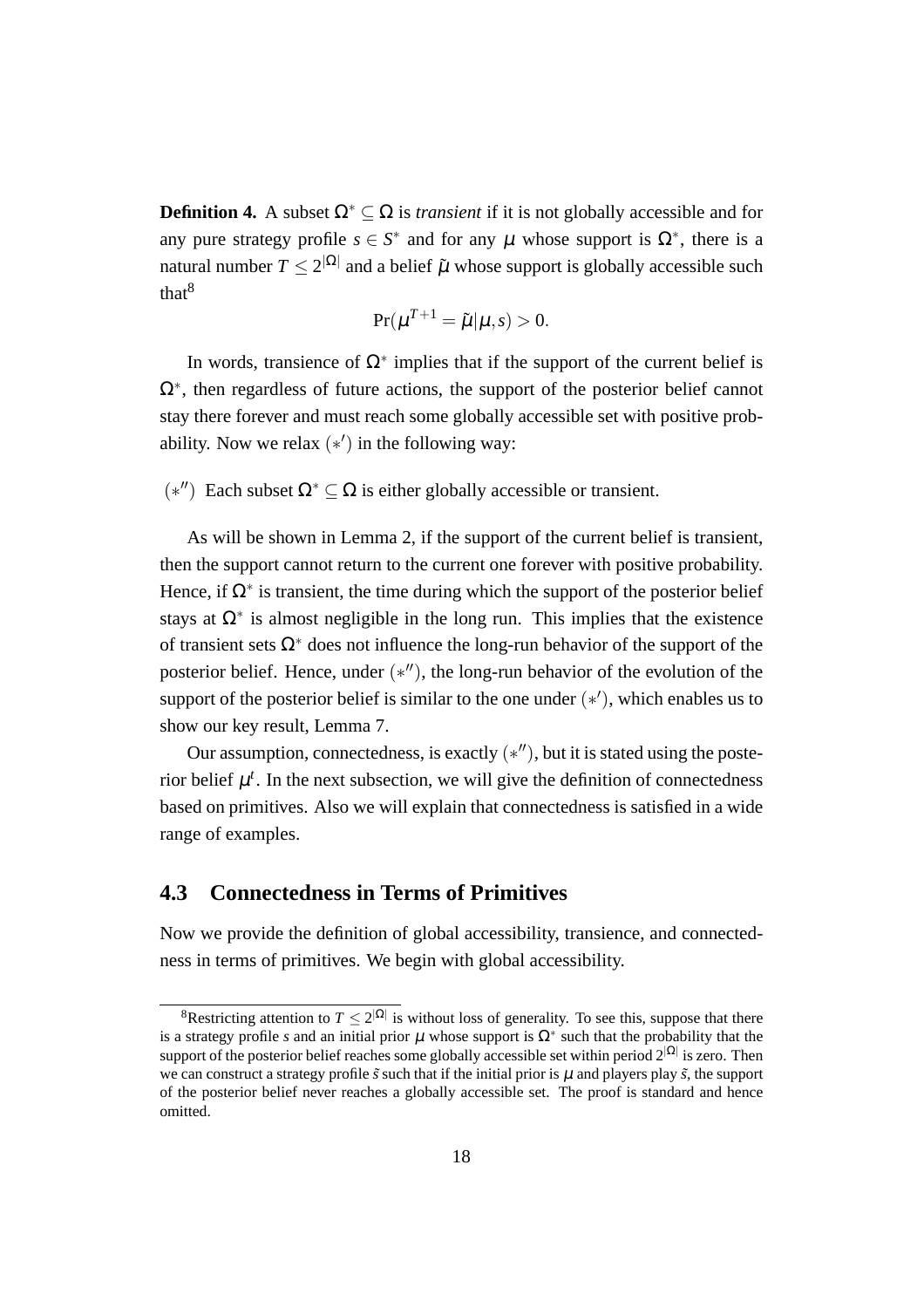**Definition 4.** A subset $\Omega^* \subseteq \Omega$ is *transient* if it is not globally accessible and for any pure strategy profile $s \in S^*$ and for any $\mu$ whose support is $\Omega^*$, there is a natural number $T \leq 2^{|\Omega|}$ and a belief $\tilde{\mu}$ whose support is globally accessible such that[8]

$$\Pr(\mu^{T+1} = \tilde{\mu} | \mu, s) > 0.$$

In words, transience of $\Omega^*$ implies that if the support of the current belief is $\Omega^*$, then regardless of future actions, the support of the posterior belief cannot stay there forever and must reach some globally accessible set with positive probability. Now we relax $(*')$ in the following way:

$(*'')$ Each subset $\Omega^* \subseteq \Omega$ is either globally accessible or transient.

As will be shown in Lemma 2, if the support of the current belief is transient, then the support cannot return to the current one forever with positive probability. Hence, if $\Omega^*$ is transient, the time during which the support of the posterior belief stays at $\Omega^*$ is almost negligible in the long run. This implies that the existence of transient sets $\Omega^*$ does not influence the long-run behavior of the support of the posterior belief. Hence, under $(*'')$, the long-run behavior of the evolution of the support of the posterior belief is similar to the one under $(*')$, which enables us to show our key result, Lemma 7.

Our assumption, connectedness, is exactly $(*'')$, but it is stated using the posterior belief $\mu^t$. In the next subsection, we will give the definition of connectedness based on primitives. Also we will explain that connectedness is satisfied in a wide range of examples.

## 4.3 Connectedness in Terms of Primitives

Now we provide the definition of global accessibility, transience, and connectedness in terms of primitives. We begin with global accessibility.

---

[8]Restricting attention to $T \leq 2^{|\Omega|}$ is without loss of generality. To see this, suppose that there is a strategy profile $s$ and an initial prior $\mu$ whose support is $\Omega^*$ such that the probability that the support of the posterior belief reaches some globally accessible set within period $2^{|\Omega|}$ is zero. Then we can construct a strategy profile $\tilde{s}$ such that if the initial prior is $\mu$ and players play $\tilde{s}$, the support of the posterior belief never reaches a globally accessible set. The proof is standard and hence omitted.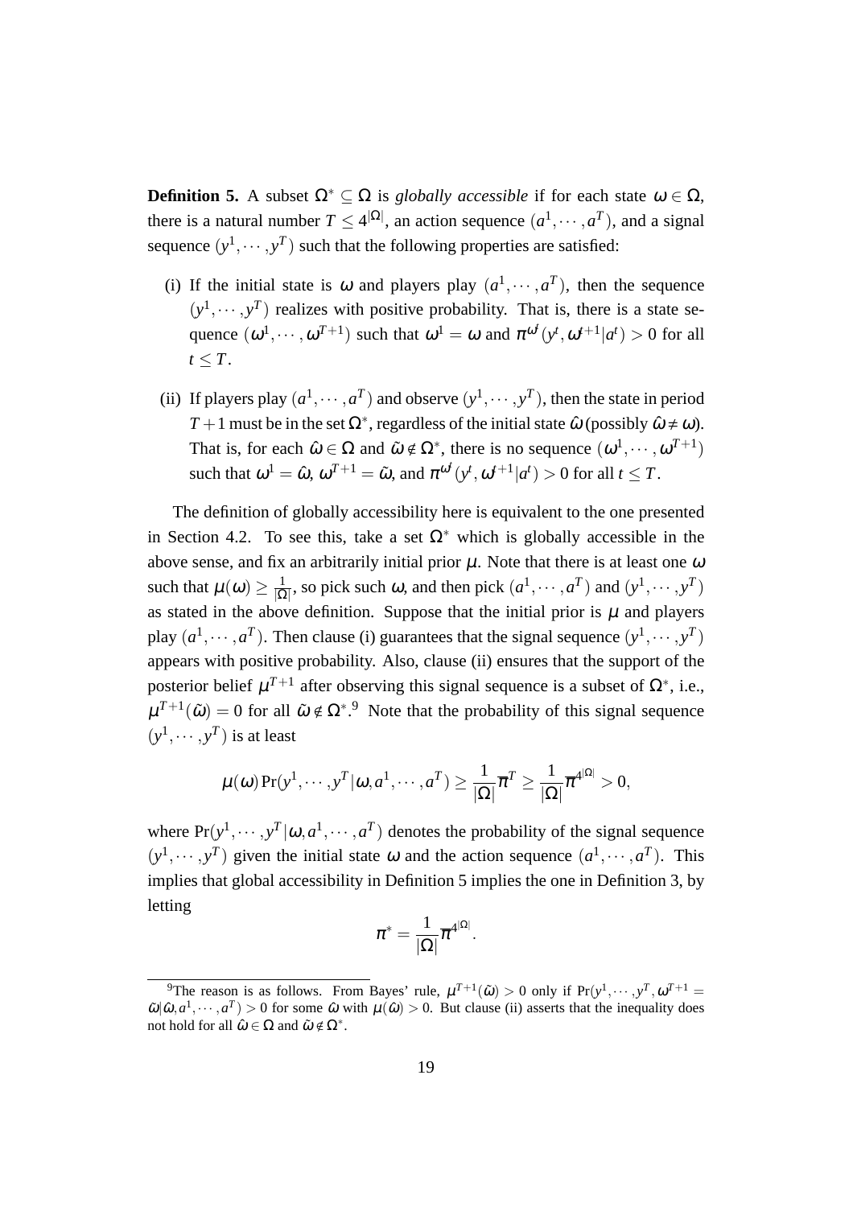**Definition 5.** A subset $\Omega^* \subseteq \Omega$ is *globally accessible* if for each state $\omega \in \Omega$, there is a natural number $T \leq 4^{|\Omega|}$, an action sequence $(a^1, \cdots, a^T)$, and a signal sequence $(y^1, \cdots, y^T)$ such that the following properties are satisfied:

(i) If the initial state is $\omega$ and players play $(a^1, \cdots, a^T)$, then the sequence $(y^1, \cdots, y^T)$ realizes with positive probability. That is, there is a state sequence $(\omega^1, \cdots, \omega^{T+1})$ such that $\omega^1 = \omega$ and $\pi^{\omega^t}(y^t, \omega^{t+1}|a^t) > 0$ for all $t \leq T$.

(ii) If players play $(a^1, \cdots, a^T)$ and observe $(y^1, \cdots, y^T)$, then the state in period $T+1$ must be in the set $\Omega^*$, regardless of the initial state $\hat{\omega}$ (possibly $\hat{\omega} \neq \omega$). That is, for each $\hat{\omega} \in \Omega$ and $\tilde{\omega} \notin \Omega^*$, there is no sequence $(\omega^1, \cdots, \omega^{T+1})$ such that $\omega^1 = \hat{\omega}$, $\omega^{T+1} = \tilde{\omega}$, and $\pi^{\omega^t}(y^t, \omega^{t+1}|a^t) > 0$ for all $t \leq T$.

The definition of globally accessibility here is equivalent to the one presented in Section 4.2. To see this, take a set $\Omega^*$ which is globally accessible in the above sense, and fix an arbitrarily initial prior $\mu$. Note that there is at least one $\omega$ such that $\mu(\omega) \geq \frac{1}{|\Omega|}$, so pick such $\omega$, and then pick $(a^1, \cdots, a^T)$ and $(y^1, \cdots, y^T)$ as stated in the above definition. Suppose that the initial prior is $\mu$ and players play $(a^1, \cdots, a^T)$. Then clause (i) guarantees that the signal sequence $(y^1, \cdots, y^T)$ appears with positive probability. Also, clause (ii) ensures that the support of the posterior belief $\mu^{T+1}$ after observing this signal sequence is a subset of $\Omega^*$, i.e., $\mu^{T+1}(\tilde{\omega}) = 0$ for all $\tilde{\omega} \notin \Omega^*$.[9] Note that the probability of this signal sequence $(y^1, \cdots, y^T)$ is at least

$$\mu(\omega) \Pr(y^1, \cdots, y^T | \omega, a^1, \cdots, a^T) \geq \frac{1}{|\Omega|} \overline{\pi}^T \geq \frac{1}{|\Omega|} \overline{\pi}^{4^{|\Omega|}} > 0,$$

where $\Pr(y^1, \cdots, y^T | \omega, a^1, \cdots, a^T)$ denotes the probability of the signal sequence $(y^1, \cdots, y^T)$ given the initial state $\omega$ and the action sequence $(a^1, \cdots, a^T)$. This implies that global accessibility in Definition 5 implies the one in Definition 3, by letting

$$\pi^* = \frac{1}{|\Omega|} \overline{\pi}^{4^{|\Omega|}}.$$

[9] The reason is as follows. From Bayes' rule, $\mu^{T+1}(\tilde{\omega}) > 0$ only if $\Pr(y^1, \cdots, y^T, \omega^{T+1} = \tilde{\omega} | \hat{\omega}, a^1, \cdots, a^T) > 0$ for some $\hat{\omega}$ with $\mu(\hat{\omega}) > 0$. But clause (ii) asserts that the inequality does not hold for all $\hat{\omega} \in \Omega$ and $\tilde{\omega} \notin \Omega^*$.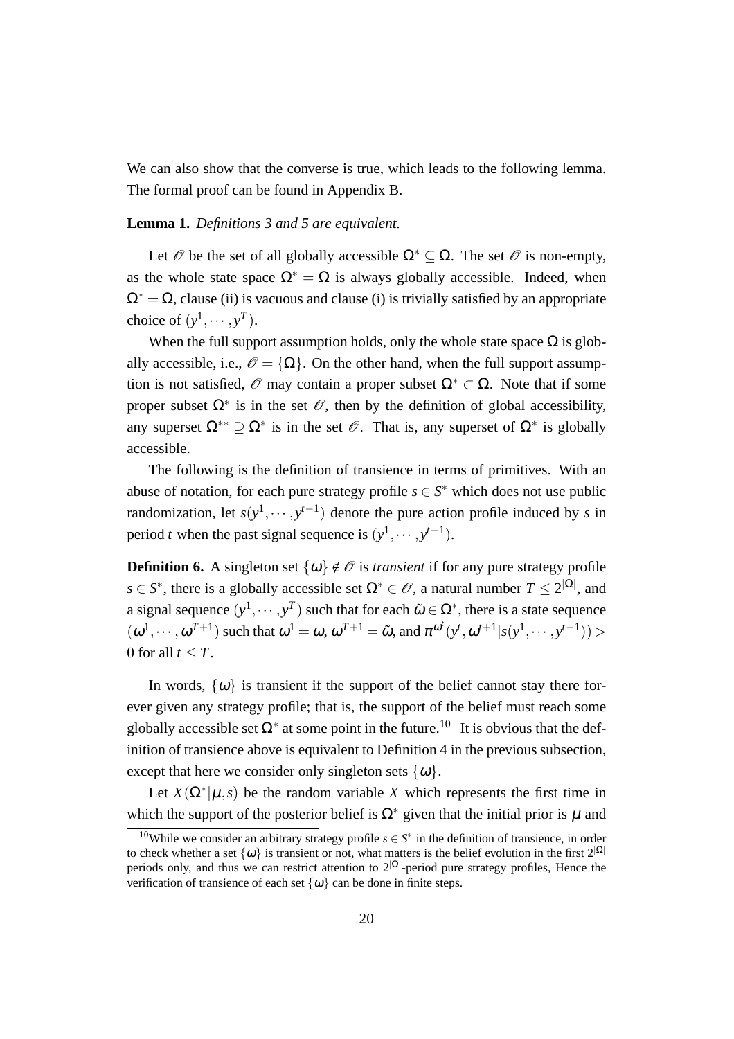We can also show that the converse is true, which leads to the following lemma. The formal proof can be found in Appendix B.

**Lemma 1.** *Definitions 3 and 5 are equivalent.*

Let $\mathscr{O}$ be the set of all globally accessible $\Omega^* \subseteq \Omega$. The set $\mathscr{O}$ is non-empty, as the whole state space $\Omega^* = \Omega$ is always globally accessible. Indeed, when $\Omega^* = \Omega$, clause (ii) is vacuous and clause (i) is trivially satisfied by an appropriate choice of $(y^1, \cdots, y^T)$.

When the full support assumption holds, only the whole state space $\Omega$ is globally accessible, i.e., $\mathscr{O} = \{\Omega\}$. On the other hand, when the full support assumption is not satisfied, $\mathscr{O}$ may contain a proper subset $\Omega^* \subset \Omega$. Note that if some proper subset $\Omega^*$ is in the set $\mathscr{O}$, then by the definition of global accessibility, any superset $\Omega^{**} \supseteq \Omega^*$ is in the set $\mathscr{O}$. That is, any superset of $\Omega^*$ is globally accessible.

The following is the definition of transience in terms of primitives. With an abuse of notation, for each pure strategy profile $s \in S^*$ which does not use public randomization, let $s(y^1, \cdots, y^{t-1})$ denote the pure action profile induced by $s$ in period $t$ when the past signal sequence is $(y^1, \cdots, y^{t-1})$.

**Definition 6.** A singleton set $\{\omega\} \notin \mathscr{O}$ is *transient* if for any pure strategy profile $s \in S^*$, there is a globally accessible set $\Omega^* \in \mathscr{O}$, a natural number $T \leq 2^{|\Omega|}$, and a signal sequence $(y^1, \cdots, y^T)$ such that for each $\tilde{\omega} \in \Omega^*$, there is a state sequence $(\omega^1, \cdots, \omega^{T+1})$ such that $\omega^1 = \omega$, $\omega^{T+1} = \tilde{\omega}$, and $\pi^{\omega^t}(y^t, \omega^{t+1} | s(y^1, \cdots, y^{t-1})) > 0$ for all $t \leq T$.

In words, $\{\omega\}$ is transient if the support of the belief cannot stay there forever given any strategy profile; that is, the support of the belief must reach some globally accessible set $\Omega^*$ at some point in the future.[10] It is obvious that the definition of transience above is equivalent to Definition 4 in the previous subsection, except that here we consider only singleton sets $\{\omega\}$.

Let $X(\Omega^* | \mu, s)$ be the random variable $X$ which represents the first time in which the support of the posterior belief is $\Omega^*$ given that the initial prior is $\mu$ and

[10] While we consider an arbitrary strategy profile $s \in S^*$ in the definition of transience, in order to check whether a set $\{\omega\}$ is transient or not, what matters is the belief evolution in the first $2^{|\Omega|}$ periods only, and thus we can restrict attention to $2^{|\Omega|}$-period pure strategy profiles, Hence the verification of transience of each set $\{\omega\}$ can be done in finite steps.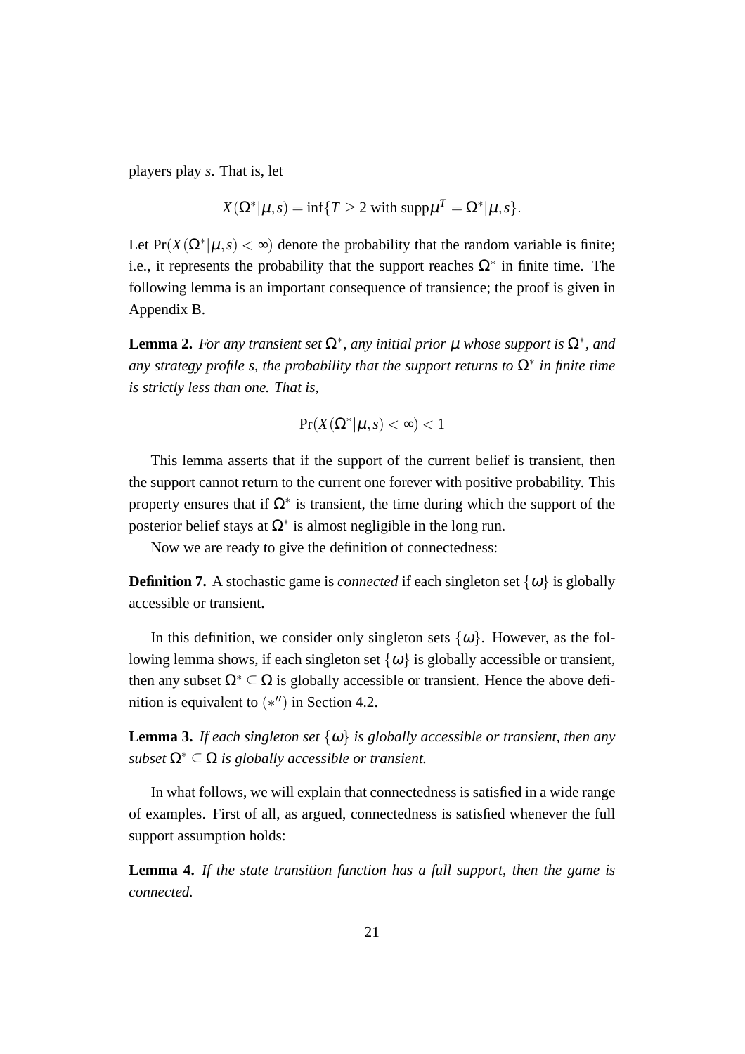players play $s$. That is, let

$$X(\Omega^*|\mu,s) = \inf\{T \geq 2 \text{ with } \mathrm{supp}\mu^T = \Omega^*|\mu,s\}.$$

Let $\Pr(X(\Omega^*|\mu,s) < \infty)$ denote the probability that the random variable is finite; i.e., it represents the probability that the support reaches $\Omega^*$ in finite time. The following lemma is an important consequence of transience; the proof is given in Appendix B.

**Lemma 2.** *For any transient set $\Omega^*$, any initial prior $\mu$ whose support is $\Omega^*$, and any strategy profile $s$, the probability that the support returns to $\Omega^*$ in finite time is strictly less than one. That is,*

$$\Pr(X(\Omega^*|\mu,s) < \infty) < 1$$

This lemma asserts that if the support of the current belief is transient, then the support cannot return to the current one forever with positive probability. This property ensures that if $\Omega^*$ is transient, the time during which the support of the posterior belief stays at $\Omega^*$ is almost negligible in the long run.

Now we are ready to give the definition of connectedness:

**Definition 7.** A stochastic game is *connected* if each singleton set $\{\omega\}$ is globally accessible or transient.

In this definition, we consider only singleton sets $\{\omega\}$. However, as the following lemma shows, if each singleton set $\{\omega\}$ is globally accessible or transient, then any subset $\Omega^* \subseteq \Omega$ is globally accessible or transient. Hence the above definition is equivalent to $(*'')$ in Section 4.2.

**Lemma 3.** *If each singleton set $\{\omega\}$ is globally accessible or transient, then any subset $\Omega^* \subseteq \Omega$ is globally accessible or transient.*

In what follows, we will explain that connectedness is satisfied in a wide range of examples. First of all, as argued, connectedness is satisfied whenever the full support assumption holds:

**Lemma 4.** *If the state transition function has a full support, then the game is connected.*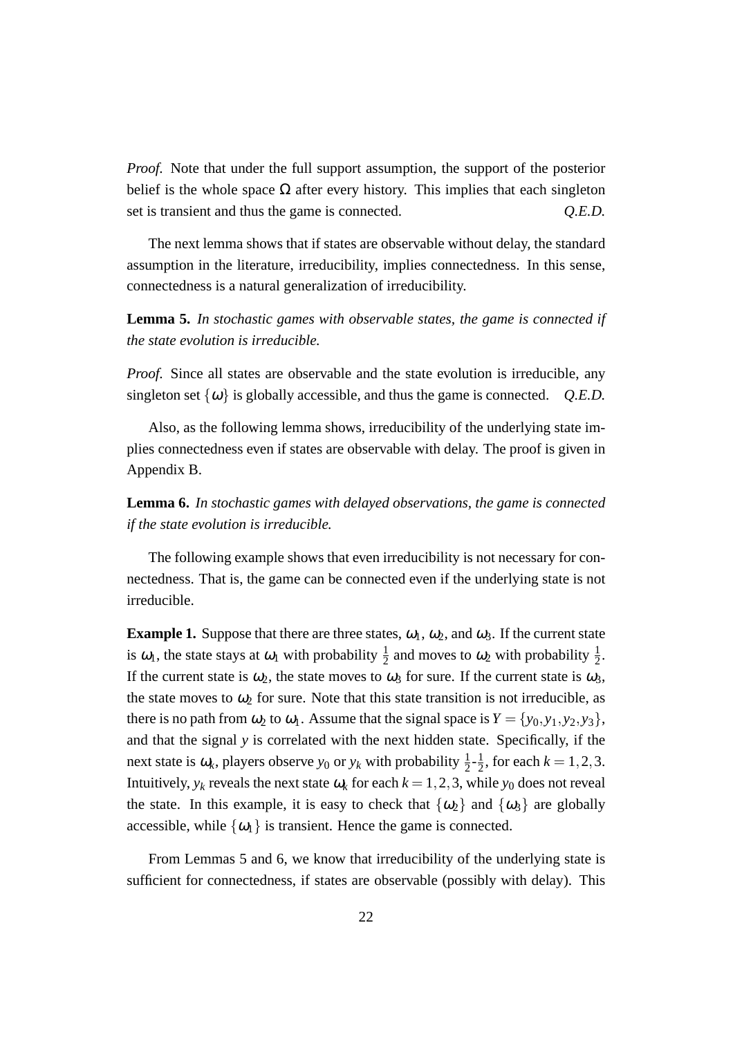*Proof.* Note that under the full support assumption, the support of the posterior belief is the whole space $\Omega$ after every history. This implies that each singleton set is transient and thus the game is connected. *Q.E.D.*

The next lemma shows that if states are observable without delay, the standard assumption in the literature, irreducibility, implies connectedness. In this sense, connectedness is a natural generalization of irreducibility.

**Lemma 5.** *In stochastic games with observable states, the game is connected if the state evolution is irreducible.*

*Proof.* Since all states are observable and the state evolution is irreducible, any singleton set $\{\omega\}$ is globally accessible, and thus the game is connected. *Q.E.D.*

Also, as the following lemma shows, irreducibility of the underlying state implies connectedness even if states are observable with delay. The proof is given in Appendix B.

**Lemma 6.** *In stochastic games with delayed observations, the game is connected if the state evolution is irreducible.*

The following example shows that even irreducibility is not necessary for connectedness. That is, the game can be connected even if the underlying state is not irreducible.

**Example 1.** Suppose that there are three states, $\omega_1$, $\omega_2$, and $\omega_3$. If the current state is $\omega_1$, the state stays at $\omega_1$ with probability $\frac{1}{2}$ and moves to $\omega_2$ with probability $\frac{1}{2}$. If the current state is $\omega_2$, the state moves to $\omega_3$ for sure. If the current state is $\omega_3$, the state moves to $\omega_2$ for sure. Note that this state transition is not irreducible, as there is no path from $\omega_2$ to $\omega_1$. Assume that the signal space is $Y = \{y_0, y_1, y_2, y_3\}$, and that the signal $y$ is correlated with the next hidden state. Specifically, if the next state is $\omega_k$, players observe $y_0$ or $y_k$ with probability $\frac{1}{2}$-$\frac{1}{2}$, for each $k = 1,2,3$. Intuitively, $y_k$ reveals the next state $\omega_k$ for each $k = 1,2,3$, while $y_0$ does not reveal the state. In this example, it is easy to check that $\{\omega_2\}$ and $\{\omega_3\}$ are globally accessible, while $\{\omega_1\}$ is transient. Hence the game is connected.

From Lemmas 5 and 6, we know that irreducibility of the underlying state is sufficient for connectedness, if states are observable (possibly with delay). This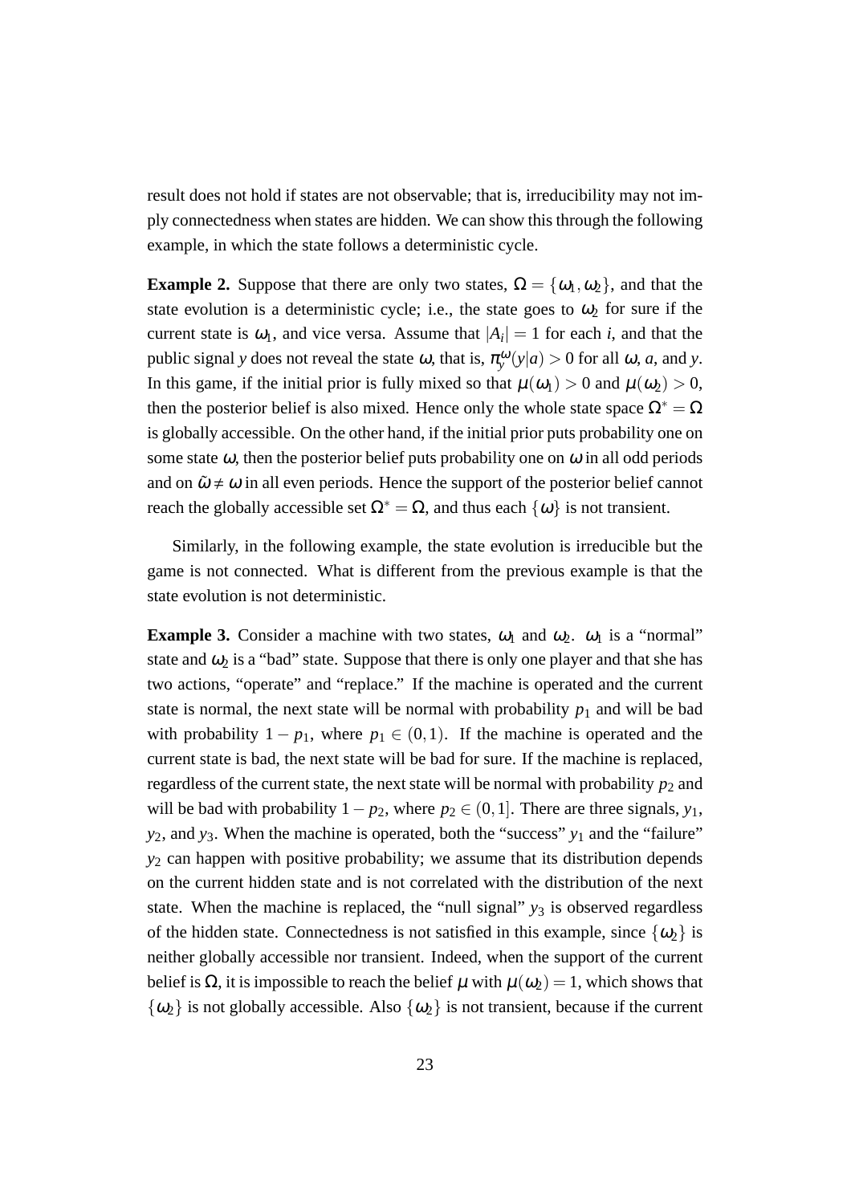result does not hold if states are not observable; that is, irreducibility may not imply connectedness when states are hidden. We can show this through the following example, in which the state follows a deterministic cycle.

**Example 2.** Suppose that there are only two states, $\Omega = \{\omega_1, \omega_2\}$, and that the state evolution is a deterministic cycle; i.e., the state goes to $\omega_2$ for sure if the current state is $\omega_1$, and vice versa. Assume that $|A_i| = 1$ for each $i$, and that the public signal $y$ does not reveal the state $\omega$, that is, $\pi_y^{\omega}(y|a) > 0$ for all $\omega$, $a$, and $y$. In this game, if the initial prior is fully mixed so that $\mu(\omega_1) > 0$ and $\mu(\omega_2) > 0$, then the posterior belief is also mixed. Hence only the whole state space $\Omega^* = \Omega$ is globally accessible. On the other hand, if the initial prior puts probability one on some state $\omega$, then the posterior belief puts probability one on $\omega$ in all odd periods and on $\tilde{\omega} \neq \omega$ in all even periods. Hence the support of the posterior belief cannot reach the globally accessible set $\Omega^* = \Omega$, and thus each $\{\omega\}$ is not transient.

Similarly, in the following example, the state evolution is irreducible but the game is not connected. What is different from the previous example is that the state evolution is not deterministic.

**Example 3.** Consider a machine with two states, $\omega_1$ and $\omega_2$. $\omega_1$ is a "normal" state and $\omega_2$ is a "bad" state. Suppose that there is only one player and that she has two actions, "operate" and "replace." If the machine is operated and the current state is normal, the next state will be normal with probability $p_1$ and will be bad with probability $1 - p_1$, where $p_1 \in (0,1)$. If the machine is operated and the current state is bad, the next state will be bad for sure. If the machine is replaced, regardless of the current state, the next state will be normal with probability $p_2$ and will be bad with probability $1 - p_2$, where $p_2 \in (0,1]$. There are three signals, $y_1$, $y_2$, and $y_3$. When the machine is operated, both the "success" $y_1$ and the "failure" $y_2$ can happen with positive probability; we assume that its distribution depends on the current hidden state and is not correlated with the distribution of the next state. When the machine is replaced, the "null signal" $y_3$ is observed regardless of the hidden state. Connectedness is not satisfied in this example, since $\{\omega_2\}$ is neither globally accessible nor transient. Indeed, when the support of the current belief is $\Omega$, it is impossible to reach the belief $\mu$ with $\mu(\omega_2) = 1$, which shows that $\{\omega_2\}$ is not globally accessible. Also $\{\omega_2\}$ is not transient, because if the current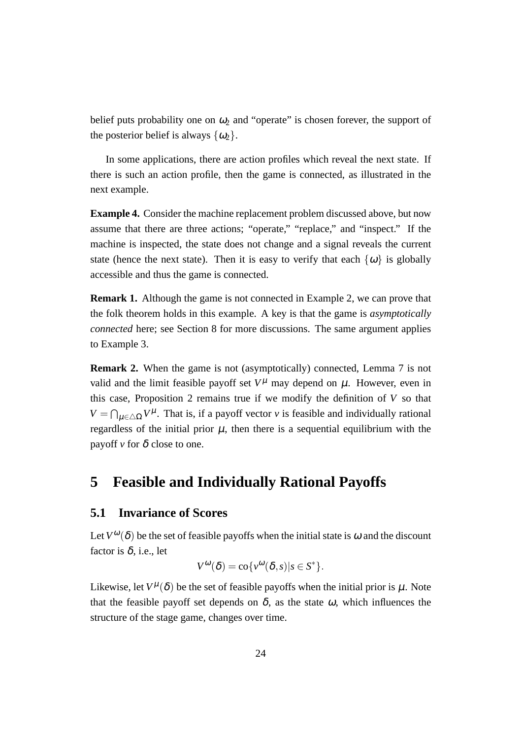belief puts probability one on $\omega_2$ and "operate" is chosen forever, the support of the posterior belief is always $\{\omega_2\}$.

In some applications, there are action profiles which reveal the next state. If there is such an action profile, then the game is connected, as illustrated in the next example.

**Example 4.** Consider the machine replacement problem discussed above, but now assume that there are three actions; "operate," "replace," and "inspect." If the machine is inspected, the state does not change and a signal reveals the current state (hence the next state). Then it is easy to verify that each $\{\omega\}$ is globally accessible and thus the game is connected.

**Remark 1.** Although the game is not connected in Example 2, we can prove that the folk theorem holds in this example. A key is that the game is *asymptotically connected* here; see Section 8 for more discussions. The same argument applies to Example 3.

**Remark 2.** When the game is not (asymptotically) connected, Lemma 7 is not valid and the limit feasible payoff set $V^{\mu}$ may depend on $\mu$. However, even in this case, Proposition 2 remains true if we modify the definition of $V$ so that $V = \bigcap_{\mu \in \triangle\Omega} V^{\mu}$. That is, if a payoff vector $v$ is feasible and individually rational regardless of the initial prior $\mu$, then there is a sequential equilibrium with the payoff $v$ for $\delta$ close to one.

# 5 Feasible and Individually Rational Payoffs

## 5.1 Invariance of Scores

Let $V^{\omega}(\delta)$ be the set of feasible payoffs when the initial state is $\omega$ and the discount factor is $\delta$, i.e., let

$$V^{\omega}(\delta) = \text{co}\{v^{\omega}(\delta, s) | s \in S^*\}.$$

Likewise, let $V^{\mu}(\delta)$ be the set of feasible payoffs when the initial prior is $\mu$. Note that the feasible payoff set depends on $\delta$, as the state $\omega$, which influences the structure of the stage game, changes over time.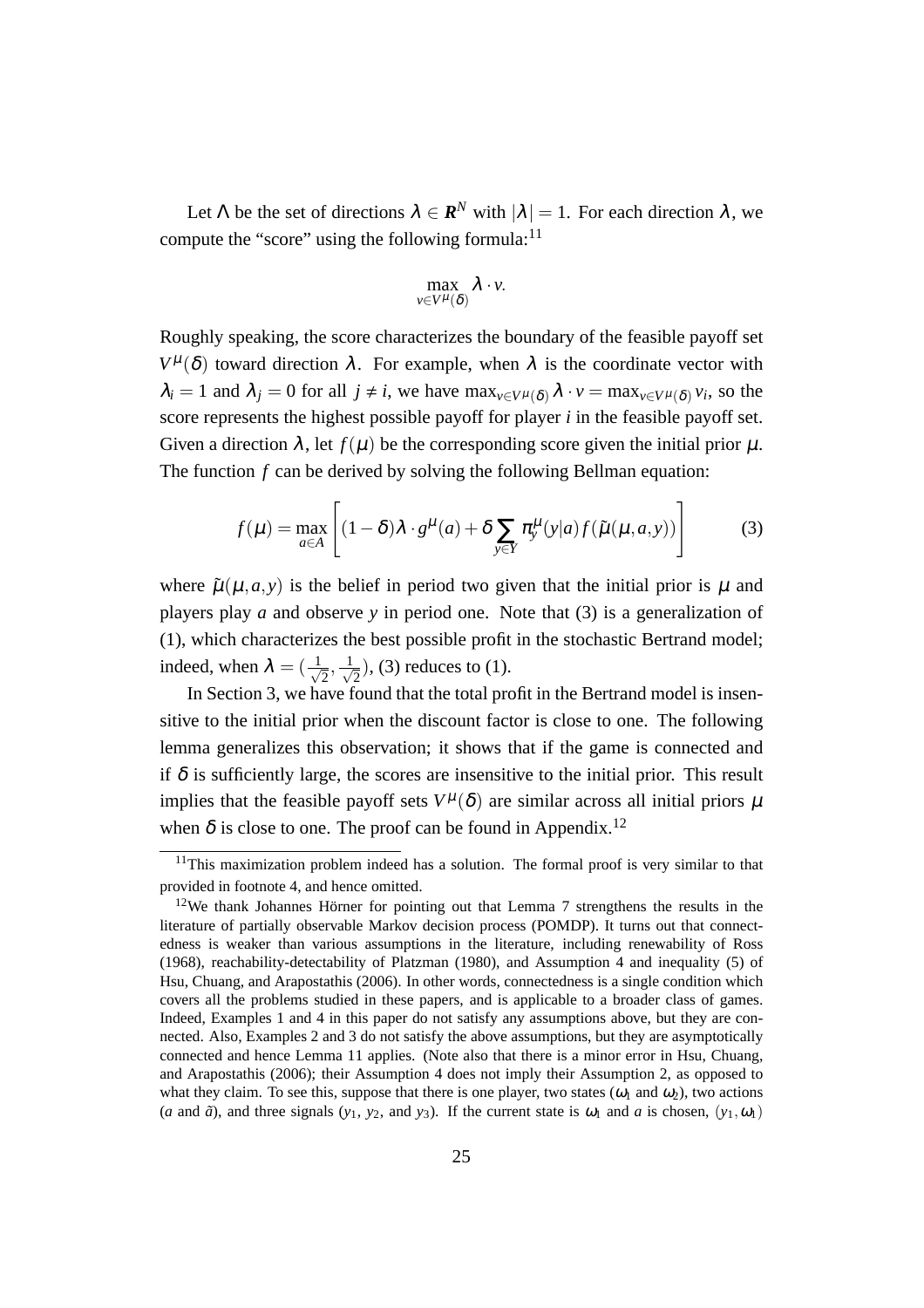Let $\Lambda$ be the set of directions $\lambda \in \boldsymbol{R}^N$ with $|\lambda| = 1$. For each direction $\lambda$, we compute the "score" using the following formula:[11]

$$\max_{v \in V^{\mu}(\delta)} \lambda \cdot v.$$

Roughly speaking, the score characterizes the boundary of the feasible payoff set $V^{\mu}(\delta)$ toward direction $\lambda$. For example, when $\lambda$ is the coordinate vector with $\lambda_i = 1$ and $\lambda_j = 0$ for all $j \neq i$, we have $\max_{v \in V^{\mu}(\delta)} \lambda \cdot v = \max_{v \in V^{\mu}(\delta)} v_i$, so the score represents the highest possible payoff for player $i$ in the feasible payoff set. Given a direction $\lambda$, let $f(\mu)$ be the corresponding score given the initial prior $\mu$. The function $f$ can be derived by solving the following Bellman equation:

$$f(\mu) = \max_{a \in A} \left[ (1-\delta)\lambda \cdot g^{\mu}(a) + \delta \sum_{y \in Y} \pi_y^{\mu}(y|a) f(\tilde{\mu}(\mu, a, y)) \right] \tag{3}$$

where $\tilde{\mu}(\mu, a, y)$ is the belief in period two given that the initial prior is $\mu$ and players play $a$ and observe $y$ in period one. Note that (3) is a generalization of (1), which characterizes the best possible profit in the stochastic Bertrand model; indeed, when $\lambda = (\frac{1}{\sqrt{2}}, \frac{1}{\sqrt{2}})$, (3) reduces to (1).

In Section 3, we have found that the total profit in the Bertrand model is insensitive to the initial prior when the discount factor is close to one. The following lemma generalizes this observation; it shows that if the game is connected and if $\delta$ is sufficiently large, the scores are insensitive to the initial prior. This result implies that the feasible payoff sets $V^{\mu}(\delta)$ are similar across all initial priors $\mu$ when $\delta$ is close to one. The proof can be found in Appendix.[12]

---

[11] This maximization problem indeed has a solution. The formal proof is very similar to that provided in footnote 4, and hence omitted.

[12] We thank Johannes Hörner for pointing out that Lemma 7 strengthens the results in the literature of partially observable Markov decision process (POMDP). It turns out that connectedness is weaker than various assumptions in the literature, including renewability of Ross (1968), reachability-detectability of Platzman (1980), and Assumption 4 and inequality (5) of Hsu, Chuang, and Arapostathis (2006). In other words, connectedness is a single condition which covers all the problems studied in these papers, and is applicable to a broader class of games. Indeed, Examples 1 and 4 in this paper do not satisfy any assumptions above, but they are connected. Also, Examples 2 and 3 do not satisfy the above assumptions, but they are asymptotically connected and hence Lemma 11 applies. (Note also that there is a minor error in Hsu, Chuang, and Arapostathis (2006); their Assumption 4 does not imply their Assumption 2, as opposed to what they claim. To see this, suppose that there is one player, two states ($\omega_1$ and $\omega_2$), two actions ($a$ and $\tilde{a}$), and three signals ($y_1$, $y_2$, and $y_3$). If the current state is $\omega_1$ and $a$ is chosen, $(y_1, \omega_1)$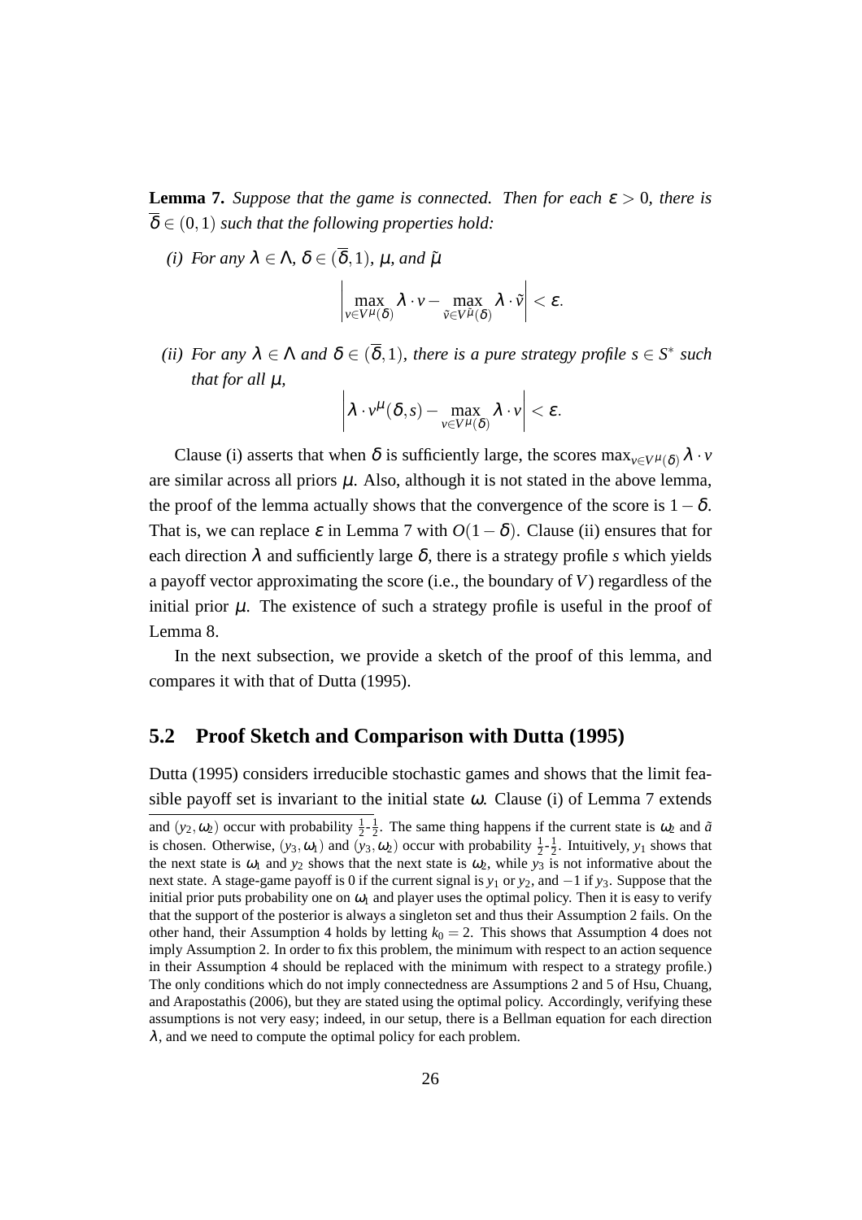**Lemma 7.** *Suppose that the game is connected. Then for each $\varepsilon > 0$, there is $\overline{\delta} \in (0,1)$ such that the following properties hold:*

*(i) For any $\lambda \in \Lambda$, $\delta \in (\overline{\delta}, 1)$, $\mu$, and $\tilde{\mu}$*

$$\left| \max_{v \in V^{\mu}(\delta)} \lambda \cdot v - \max_{\tilde{v} \in V^{\tilde{\mu}}(\delta)} \lambda \cdot \tilde{v} \right| < \varepsilon.$$

*(ii) For any $\lambda \in \Lambda$ and $\delta \in (\overline{\delta}, 1)$, there is a pure strategy profile $s \in S^*$ such that for all $\mu$,*

$$\left| \lambda \cdot v^{\mu}(\delta, s) - \max_{v \in V^{\mu}(\delta)} \lambda \cdot v \right| < \varepsilon.$$

Clause (i) asserts that when $\delta$ is sufficiently large, the scores $\max_{v \in V^{\mu}(\delta)} \lambda \cdot v$ are similar across all priors $\mu$. Also, although it is not stated in the above lemma, the proof of the lemma actually shows that the convergence of the score is $1-\delta$. That is, we can replace $\varepsilon$ in Lemma 7 with $O(1-\delta)$. Clause (ii) ensures that for each direction $\lambda$ and sufficiently large $\delta$, there is a strategy profile $s$ which yields a payoff vector approximating the score (i.e., the boundary of $V$) regardless of the initial prior $\mu$. The existence of such a strategy profile is useful in the proof of Lemma 8.

In the next subsection, we provide a sketch of the proof of this lemma, and compares it with that of Dutta (1995).

## 5.2 Proof Sketch and Comparison with Dutta (1995)

Dutta (1995) considers irreducible stochastic games and shows that the limit feasible payoff set is invariant to the initial state $\omega$. Clause (i) of Lemma 7 extends

and $(y_2, \omega_2)$ occur with probability $\frac{1}{2}$-$\frac{1}{2}$. The same thing happens if the current state is $\omega_2$ and $\tilde{a}$ is chosen. Otherwise, $(y_3, \omega_1)$ and $(y_3, \omega_2)$ occur with probability $\frac{1}{2}$-$\frac{1}{2}$. Intuitively, $y_1$ shows that the next state is $\omega_1$ and $y_2$ shows that the next state is $\omega_2$, while $y_3$ is not informative about the next state. A stage-game payoff is 0 if the current signal is $y_1$ or $y_2$, and $-1$ if $y_3$. Suppose that the initial prior puts probability one on $\omega_1$ and player uses the optimal policy. Then it is easy to verify that the support of the posterior is always a singleton set and thus their Assumption 2 fails. On the other hand, their Assumption 4 holds by letting $k_0 = 2$. This shows that Assumption 4 does not imply Assumption 2. In order to fix this problem, the minimum with respect to an action sequence in their Assumption 4 should be replaced with the minimum with respect to a strategy profile.) The only conditions which do not imply connectedness are Assumptions 2 and 5 of Hsu, Chuang, and Arapostathis (2006), but they are stated using the optimal policy. Accordingly, verifying these assumptions is not very easy; indeed, in our setup, there is a Bellman equation for each direction $\lambda$, and we need to compute the optimal policy for each problem.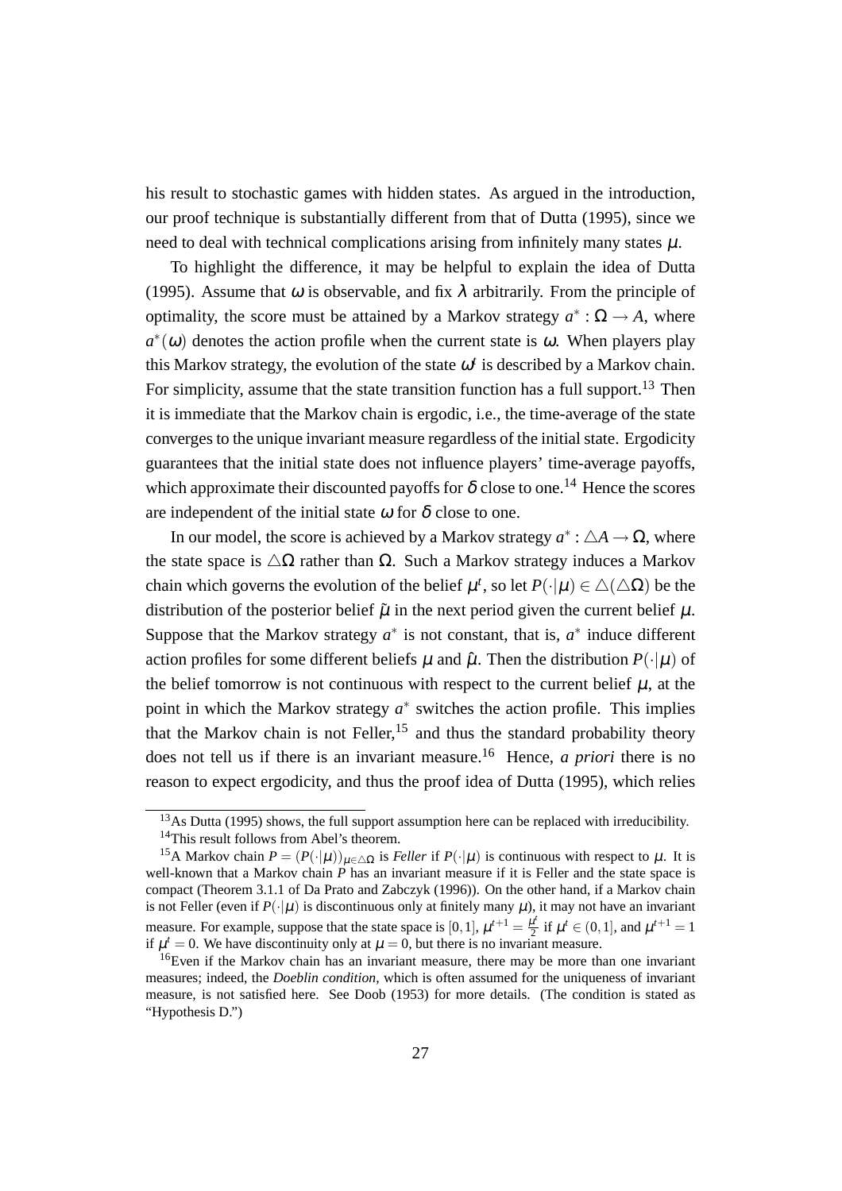his result to stochastic games with hidden states. As argued in the introduction, our proof technique is substantially different from that of Dutta (1995), since we need to deal with technical complications arising from infinitely many states $\mu$.

To highlight the difference, it may be helpful to explain the idea of Dutta (1995). Assume that $\omega$ is observable, and fix $\lambda$ arbitrarily. From the principle of optimality, the score must be attained by a Markov strategy $a^* : \Omega \to A$, where $a^*(\omega)$ denotes the action profile when the current state is $\omega$. When players play this Markov strategy, the evolution of the state $\omega^t$ is described by a Markov chain. For simplicity, assume that the state transition function has a full support.[13] Then it is immediate that the Markov chain is ergodic, i.e., the time-average of the state converges to the unique invariant measure regardless of the initial state. Ergodicity guarantees that the initial state does not influence players' time-average payoffs, which approximate their discounted payoffs for $\delta$ close to one.[14] Hence the scores are independent of the initial state $\omega$ for $\delta$ close to one.

In our model, the score is achieved by a Markov strategy $a^* : \triangle A \to \Omega$, where the state space is $\triangle\Omega$ rather than $\Omega$. Such a Markov strategy induces a Markov chain which governs the evolution of the belief $\mu^t$, so let $P(\cdot|\mu) \in \triangle(\triangle\Omega)$ be the distribution of the posterior belief $\tilde{\mu}$ in the next period given the current belief $\mu$. Suppose that the Markov strategy $a^*$ is not constant, that is, $a^*$ induce different action profiles for some different beliefs $\mu$ and $\hat{\mu}$. Then the distribution $P(\cdot|\mu)$ of the belief tomorrow is not continuous with respect to the current belief $\mu$, at the point in which the Markov strategy $a^*$ switches the action profile. This implies that the Markov chain is not Feller,[15] and thus the standard probability theory does not tell us if there is an invariant measure.[16] Hence, *a priori* there is no reason to expect ergodicity, and thus the proof idea of Dutta (1995), which relies

[13] As Dutta (1995) shows, the full support assumption here can be replaced with irreducibility.

[14] This result follows from Abel's theorem.

[15] A Markov chain $P = (P(\cdot|\mu))_{\mu\in\triangle\Omega}$ is *Feller* if $P(\cdot|\mu)$ is continuous with respect to $\mu$. It is well-known that a Markov chain $P$ has an invariant measure if it is Feller and the state space is compact (Theorem 3.1.1 of Da Prato and Zabczyk (1996)). On the other hand, if a Markov chain is not Feller (even if $P(\cdot|\mu)$ is discontinuous only at finitely many $\mu$), it may not have an invariant measure. For example, suppose that the state space is $[0,1]$, $\mu^{t+1} = \frac{\mu^t}{2}$ if $\mu^t \in (0,1]$, and $\mu^{t+1} = 1$ if $\mu^t = 0$. We have discontinuity only at $\mu = 0$, but there is no invariant measure.

[16] Even if the Markov chain has an invariant measure, there may be more than one invariant measures; indeed, the *Doeblin condition*, which is often assumed for the uniqueness of invariant measure, is not satisfied here. See Doob (1953) for more details. (The condition is stated as "Hypothesis D.")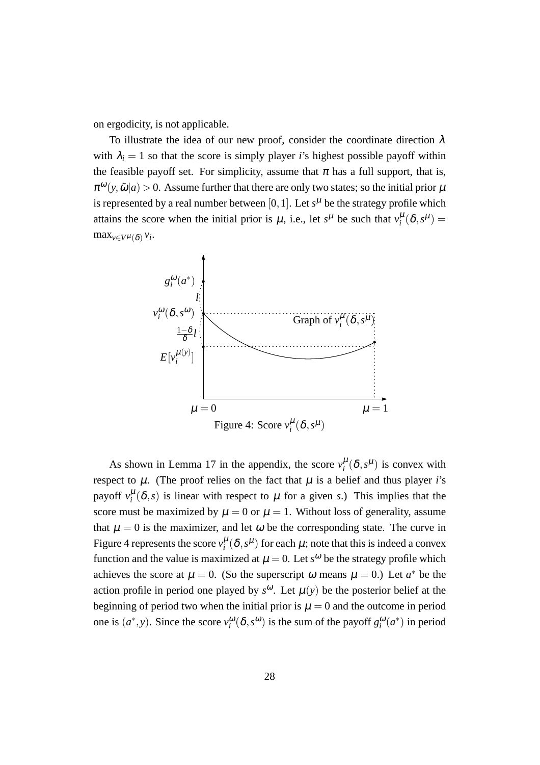on ergodicity, is not applicable.

To illustrate the idea of our new proof, consider the coordinate direction $\lambda$ with $\lambda_i = 1$ so that the score is simply player $i$'s highest possible payoff within the feasible payoff set. For simplicity, assume that $\pi$ has a full support, that is, $\pi^\omega(y, \tilde{\omega}|a) > 0$. Assume further that there are only two states; so the initial prior $\mu$ is represented by a real number between $[0,1]$. Let $s^\mu$ be the strategy profile which attains the score when the initial prior is $\mu$, i.e., let $s^\mu$ be such that $v_i^\mu(\delta, s^\mu) = \max_{v \in V^\mu(\delta)} v_i$.

Figure 4: Score $v_i^\mu(\delta, s^\mu)$

As shown in Lemma 17 in the appendix, the score $v_i^\mu(\delta, s^\mu)$ is convex with respect to $\mu$. (The proof relies on the fact that $\mu$ is a belief and thus player $i$'s payoff $v_i^\mu(\delta, s)$ is linear with respect to $\mu$ for a given $s$.) This implies that the score must be maximized by $\mu = 0$ or $\mu = 1$. Without loss of generality, assume that $\mu = 0$ is the maximizer, and let $\omega$ be the corresponding state. The curve in Figure 4 represents the score $v_i^\mu(\delta, s^\mu)$ for each $\mu$; note that this is indeed a convex function and the value is maximized at $\mu = 0$. Let $s^\omega$ be the strategy profile which achieves the score at $\mu = 0$. (So the superscript $\omega$ means $\mu = 0$.) Let $a^*$ be the action profile in period one played by $s^\omega$. Let $\mu(y)$ be the posterior belief at the beginning of period two when the initial prior is $\mu = 0$ and the outcome in period one is $(a^*, y)$. Since the score $v_i^\omega(\delta, s^\omega)$ is the sum of the payoff $g_i^\omega(a^*)$ in period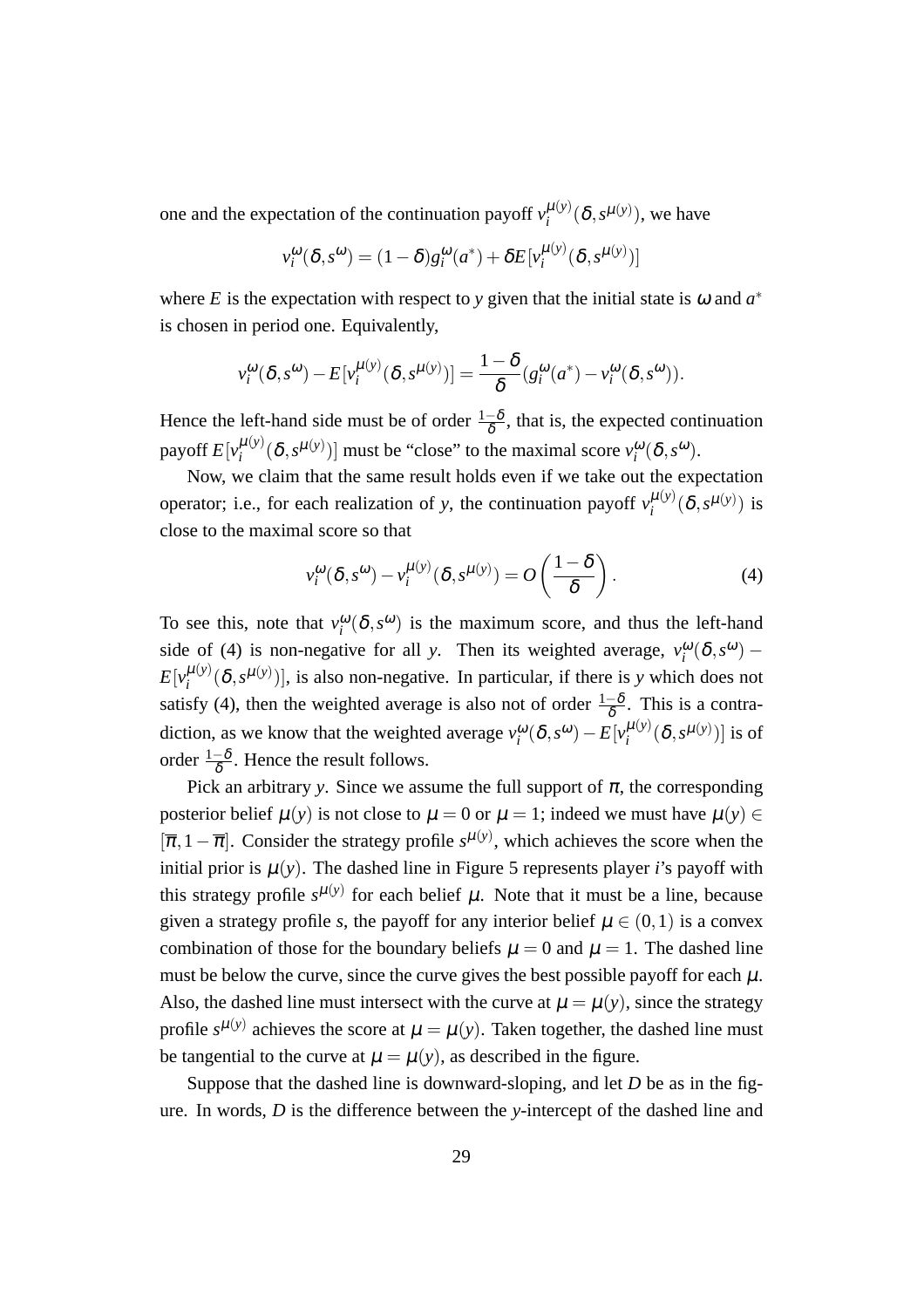one and the expectation of the continuation payoff $v_i^{\mu(y)}(\delta, s^{\mu(y)})$, we have

$$v_i^{\omega}(\delta, s^{\omega}) = (1-\delta)g_i^{\omega}(a^*) + \delta E[v_i^{\mu(y)}(\delta, s^{\mu(y)})]$$

where $E$ is the expectation with respect to $y$ given that the initial state is $\omega$ and $a^*$ is chosen in period one. Equivalently,

$$v_i^{\omega}(\delta, s^{\omega}) - E[v_i^{\mu(y)}(\delta, s^{\mu(y)})] = \frac{1-\delta}{\delta}(g_i^{\omega}(a^*) - v_i^{\omega}(\delta, s^{\omega})).$$

Hence the left-hand side must be of order $\frac{1-\delta}{\delta}$, that is, the expected continuation payoff $E[v_i^{\mu(y)}(\delta, s^{\mu(y)})]$ must be "close" to the maximal score $v_i^{\omega}(\delta, s^{\omega})$.

Now, we claim that the same result holds even if we take out the expectation operator; i.e., for each realization of $y$, the continuation payoff $v_i^{\mu(y)}(\delta, s^{\mu(y)})$ is close to the maximal score so that

$$v_i^{\omega}(\delta, s^{\omega}) - v_i^{\mu(y)}(\delta, s^{\mu(y)}) = O\left(\frac{1-\delta}{\delta}\right). \tag{4}$$

To see this, note that $v_i^{\omega}(\delta, s^{\omega})$ is the maximum score, and thus the left-hand side of (4) is non-negative for all $y$. Then its weighted average, $v_i^{\omega}(\delta, s^{\omega}) - E[v_i^{\mu(y)}(\delta, s^{\mu(y)})]$, is also non-negative. In particular, if there is $y$ which does not satisfy (4), then the weighted average is also not of order $\frac{1-\delta}{\delta}$. This is a contradiction, as we know that the weighted average $v_i^{\omega}(\delta, s^{\omega}) - E[v_i^{\mu(y)}(\delta, s^{\mu(y)})]$ is of order $\frac{1-\delta}{\delta}$. Hence the result follows.

Pick an arbitrary $y$. Since we assume the full support of $\pi$, the corresponding posterior belief $\mu(y)$ is not close to $\mu = 0$ or $\mu = 1$; indeed we must have $\mu(y) \in [\overline{\pi}, 1-\overline{\pi}]$. Consider the strategy profile $s^{\mu(y)}$, which achieves the score when the initial prior is $\mu(y)$. The dashed line in Figure 5 represents player $i$'s payoff with this strategy profile $s^{\mu(y)}$ for each belief $\mu$. Note that it must be a line, because given a strategy profile $s$, the payoff for any interior belief $\mu \in (0,1)$ is a convex combination of those for the boundary beliefs $\mu = 0$ and $\mu = 1$. The dashed line must be below the curve, since the curve gives the best possible payoff for each $\mu$. Also, the dashed line must intersect with the curve at $\mu = \mu(y)$, since the strategy profile $s^{\mu(y)}$ achieves the score at $\mu = \mu(y)$. Taken together, the dashed line must be tangential to the curve at $\mu = \mu(y)$, as described in the figure.

Suppose that the dashed line is downward-sloping, and let $D$ be as in the figure. In words, $D$ is the difference between the $y$-intercept of the dashed line and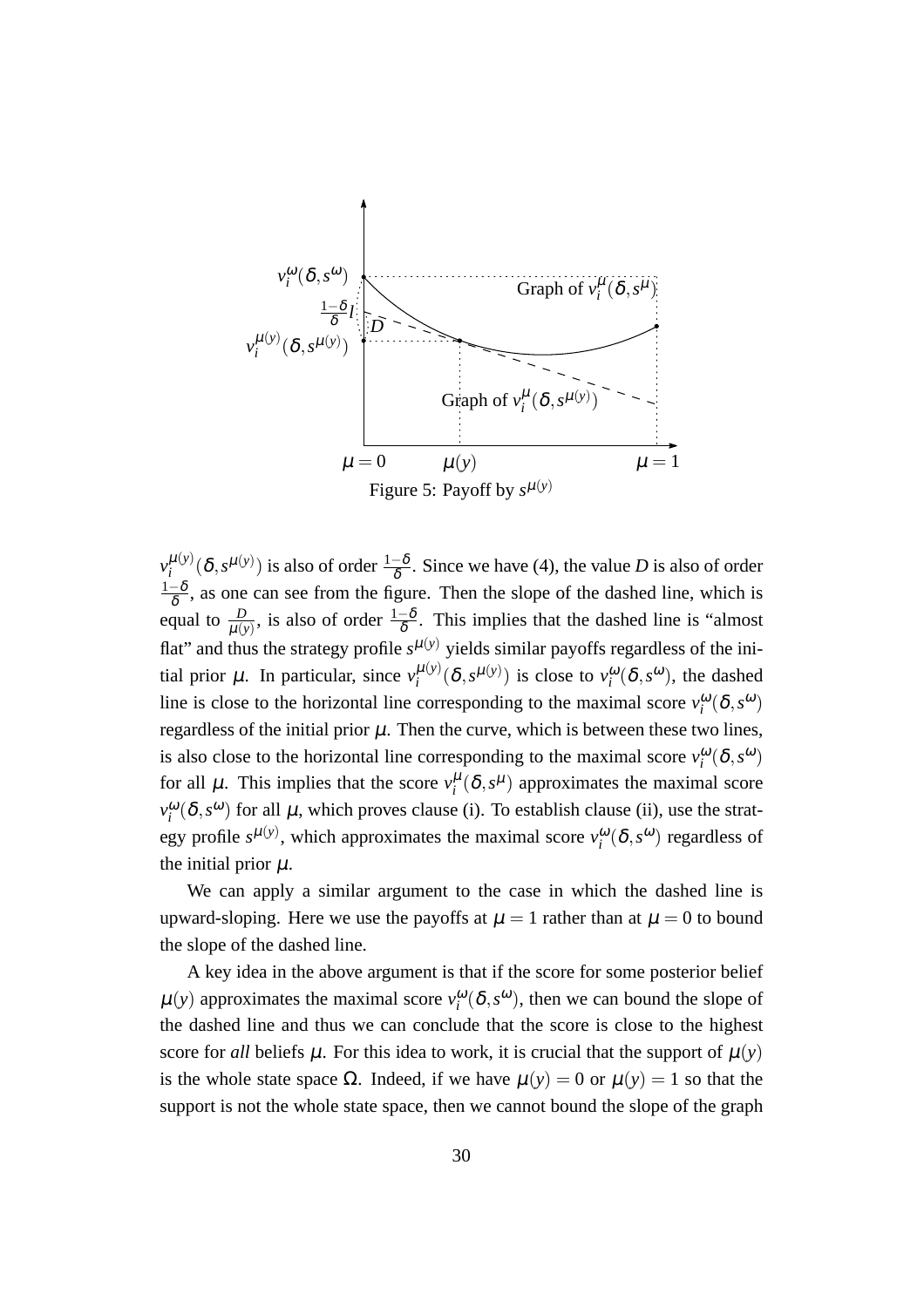Figure 5: Payoff by $s^{\mu(y)}$

$v_i^{\mu(y)}(\delta, s^{\mu(y)})$ is also of order $\frac{1-\delta}{\delta}$. Since we have (4), the value $D$ is also of order $\frac{1-\delta}{\delta}$, as one can see from the figure. Then the slope of the dashed line, which is equal to $\frac{D}{\mu(y)}$, is also of order $\frac{1-\delta}{\delta}$. This implies that the dashed line is "almost flat" and thus the strategy profile $s^{\mu(y)}$ yields similar payoffs regardless of the initial prior $\mu$. In particular, since $v_i^{\mu(y)}(\delta, s^{\mu(y)})$ is close to $v_i^{\omega}(\delta, s^{\omega})$, the dashed line is close to the horizontal line corresponding to the maximal score $v_i^{\omega}(\delta, s^{\omega})$ regardless of the initial prior $\mu$. Then the curve, which is between these two lines, is also close to the horizontal line corresponding to the maximal score $v_i^{\omega}(\delta, s^{\omega})$ for all $\mu$. This implies that the score $v_i^{\mu}(\delta, s^{\mu})$ approximates the maximal score $v_i^{\omega}(\delta, s^{\omega})$ for all $\mu$, which proves clause (i). To establish clause (ii), use the strategy profile $s^{\mu(y)}$, which approximates the maximal score $v_i^{\omega}(\delta, s^{\omega})$ regardless of the initial prior $\mu$.

We can apply a similar argument to the case in which the dashed line is upward-sloping. Here we use the payoffs at $\mu = 1$ rather than at $\mu = 0$ to bound the slope of the dashed line.

A key idea in the above argument is that if the score for some posterior belief $\mu(y)$ approximates the maximal score $v_i^{\omega}(\delta, s^{\omega})$, then we can bound the slope of the dashed line and thus we can conclude that the score is close to the highest score for *all* beliefs $\mu$. For this idea to work, it is crucial that the support of $\mu(y)$ is the whole state space $\Omega$. Indeed, if we have $\mu(y) = 0$ or $\mu(y) = 1$ so that the support is not the whole state space, then we cannot bound the slope of the graph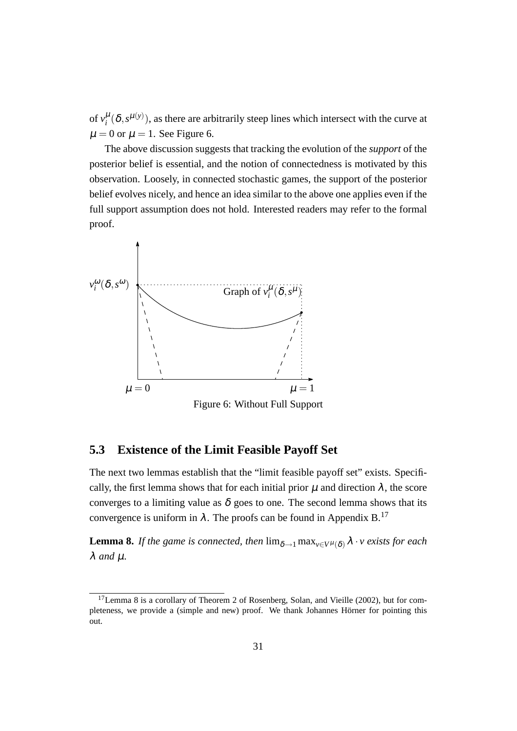of $v_i^{\mu}(\delta, s^{\mu(y)})$, as there are arbitrarily steep lines which intersect with the curve at $\mu = 0$ or $\mu = 1$. See Figure 6.

The above discussion suggests that tracking the evolution of the *support* of the posterior belief is essential, and the notion of connectedness is motivated by this observation. Loosely, in connected stochastic games, the support of the posterior belief evolves nicely, and hence an idea similar to the above one applies even if the full support assumption does not hold. Interested readers may refer to the formal proof.

Figure 6: Without Full Support

## 5.3 Existence of the Limit Feasible Payoff Set

The next two lemmas establish that the "limit feasible payoff set" exists. Specifically, the first lemma shows that for each initial prior $\mu$ and direction $\lambda$, the score converges to a limiting value as $\delta$ goes to one. The second lemma shows that its convergence is uniform in $\lambda$. The proofs can be found in Appendix B.[17]

**Lemma 8.** *If the game is connected, then* $\lim_{\delta \to 1} \max_{v \in V^{\mu}(\delta)} \lambda \cdot v$ *exists for each* $\lambda$ *and* $\mu$*.*

[17] Lemma 8 is a corollary of Theorem 2 of Rosenberg, Solan, and Vieille (2002), but for completeness, we provide a (simple and new) proof. We thank Johannes Hörner for pointing this out.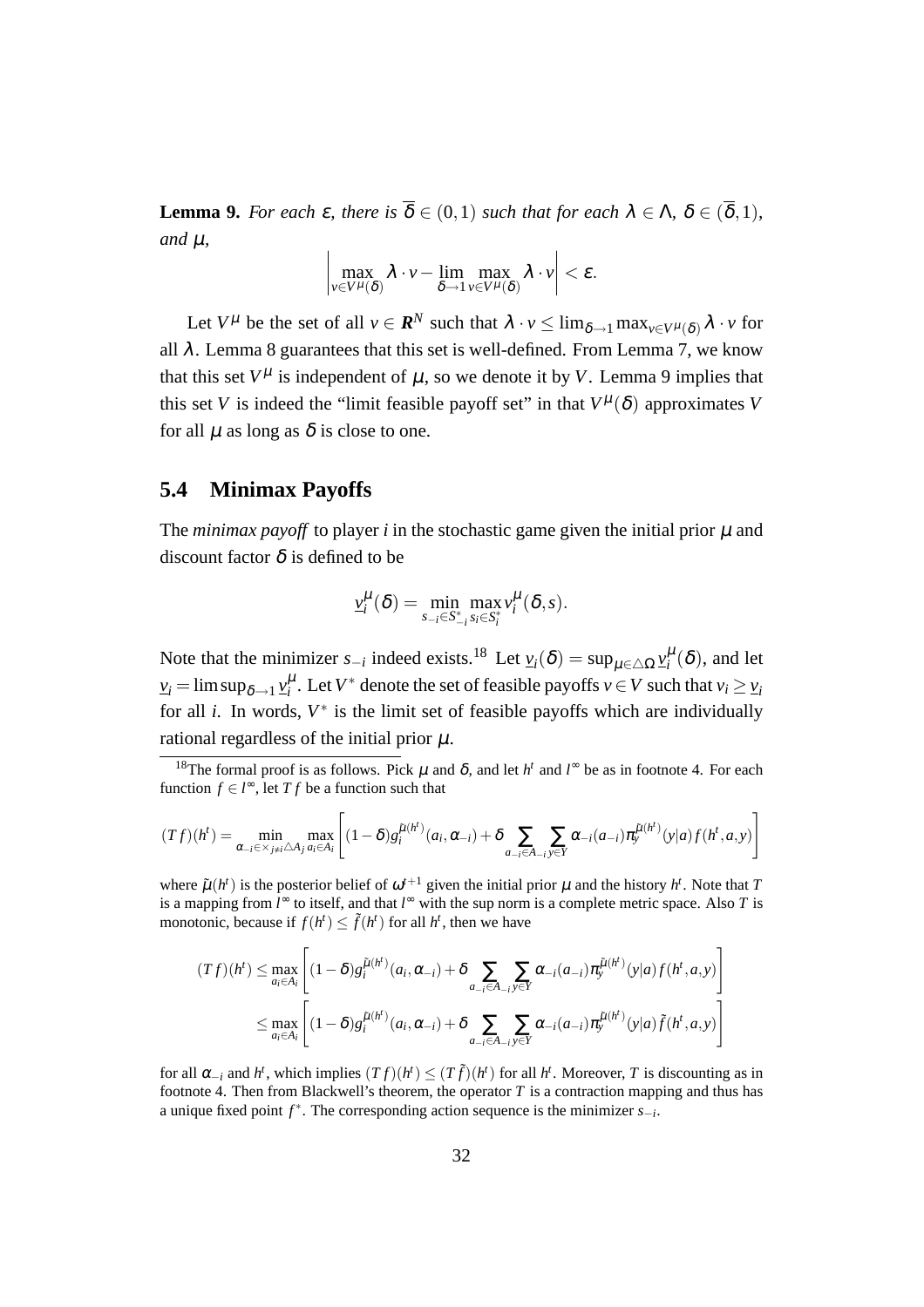**Lemma 9.** *For each $\varepsilon$, there is $\overline{\delta} \in (0,1)$ such that for each $\lambda \in \Lambda$, $\delta \in (\overline{\delta}, 1)$, and $\mu$,*

$$\left| \max_{v \in V^{\mu}(\delta)} \lambda \cdot v - \lim_{\delta \to 1} \max_{v \in V^{\mu}(\delta)} \lambda \cdot v \right| < \varepsilon.$$

Let $V^{\mu}$ be the set of all $v \in \boldsymbol{R}^N$ such that $\lambda \cdot v \leq \lim_{\delta \to 1} \max_{v \in V^{\mu}(\delta)} \lambda \cdot v$ for all $\lambda$. Lemma 8 guarantees that this set is well-defined. From Lemma 7, we know that this set $V^{\mu}$ is independent of $\mu$, so we denote it by $V$. Lemma 9 implies that this set $V$ is indeed the "limit feasible payoff set" in that $V^{\mu}(\delta)$ approximates $V$ for all $\mu$ as long as $\delta$ is close to one.

## 5.4 Minimax Payoffs

The *minimax payoff* to player $i$ in the stochastic game given the initial prior $\mu$ and discount factor $\delta$ is defined to be

$$\underline{v}_i^{\mu}(\delta) = \min_{s_{-i} \in S_{-i}^*} \max_{s_i \in S_i^*} v_i^{\mu}(\delta, s).$$

Note that the minimizer $s_{-i}$ indeed exists.[18] Let $\underline{v}_i(\delta) = \sup_{\mu \in \triangle \Omega} \underline{v}_i^{\mu}(\delta)$, and let $\underline{v}_i = \limsup_{\delta \to 1} \underline{v}_i^{\mu}$. Let $V^*$ denote the set of feasible payoffs $v \in V$ such that $v_i \geq \underline{v}_i$ for all $i$. In words, $V^*$ is the limit set of feasible payoffs which are individually rational regardless of the initial prior $\mu$.

---

[18]The formal proof is as follows. Pick $\mu$ and $\delta$, and let $h^t$ and $l^{\infty}$ be as in footnote 4. For each function $f \in l^{\infty}$, let $Tf$ be a function such that

$$(Tf)(h^t) = \min_{\alpha_{-i} \in \times_{j \neq i} \triangle A_j} \max_{a_i \in A_i} \left[ (1-\delta) g_i^{\tilde{\mu}(h^t)}(a_i, \alpha_{-i}) + \delta \sum_{a_{-i} \in A_{-i}} \sum_{y \in Y} \alpha_{-i}(a_{-i}) \pi_y^{\tilde{\mu}(h^t)}(y|a) f(h^t, a, y) \right]$$

where $\tilde{\mu}(h^t)$ is the posterior belief of $\omega^{t+1}$ given the initial prior $\mu$ and the history $h^t$. Note that $T$ is a mapping from $l^{\infty}$ to itself, and that $l^{\infty}$ with the sup norm is a complete metric space. Also $T$ is monotonic, because if $f(h^t) \leq \tilde{f}(h^t)$ for all $h^t$, then we have

$$\begin{aligned}(Tf)(h^t) &\leq \max_{a_i \in A_i} \left[ (1-\delta) g_i^{\tilde{\mu}(h^t)}(a_i, \alpha_{-i}) + \delta \sum_{a_{-i} \in A_{-i}} \sum_{y \in Y} \alpha_{-i}(a_{-i}) \pi_y^{\tilde{\mu}(h^t)}(y|a) f(h^t, a, y) \right] \\ &\leq \max_{a_i \in A_i} \left[ (1-\delta) g_i^{\tilde{\mu}(h^t)}(a_i, \alpha_{-i}) + \delta \sum_{a_{-i} \in A_{-i}} \sum_{y \in Y} \alpha_{-i}(a_{-i}) \pi_y^{\tilde{\mu}(h^t)}(y|a) \tilde{f}(h^t, a, y) \right]\end{aligned}$$

for all $\alpha_{-i}$ and $h^t$, which implies $(Tf)(h^t) \leq (T\tilde{f})(h^t)$ for all $h^t$. Moreover, $T$ is discounting as in footnote 4. Then from Blackwell's theorem, the operator $T$ is a contraction mapping and thus has a unique fixed point $f^*$. The corresponding action sequence is the minimizer $s_{-i}$.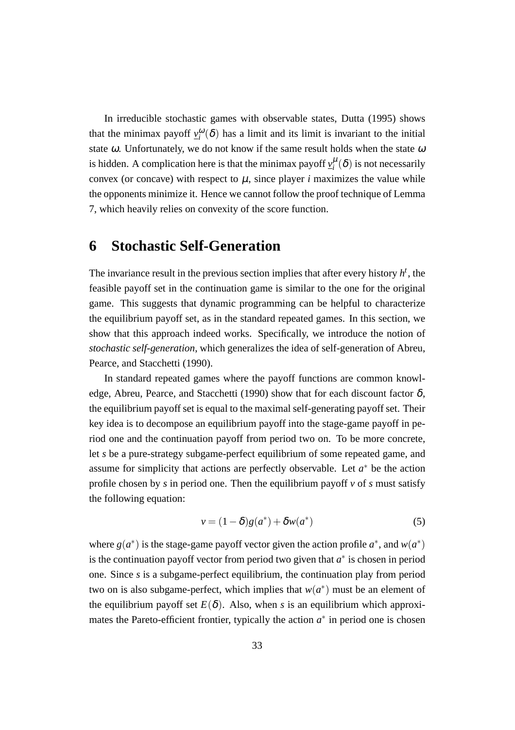In irreducible stochastic games with observable states, Dutta (1995) shows that the minimax payoff $\underline{v}_i^{\omega}(\delta)$ has a limit and its limit is invariant to the initial state $\omega$. Unfortunately, we do not know if the same result holds when the state $\omega$ is hidden. A complication here is that the minimax payoff $\underline{v}_i^{\mu}(\delta)$ is not necessarily convex (or concave) with respect to $\mu$, since player $i$ maximizes the value while the opponents minimize it. Hence we cannot follow the proof technique of Lemma 7, which heavily relies on convexity of the score function.

# 6 Stochastic Self-Generation

The invariance result in the previous section implies that after every history $h^t$, the feasible payoff set in the continuation game is similar to the one for the original game. This suggests that dynamic programming can be helpful to characterize the equilibrium payoff set, as in the standard repeated games. In this section, we show that this approach indeed works. Specifically, we introduce the notion of *stochastic self-generation*, which generalizes the idea of self-generation of Abreu, Pearce, and Stacchetti (1990).

In standard repeated games where the payoff functions are common knowledge, Abreu, Pearce, and Stacchetti (1990) show that for each discount factor $\delta$, the equilibrium payoff set is equal to the maximal self-generating payoff set. Their key idea is to decompose an equilibrium payoff into the stage-game payoff in period one and the continuation payoff from period two on. To be more concrete, let $s$ be a pure-strategy subgame-perfect equilibrium of some repeated game, and assume for simplicity that actions are perfectly observable. Let $a^*$ be the action profile chosen by $s$ in period one. Then the equilibrium payoff $v$ of $s$ must satisfy the following equation:

$$v = (1-\delta)g(a^*) + \delta w(a^*) \tag{5}$$

where $g(a^*)$ is the stage-game payoff vector given the action profile $a^*$, and $w(a^*)$ is the continuation payoff vector from period two given that $a^*$ is chosen in period one. Since $s$ is a subgame-perfect equilibrium, the continuation play from period two on is also subgame-perfect, which implies that $w(a^*)$ must be an element of the equilibrium payoff set $E(\delta)$. Also, when $s$ is an equilibrium which approximates the Pareto-efficient frontier, typically the action $a^*$ in period one is chosen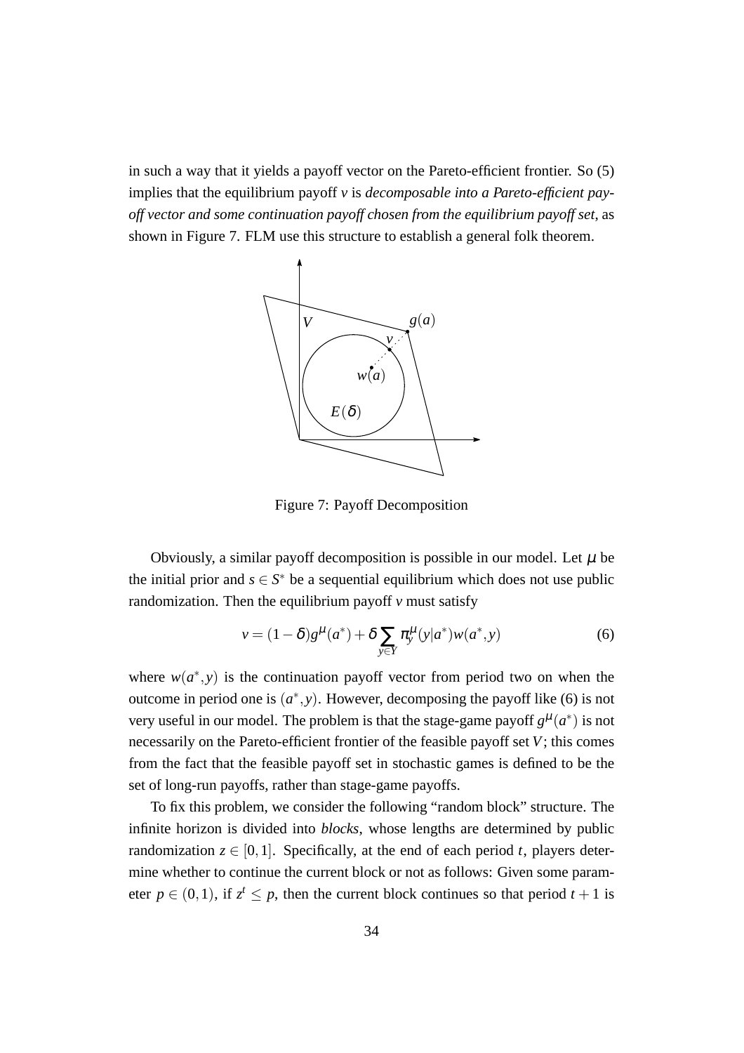in such a way that it yields a payoff vector on the Pareto-efficient frontier. So (5) implies that the equilibrium payoff $v$ is *decomposable into a Pareto-efficient payoff vector and some continuation payoff chosen from the equilibrium payoff set*, as shown in Figure 7. FLM use this structure to establish a general folk theorem.

Figure 7: Payoff Decomposition

Obviously, a similar payoff decomposition is possible in our model. Let $\mu$ be the initial prior and $s \in S^*$ be a sequential equilibrium which does not use public randomization. Then the equilibrium payoff $v$ must satisfy

$$v = (1-\delta)g^{\mu}(a^*) + \delta \sum_{y \in Y} \pi_y^{\mu}(y|a^*) w(a^*, y) \tag{6}$$

where $w(a^*, y)$ is the continuation payoff vector from period two on when the outcome in period one is $(a^*, y)$. However, decomposing the payoff like (6) is not very useful in our model. The problem is that the stage-game payoff $g^{\mu}(a^*)$ is not necessarily on the Pareto-efficient frontier of the feasible payoff set $V$; this comes from the fact that the feasible payoff set in stochastic games is defined to be the set of long-run payoffs, rather than stage-game payoffs.

To fix this problem, we consider the following "random block" structure. The infinite horizon is divided into *blocks*, whose lengths are determined by public randomization $z \in [0, 1]$. Specifically, at the end of each period $t$, players determine whether to continue the current block or not as follows: Given some parameter $p \in (0, 1)$, if $z^t \leq p$, then the current block continues so that period $t+1$ is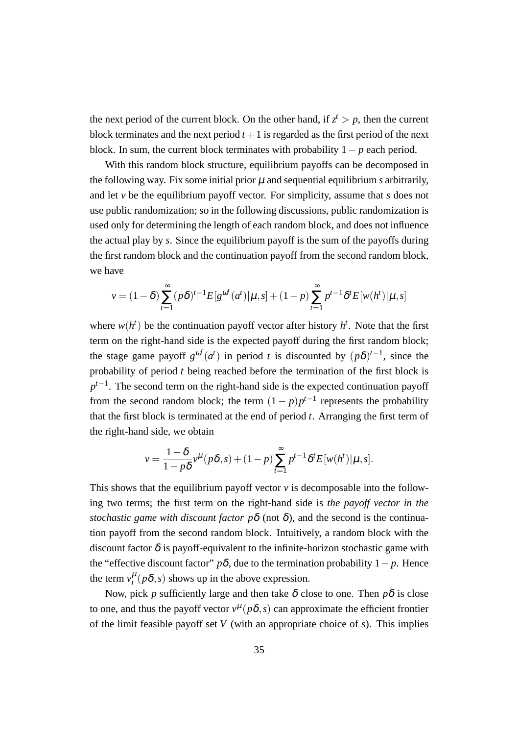the next period of the current block. On the other hand, if $z^t > p$, then the current block terminates and the next period $t+1$ is regarded as the first period of the next block. In sum, the current block terminates with probability $1-p$ each period.

With this random block structure, equilibrium payoffs can be decomposed in the following way. Fix some initial prior $\mu$ and sequential equilibrium $s$ arbitrarily, and let $v$ be the equilibrium payoff vector. For simplicity, assume that $s$ does not use public randomization; so in the following discussions, public randomization is used only for determining the length of each random block, and does not influence the actual play by $s$. Since the equilibrium payoff is the sum of the payoffs during the first random block and the continuation payoff from the second random block, we have

$$v = (1-\delta)\sum_{t=1}^{\infty}(p\delta)^{t-1}E[g^{\omega^t}(a^t)|\mu, s] + (1-p)\sum_{t=1}^{\infty}p^{t-1}\delta^t E[w(h^t)|\mu, s]$$

where $w(h^t)$ be the continuation payoff vector after history $h^t$. Note that the first term on the right-hand side is the expected payoff during the first random block; the stage game payoff $g^{\omega^t}(a^t)$ in period $t$ is discounted by $(p\delta)^{t-1}$, since the probability of period $t$ being reached before the termination of the first block is $p^{t-1}$. The second term on the right-hand side is the expected continuation payoff from the second random block; the term $(1-p)p^{t-1}$ represents the probability that the first block is terminated at the end of period $t$. Arranging the first term of the right-hand side, we obtain

$$v = \frac{1-\delta}{1-p\delta}v^{\mu}(p\delta, s) + (1-p)\sum_{t=1}^{\infty}p^{t-1}\delta^t E[w(h^t)|\mu, s].$$

This shows that the equilibrium payoff vector $v$ is decomposable into the following two terms; the first term on the right-hand side is *the payoff vector in the stochastic game with discount factor* $p\delta$ (not $\delta$), and the second is the continuation payoff from the second random block. Intuitively, a random block with the discount factor $\delta$ is payoff-equivalent to the infinite-horizon stochastic game with the "effective discount factor" $p\delta$, due to the termination probability $1-p$. Hence the term $v_i^{\mu}(p\delta, s)$ shows up in the above expression.

Now, pick $p$ sufficiently large and then take $\delta$ close to one. Then $p\delta$ is close to one, and thus the payoff vector $v^{\mu}(p\delta, s)$ can approximate the efficient frontier of the limit feasible payoff set $V$ (with an appropriate choice of $s$). This implies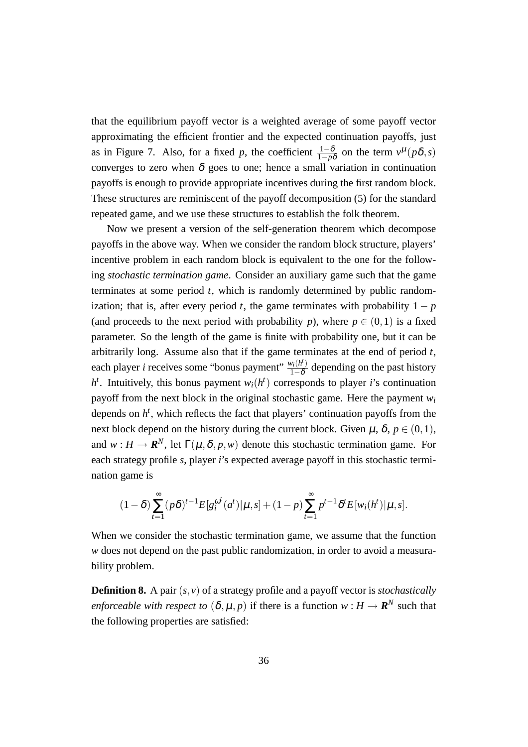that the equilibrium payoff vector is a weighted average of some payoff vector approximating the efficient frontier and the expected continuation payoffs, just as in Figure 7. Also, for a fixed $p$, the coefficient $\frac{1-\delta}{1-p\delta}$ on the term $v^{\mu}(p\delta, s)$ converges to zero when $\delta$ goes to one; hence a small variation in continuation payoffs is enough to provide appropriate incentives during the first random block. These structures are reminiscent of the payoff decomposition (5) for the standard repeated game, and we use these structures to establish the folk theorem.

Now we present a version of the self-generation theorem which decompose payoffs in the above way. When we consider the random block structure, players' incentive problem in each random block is equivalent to the one for the following *stochastic termination game*. Consider an auxiliary game such that the game terminates at some period $t$, which is randomly determined by public randomization; that is, after every period $t$, the game terminates with probability $1-p$ (and proceeds to the next period with probability $p$), where $p \in (0,1)$ is a fixed parameter. So the length of the game is finite with probability one, but it can be arbitrarily long. Assume also that if the game terminates at the end of period $t$, each player $i$ receives some "bonus payment" $\frac{w_i(h^t)}{1-\delta}$ depending on the past history $h^t$. Intuitively, this bonus payment $w_i(h^t)$ corresponds to player $i$'s continuation payoff from the next block in the original stochastic game. Here the payment $w_i$ depends on $h^t$, which reflects the fact that players' continuation payoffs from the next block depend on the history during the current block. Given $\mu$, $\delta$, $p \in (0,1)$, and $w : H \to \boldsymbol{R}^N$, let $\Gamma(\mu, \delta, p, w)$ denote this stochastic termination game. For each strategy profile $s$, player $i$'s expected average payoff in this stochastic termination game is

$$(1-\delta)\sum_{t=1}^{\infty}(p\delta)^{t-1}E[g_i^{\omega^t}(a^t)|\mu,s] + (1-p)\sum_{t=1}^{\infty}p^{t-1}\delta^t E[w_i(h^t)|\mu,s].$$

When we consider the stochastic termination game, we assume that the function $w$ does not depend on the past public randomization, in order to avoid a measurability problem.

**Definition 8.** A pair $(s,v)$ of a strategy profile and a payoff vector is *stochastically enforceable with respect to* $(\delta, \mu, p)$ if there is a function $w : H \to \boldsymbol{R}^N$ such that the following properties are satisfied: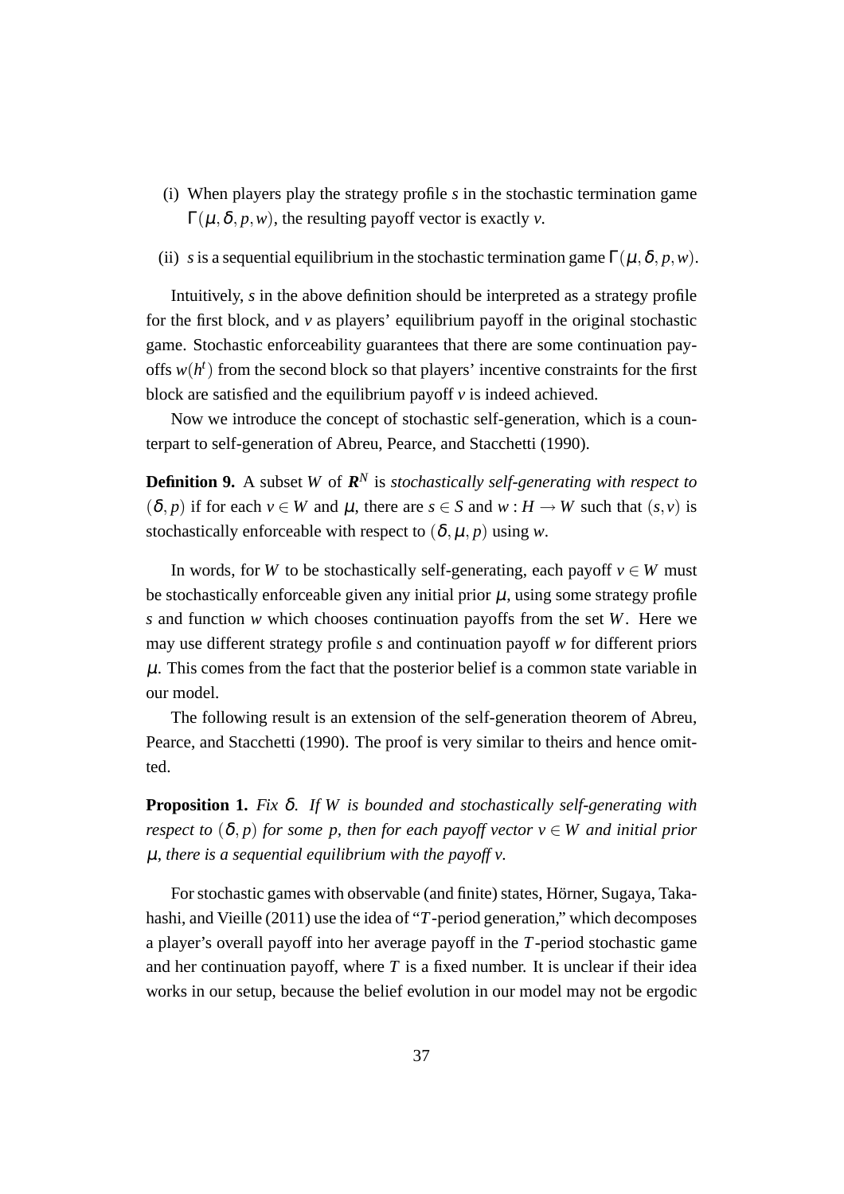(i) When players play the strategy profile $s$ in the stochastic termination game $\Gamma(\mu,\delta,p,w)$, the resulting payoff vector is exactly $v$.

(ii) $s$ is a sequential equilibrium in the stochastic termination game $\Gamma(\mu,\delta,p,w)$.

Intuitively, $s$ in the above definition should be interpreted as a strategy profile for the first block, and $v$ as players' equilibrium payoff in the original stochastic game. Stochastic enforceability guarantees that there are some continuation payoffs $w(h^t)$ from the second block so that players' incentive constraints for the first block are satisfied and the equilibrium payoff $v$ is indeed achieved.

Now we introduce the concept of stochastic self-generation, which is a counterpart to self-generation of Abreu, Pearce, and Stacchetti (1990).

**Definition 9.** A subset $W$ of $\boldsymbol{R}^N$ is *stochastically self-generating with respect to* $(\delta,p)$ if for each $v \in W$ and $\mu$, there are $s \in S$ and $w : H \to W$ such that $(s,v)$ is stochastically enforceable with respect to $(\delta,\mu,p)$ using $w$.

In words, for $W$ to be stochastically self-generating, each payoff $v \in W$ must be stochastically enforceable given any initial prior $\mu$, using some strategy profile $s$ and function $w$ which chooses continuation payoffs from the set $W$. Here we may use different strategy profile $s$ and continuation payoff $w$ for different priors $\mu$. This comes from the fact that the posterior belief is a common state variable in our model.

The following result is an extension of the self-generation theorem of Abreu, Pearce, and Stacchetti (1990). The proof is very similar to theirs and hence omitted.

**Proposition 1.** *Fix $\delta$. If $W$ is bounded and stochastically self-generating with respect to $(\delta,p)$ for some $p$, then for each payoff vector $v \in W$ and initial prior $\mu$, there is a sequential equilibrium with the payoff $v$.*

For stochastic games with observable (and finite) states, Hörner, Sugaya, Takahashi, and Vieille (2011) use the idea of "$T$-period generation," which decomposes a player's overall payoff into her average payoff in the $T$-period stochastic game and her continuation payoff, where $T$ is a fixed number. It is unclear if their idea works in our setup, because the belief evolution in our model may not be ergodic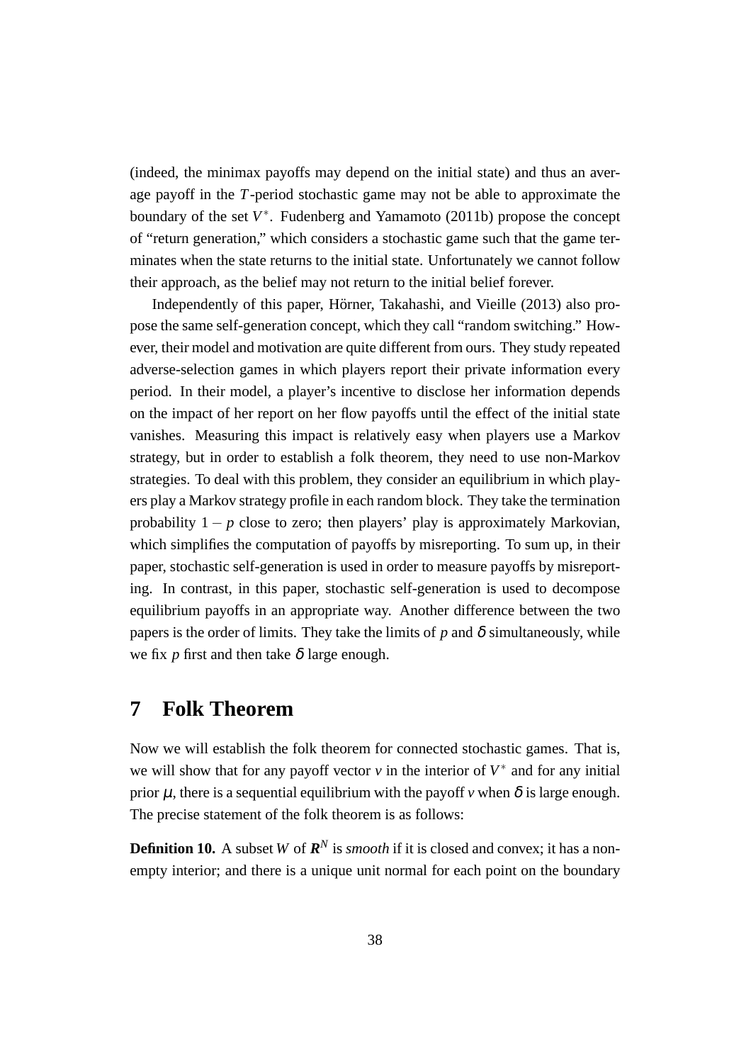(indeed, the minimax payoffs may depend on the initial state) and thus an average payoff in the $T$-period stochastic game may not be able to approximate the boundary of the set $V^*$. Fudenberg and Yamamoto (2011b) propose the concept of "return generation," which considers a stochastic game such that the game terminates when the state returns to the initial state. Unfortunately we cannot follow their approach, as the belief may not return to the initial belief forever.

Independently of this paper, Hörner, Takahashi, and Vieille (2013) also propose the same self-generation concept, which they call "random switching." However, their model and motivation are quite different from ours. They study repeated adverse-selection games in which players report their private information every period. In their model, a player's incentive to disclose her information depends on the impact of her report on her flow payoffs until the effect of the initial state vanishes. Measuring this impact is relatively easy when players use a Markov strategy, but in order to establish a folk theorem, they need to use non-Markov strategies. To deal with this problem, they consider an equilibrium in which players play a Markov strategy profile in each random block. They take the termination probability $1-p$ close to zero; then players' play is approximately Markovian, which simplifies the computation of payoffs by misreporting. To sum up, in their paper, stochastic self-generation is used in order to measure payoffs by misreporting. In contrast, in this paper, stochastic self-generation is used to decompose equilibrium payoffs in an appropriate way. Another difference between the two papers is the order of limits. They take the limits of $p$ and $\delta$ simultaneously, while we fix $p$ first and then take $\delta$ large enough.

## 7 Folk Theorem

Now we will establish the folk theorem for connected stochastic games. That is, we will show that for any payoff vector $v$ in the interior of $V^*$ and for any initial prior $\mu$, there is a sequential equilibrium with the payoff $v$ when $\delta$ is large enough. The precise statement of the folk theorem is as follows:

**Definition 10.** A subset $W$ of $\boldsymbol{R}^N$ is *smooth* if it is closed and convex; it has a nonempty interior; and there is a unique unit normal for each point on the boundary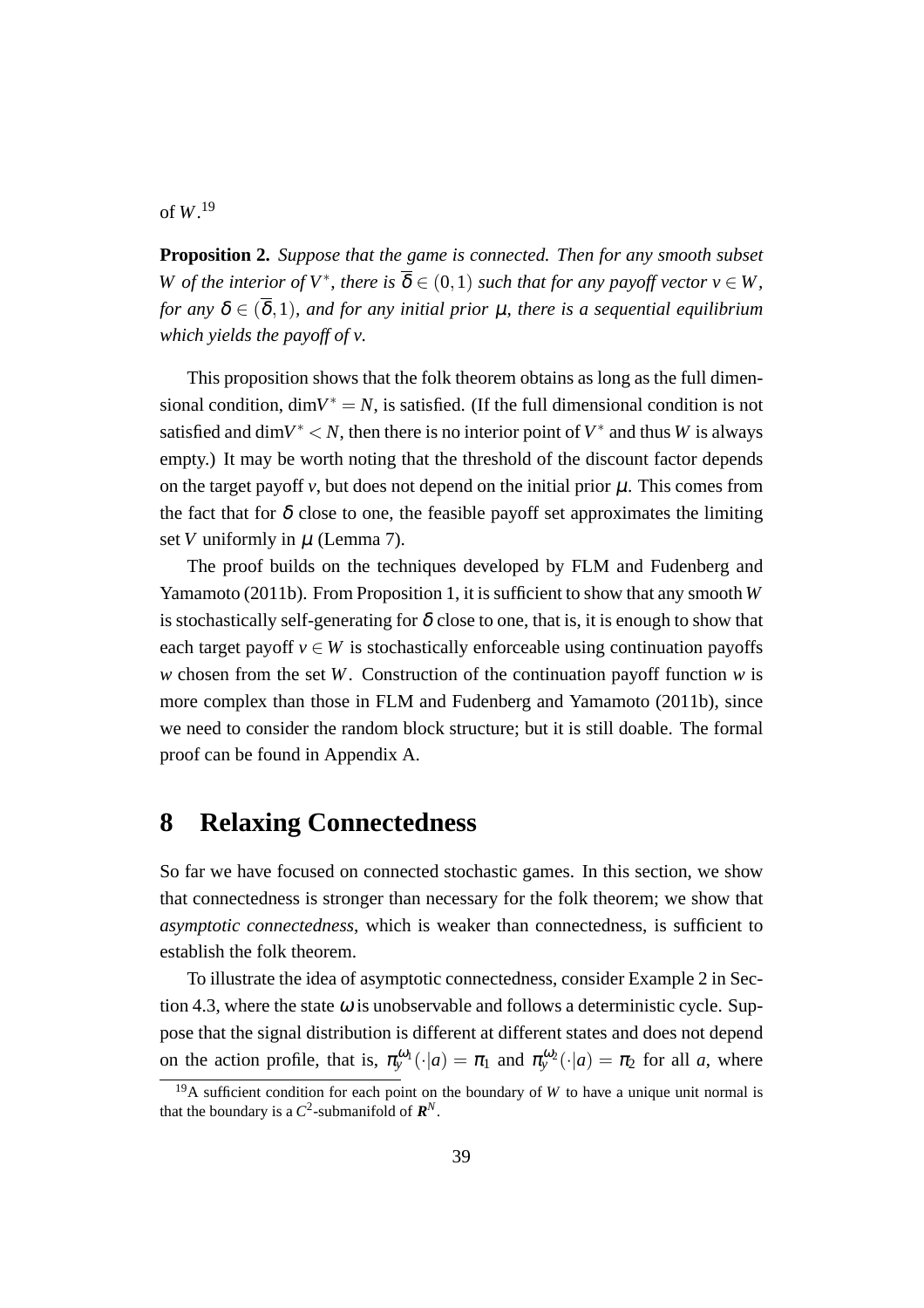of $W$.[19]

**Proposition 2.** *Suppose that the game is connected. Then for any smooth subset $W$ of the interior of $V^*$, there is $\overline{\delta} \in (0,1)$ such that for any payoff vector $v \in W$, for any $\delta \in (\overline{\delta}, 1)$, and for any initial prior $\mu$, there is a sequential equilibrium which yields the payoff of $v$.*

This proposition shows that the folk theorem obtains as long as the full dimensional condition, $\dim V^* = N$, is satisfied. (If the full dimensional condition is not satisfied and $\dim V^* < N$, then there is no interior point of $V^*$ and thus $W$ is always empty.) It may be worth noting that the threshold of the discount factor depends on the target payoff $v$, but does not depend on the initial prior $\mu$. This comes from the fact that for $\delta$ close to one, the feasible payoff set approximates the limiting set $V$ uniformly in $\mu$ (Lemma 7).

The proof builds on the techniques developed by FLM and Fudenberg and Yamamoto (2011b). From Proposition 1, it is sufficient to show that any smooth $W$ is stochastically self-generating for $\delta$ close to one, that is, it is enough to show that each target payoff $v \in W$ is stochastically enforceable using continuation payoffs $w$ chosen from the set $W$. Construction of the continuation payoff function $w$ is more complex than those in FLM and Fudenberg and Yamamoto (2011b), since we need to consider the random block structure; but it is still doable. The formal proof can be found in Appendix A.

# 8 Relaxing Connectedness

So far we have focused on connected stochastic games. In this section, we show that connectedness is stronger than necessary for the folk theorem; we show that *asymptotic connectedness*, which is weaker than connectedness, is sufficient to establish the folk theorem.

To illustrate the idea of asymptotic connectedness, consider Example 2 in Section 4.3, where the state $\omega$ is unobservable and follows a deterministic cycle. Suppose that the signal distribution is different at different states and does not depend on the action profile, that is, $\pi_y^{\omega_1}(\cdot|a) = \pi_1$ and $\pi_y^{\omega_2}(\cdot|a) = \pi_2$ for all $a$, where

[19] A sufficient condition for each point on the boundary of $W$ to have a unique unit normal is that the boundary is a $C^2$-submanifold of $\boldsymbol{R}^N$.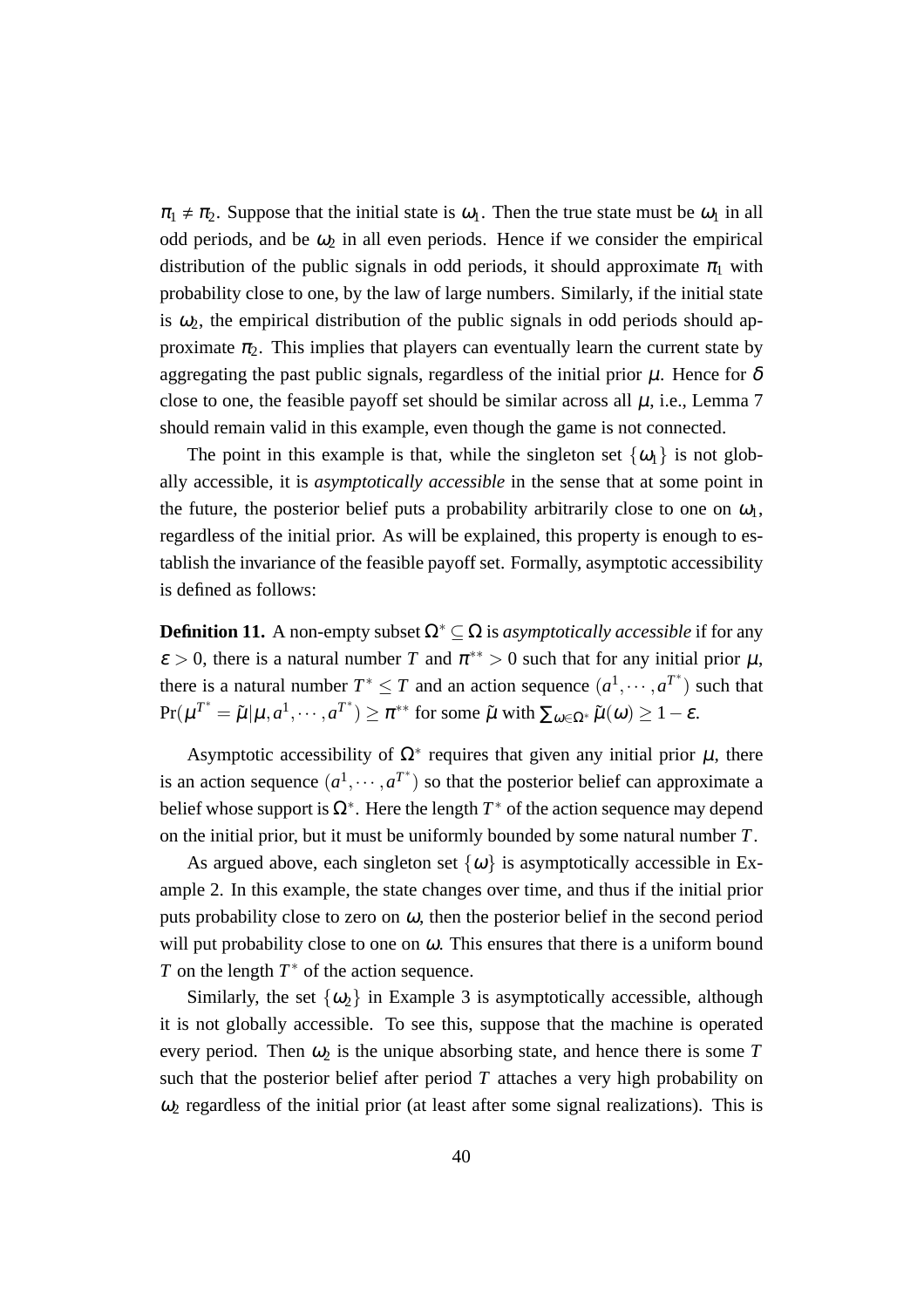$\pi_1 \neq \pi_2$. Suppose that the initial state is $\omega_1$. Then the true state must be $\omega_1$ in all odd periods, and be $\omega_2$ in all even periods. Hence if we consider the empirical distribution of the public signals in odd periods, it should approximate $\pi_1$ with probability close to one, by the law of large numbers. Similarly, if the initial state is $\omega_2$, the empirical distribution of the public signals in odd periods should approximate $\pi_2$. This implies that players can eventually learn the current state by aggregating the past public signals, regardless of the initial prior $\mu$. Hence for $\delta$ close to one, the feasible payoff set should be similar across all $\mu$, i.e., Lemma 7 should remain valid in this example, even though the game is not connected.

The point in this example is that, while the singleton set $\{\omega_1\}$ is not globally accessible, it is *asymptotically accessible* in the sense that at some point in the future, the posterior belief puts a probability arbitrarily close to one on $\omega_1$, regardless of the initial prior. As will be explained, this property is enough to establish the invariance of the feasible payoff set. Formally, asymptotic accessibility is defined as follows:

**Definition 11.** A non-empty subset $\Omega^* \subseteq \Omega$ is *asymptotically accessible* if for any $\varepsilon > 0$, there is a natural number $T$ and $\pi^{**} > 0$ such that for any initial prior $\mu$, there is a natural number $T^* \leq T$ and an action sequence $(a^1, \cdots, a^{T^*})$ such that $\Pr(\mu^{T^*} = \tilde{\mu} | \mu, a^1, \cdots, a^{T^*}) \geq \pi^{**}$ for some $\tilde{\mu}$ with $\sum_{\omega \in \Omega^*} \tilde{\mu}(\omega) \geq 1 - \varepsilon$.

Asymptotic accessibility of $\Omega^*$ requires that given any initial prior $\mu$, there is an action sequence $(a^1, \cdots, a^{T^*})$ so that the posterior belief can approximate a belief whose support is $\Omega^*$. Here the length $T^*$ of the action sequence may depend on the initial prior, but it must be uniformly bounded by some natural number $T$.

As argued above, each singleton set $\{\omega\}$ is asymptotically accessible in Example 2. In this example, the state changes over time, and thus if the initial prior puts probability close to zero on $\omega$, then the posterior belief in the second period will put probability close to one on $\omega$. This ensures that there is a uniform bound $T$ on the length $T^*$ of the action sequence.

Similarly, the set $\{\omega_2\}$ in Example 3 is asymptotically accessible, although it is not globally accessible. To see this, suppose that the machine is operated every period. Then $\omega_2$ is the unique absorbing state, and hence there is some $T$ such that the posterior belief after period $T$ attaches a very high probability on $\omega_2$ regardless of the initial prior (at least after some signal realizations). This is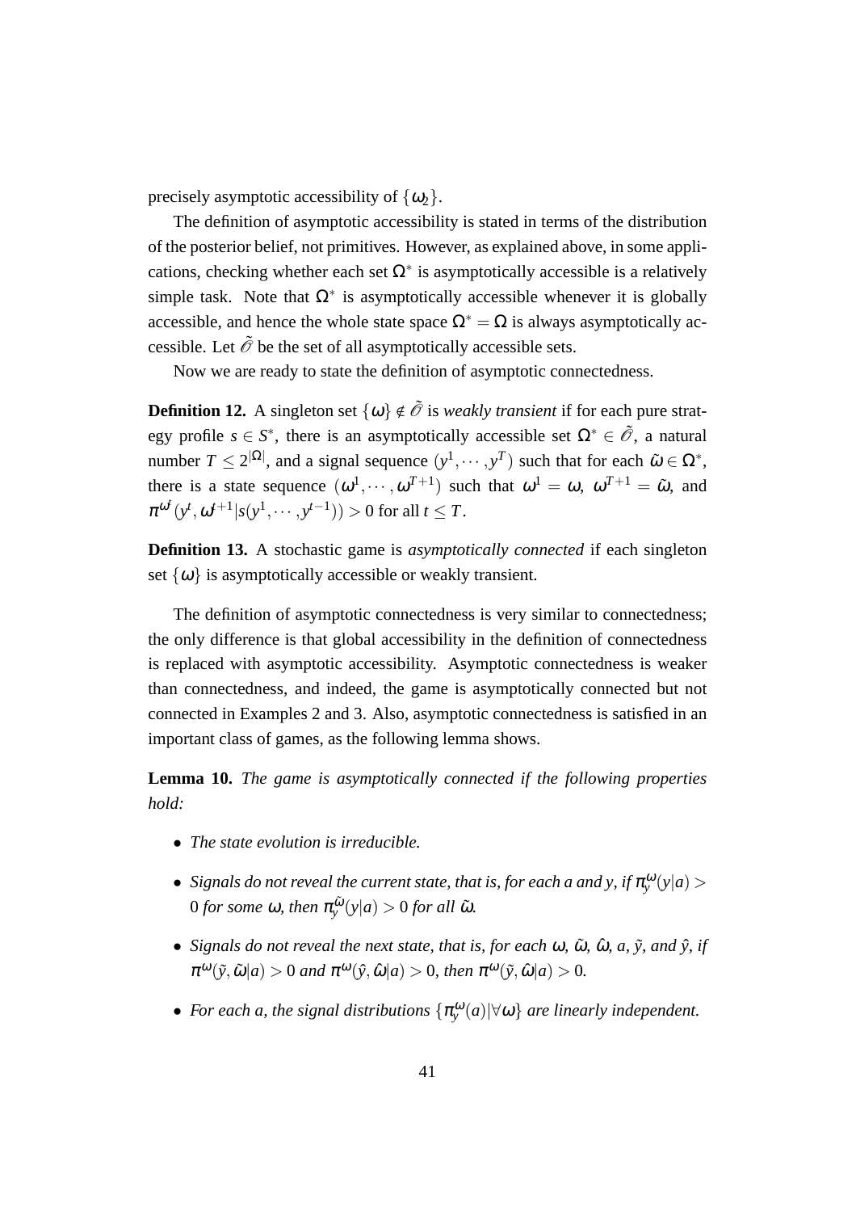precisely asymptotic accessibility of $\{\omega_2\}$.

The definition of asymptotic accessibility is stated in terms of the distribution of the posterior belief, not primitives. However, as explained above, in some applications, checking whether each set $\Omega^*$ is asymptotically accessible is a relatively simple task. Note that $\Omega^*$ is asymptotically accessible whenever it is globally accessible, and hence the whole state space $\Omega^* = \Omega$ is always asymptotically accessible. Let $\tilde{\mathcal{O}}$ be the set of all asymptotically accessible sets.

Now we are ready to state the definition of asymptotic connectedness.

**Definition 12.** A singleton set $\{\omega\} \notin \tilde{\mathcal{O}}$ is *weakly transient* if for each pure strategy profile $s \in S^*$, there is an asymptotically accessible set $\Omega^* \in \tilde{\mathcal{O}}$, a natural number $T \leq 2^{|\Omega|}$, and a signal sequence $(y^1, \cdots, y^T)$ such that for each $\tilde{\omega} \in \Omega^*$, there is a state sequence $(\omega^1, \cdots, \omega^{T+1})$ such that $\omega^1 = \omega$, $\omega^{T+1} = \tilde{\omega}$, and $\pi^{\omega^t}(y^t, \omega^{t+1} | s(y^1, \cdots, y^{t-1})) > 0$ for all $t \leq T$.

**Definition 13.** A stochastic game is *asymptotically connected* if each singleton set $\{\omega\}$ is asymptotically accessible or weakly transient.

The definition of asymptotic connectedness is very similar to connectedness; the only difference is that global accessibility in the definition of connectedness is replaced with asymptotic accessibility. Asymptotic connectedness is weaker than connectedness, and indeed, the game is asymptotically connected but not connected in Examples 2 and 3. Also, asymptotic connectedness is satisfied in an important class of games, as the following lemma shows.

**Lemma 10.** *The game is asymptotically connected if the following properties hold:*

- *The state evolution is irreducible.*
- *Signals do not reveal the current state, that is, for each $a$ and $y$, if $\pi_y^{\omega}(y|a) > 0$ for some $\omega$, then $\pi_y^{\tilde{\omega}}(y|a) > 0$ for all $\tilde{\omega}$.*
- *Signals do not reveal the next state, that is, for each $\omega$, $\tilde{\omega}$, $\hat{\omega}$, $a$, $\tilde{y}$, and $\hat{y}$, if $\pi^{\omega}(\tilde{y}, \tilde{\omega}|a) > 0$ and $\pi^{\omega}(\hat{y}, \hat{\omega}|a) > 0$, then $\pi^{\omega}(\tilde{y}, \hat{\omega}|a) > 0$.*
- *For each $a$, the signal distributions $\{\pi_y^{\omega}(a) | \forall \omega\}$ are linearly independent.*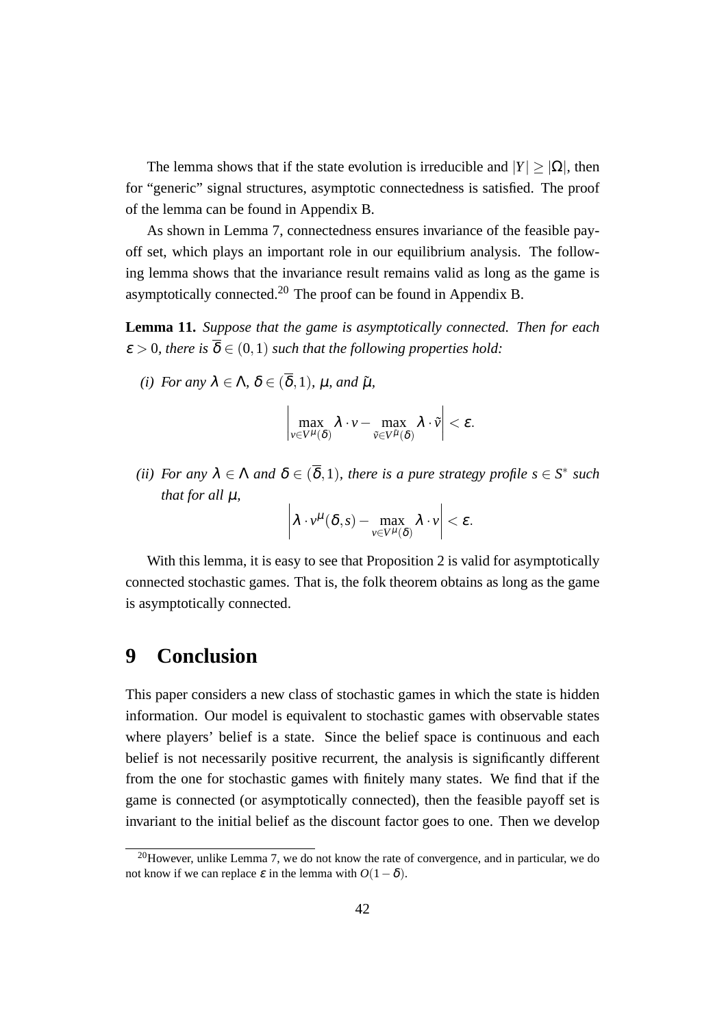The lemma shows that if the state evolution is irreducible and $|Y| \geq |\Omega|$, then for "generic" signal structures, asymptotic connectedness is satisfied. The proof of the lemma can be found in Appendix B.

As shown in Lemma 7, connectedness ensures invariance of the feasible payoff set, which plays an important role in our equilibrium analysis. The following lemma shows that the invariance result remains valid as long as the game is asymptotically connected.[20] The proof can be found in Appendix B.

**Lemma 11.** *Suppose that the game is asymptotically connected. Then for each $\varepsilon > 0$, there is $\overline{\delta} \in (0,1)$ such that the following properties hold:*

*(i) For any $\lambda \in \Lambda$, $\delta \in (\overline{\delta}, 1)$, $\mu$, and $\tilde{\mu}$,*

$$\left| \max_{v \in V^{\mu}(\delta)} \lambda \cdot v - \max_{\tilde{v} \in V^{\tilde{\mu}}(\delta)} \lambda \cdot \tilde{v} \right| < \varepsilon.$$

*(ii) For any $\lambda \in \Lambda$ and $\delta \in (\overline{\delta}, 1)$, there is a pure strategy profile $s \in S^*$ such that for all $\mu$,*

$$\left| \lambda \cdot v^{\mu}(\delta, s) - \max_{v \in V^{\mu}(\delta)} \lambda \cdot v \right| < \varepsilon.$$

With this lemma, it is easy to see that Proposition 2 is valid for asymptotically connected stochastic games. That is, the folk theorem obtains as long as the game is asymptotically connected.

# 9 Conclusion

This paper considers a new class of stochastic games in which the state is hidden information. Our model is equivalent to stochastic games with observable states where players' belief is a state. Since the belief space is continuous and each belief is not necessarily positive recurrent, the analysis is significantly different from the one for stochastic games with finitely many states. We find that if the game is connected (or asymptotically connected), then the feasible payoff set is invariant to the initial belief as the discount factor goes to one. Then we develop

[20] However, unlike Lemma 7, we do not know the rate of convergence, and in particular, we do not know if we can replace $\varepsilon$ in the lemma with $O(1-\delta)$.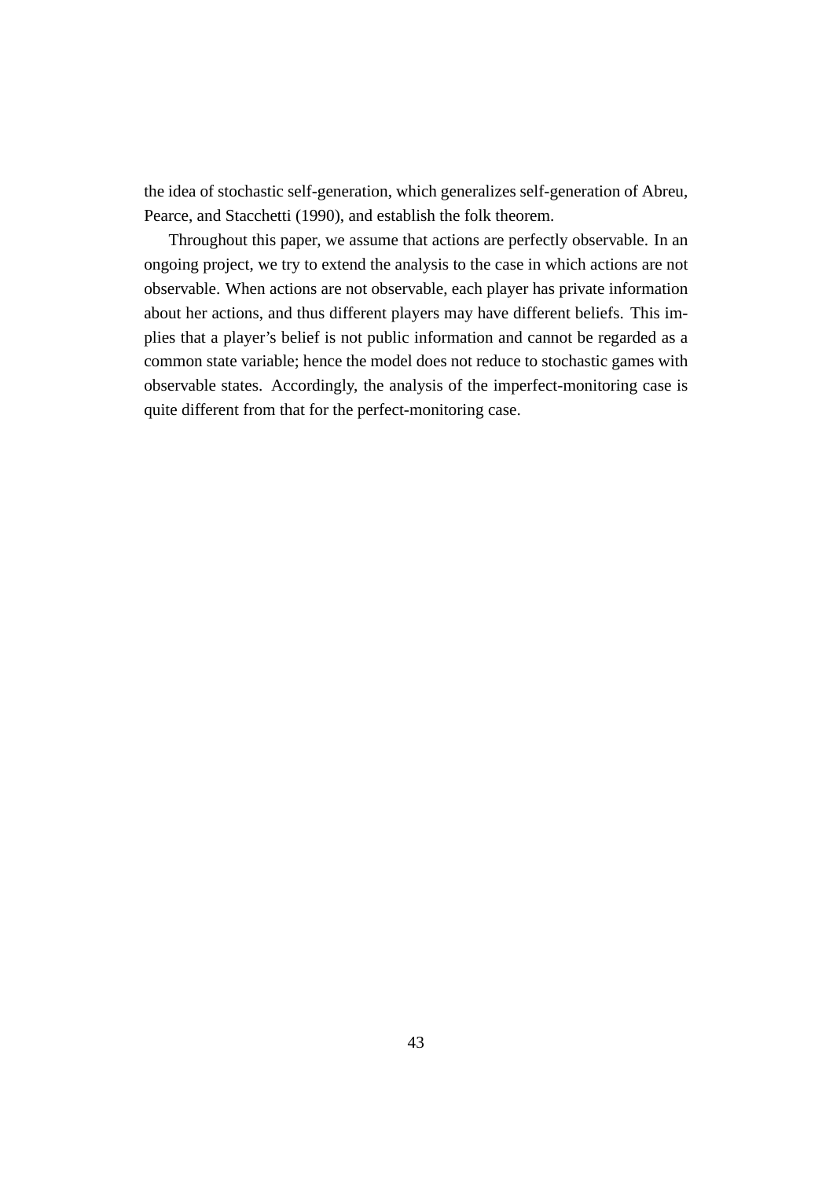the idea of stochastic self-generation, which generalizes self-generation of Abreu, Pearce, and Stacchetti (1990), and establish the folk theorem.

Throughout this paper, we assume that actions are perfectly observable. In an ongoing project, we try to extend the analysis to the case in which actions are not observable. When actions are not observable, each player has private information about her actions, and thus different players may have different beliefs. This implies that a player's belief is not public information and cannot be regarded as a common state variable; hence the model does not reduce to stochastic games with observable states. Accordingly, the analysis of the imperfect-monitoring case is quite different from that for the perfect-monitoring case.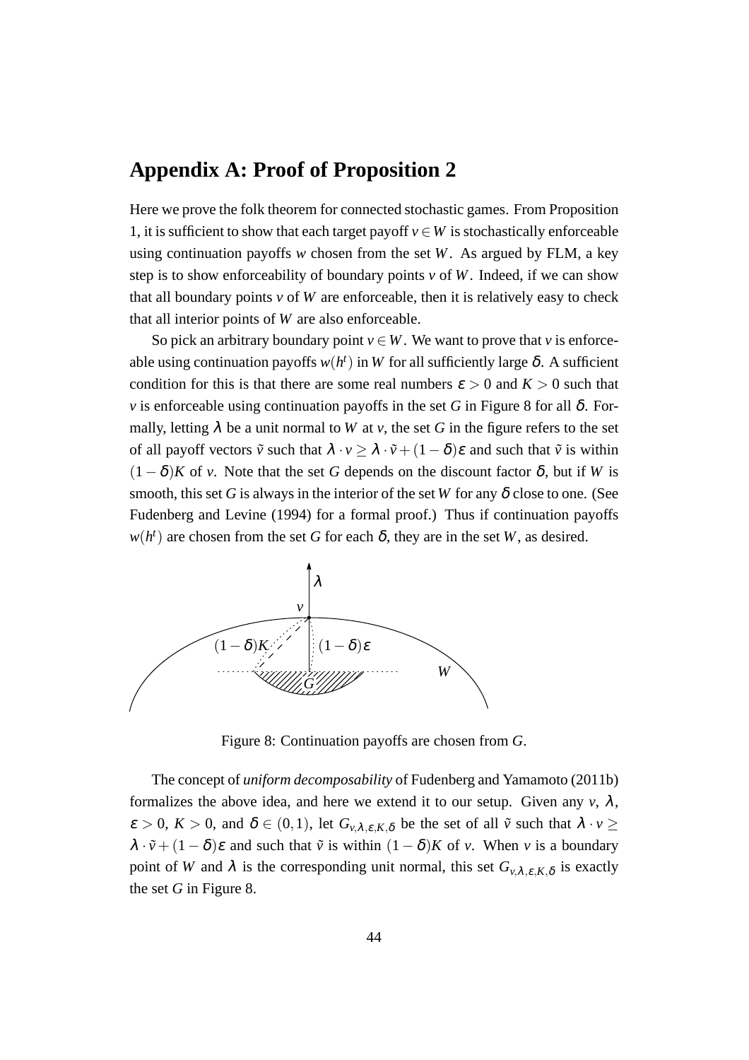# Appendix A: Proof of Proposition 2

Here we prove the folk theorem for connected stochastic games. From Proposition 1, it is sufficient to show that each target payoff $v \in W$ is stochastically enforceable using continuation payoffs $w$ chosen from the set $W$. As argued by FLM, a key step is to show enforceability of boundary points $v$ of $W$. Indeed, if we can show that all boundary points $v$ of $W$ are enforceable, then it is relatively easy to check that all interior points of $W$ are also enforceable.

So pick an arbitrary boundary point $v \in W$. We want to prove that $v$ is enforceable using continuation payoffs $w(h^t)$ in $W$ for all sufficiently large $\delta$. A sufficient condition for this is that there are some real numbers $\varepsilon > 0$ and $K > 0$ such that $v$ is enforceable using continuation payoffs in the set $G$ in Figure 8 for all $\delta$. Formally, letting $\lambda$ be a unit normal to $W$ at $v$, the set $G$ in the figure refers to the set of all payoff vectors $\tilde{v}$ such that $\lambda \cdot v \geq \lambda \cdot \tilde{v} + (1-\delta)\varepsilon$ and such that $\tilde{v}$ is within $(1-\delta)K$ of $v$. Note that the set $G$ depends on the discount factor $\delta$, but if $W$ is smooth, this set $G$ is always in the interior of the set $W$ for any $\delta$ close to one. (See Fudenberg and Levine (1994) for a formal proof.) Thus if continuation payoffs $w(h^t)$ are chosen from the set $G$ for each $\delta$, they are in the set $W$, as desired.

Figure 8: Continuation payoffs are chosen from $G$.

The concept of *uniform decomposability* of Fudenberg and Yamamoto (2011b) formalizes the above idea, and here we extend it to our setup. Given any $v$, $\lambda$, $\varepsilon > 0$, $K > 0$, and $\delta \in (0,1)$, let $G_{v,\lambda,\varepsilon,K,\delta}$ be the set of all $\tilde{v}$ such that $\lambda \cdot v \geq \lambda \cdot \tilde{v} + (1-\delta)\varepsilon$ and such that $\tilde{v}$ is within $(1-\delta)K$ of $v$. When $v$ is a boundary point of $W$ and $\lambda$ is the corresponding unit normal, this set $G_{v,\lambda,\varepsilon,K,\delta}$ is exactly the set $G$ in Figure 8.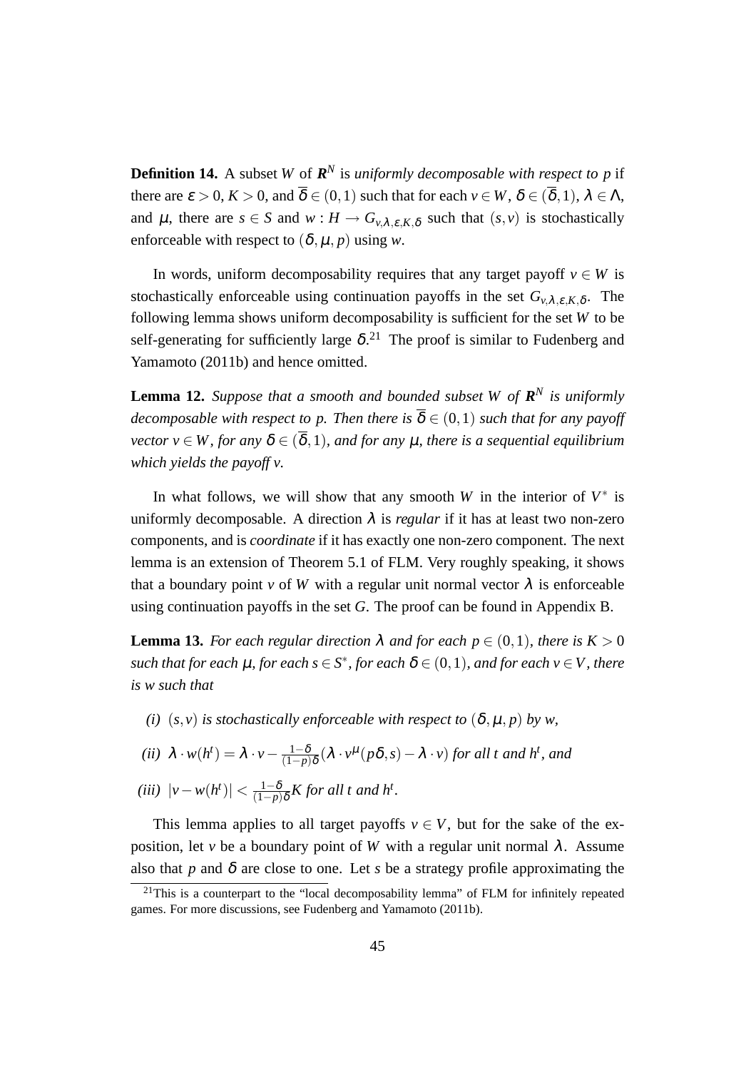**Definition 14.** A subset $W$ of $\boldsymbol{R}^N$ is *uniformly decomposable with respect to $p$* if there are $\varepsilon > 0$, $K > 0$, and $\overline{\delta} \in (0,1)$ such that for each $v \in W$, $\delta \in (\overline{\delta}, 1)$, $\lambda \in \Lambda$, and $\mu$, there are $s \in S$ and $w : H \to G_{v,\lambda,\varepsilon,K,\delta}$ such that $(s,v)$ is stochastically enforceable with respect to $(\delta, \mu, p)$ using $w$.

In words, uniform decomposability requires that any target payoff $v \in W$ is stochastically enforceable using continuation payoffs in the set $G_{v,\lambda,\varepsilon,K,\delta}$. The following lemma shows uniform decomposability is sufficient for the set $W$ to be self-generating for sufficiently large $\delta$.[21] The proof is similar to Fudenberg and Yamamoto (2011b) and hence omitted.

**Lemma 12.** *Suppose that a smooth and bounded subset $W$ of $\boldsymbol{R}^N$ is uniformly decomposable with respect to $p$. Then there is $\overline{\delta} \in (0,1)$ such that for any payoff vector $v \in W$, for any $\delta \in (\overline{\delta}, 1)$, and for any $\mu$, there is a sequential equilibrium which yields the payoff $v$.*

In what follows, we will show that any smooth $W$ in the interior of $V^*$ is uniformly decomposable. A direction $\lambda$ is *regular* if it has at least two non-zero components, and is *coordinate* if it has exactly one non-zero component. The next lemma is an extension of Theorem 5.1 of FLM. Very roughly speaking, it shows that a boundary point $v$ of $W$ with a regular unit normal vector $\lambda$ is enforceable using continuation payoffs in the set $G$. The proof can be found in Appendix B.

**Lemma 13.** *For each regular direction $\lambda$ and for each $p \in (0,1)$, there is $K > 0$ such that for each $\mu$, for each $s \in S^*$, for each $\delta \in (0,1)$, and for each $v \in V$, there is $w$ such that*

*(i) $(s,v)$ is stochastically enforceable with respect to $(\delta, \mu, p)$ by $w$,*

*(ii) $\lambda \cdot w(h^t) = \lambda \cdot v - \frac{1-\delta}{(1-p)\delta}(\lambda \cdot v^{\mu}(p\delta, s) - \lambda \cdot v)$ for all $t$ and $h^t$, and*

*(iii) $|v - w(h^t)| < \frac{1-\delta}{(1-p)\delta}K$ for all $t$ and $h^t$.*

This lemma applies to all target payoffs $v \in V$, but for the sake of the exposition, let $v$ be a boundary point of $W$ with a regular unit normal $\lambda$. Assume also that $p$ and $\delta$ are close to one. Let $s$ be a strategy profile approximating the

[21] This is a counterpart to the "local decomposability lemma" of FLM for infinitely repeated games. For more discussions, see Fudenberg and Yamamoto (2011b).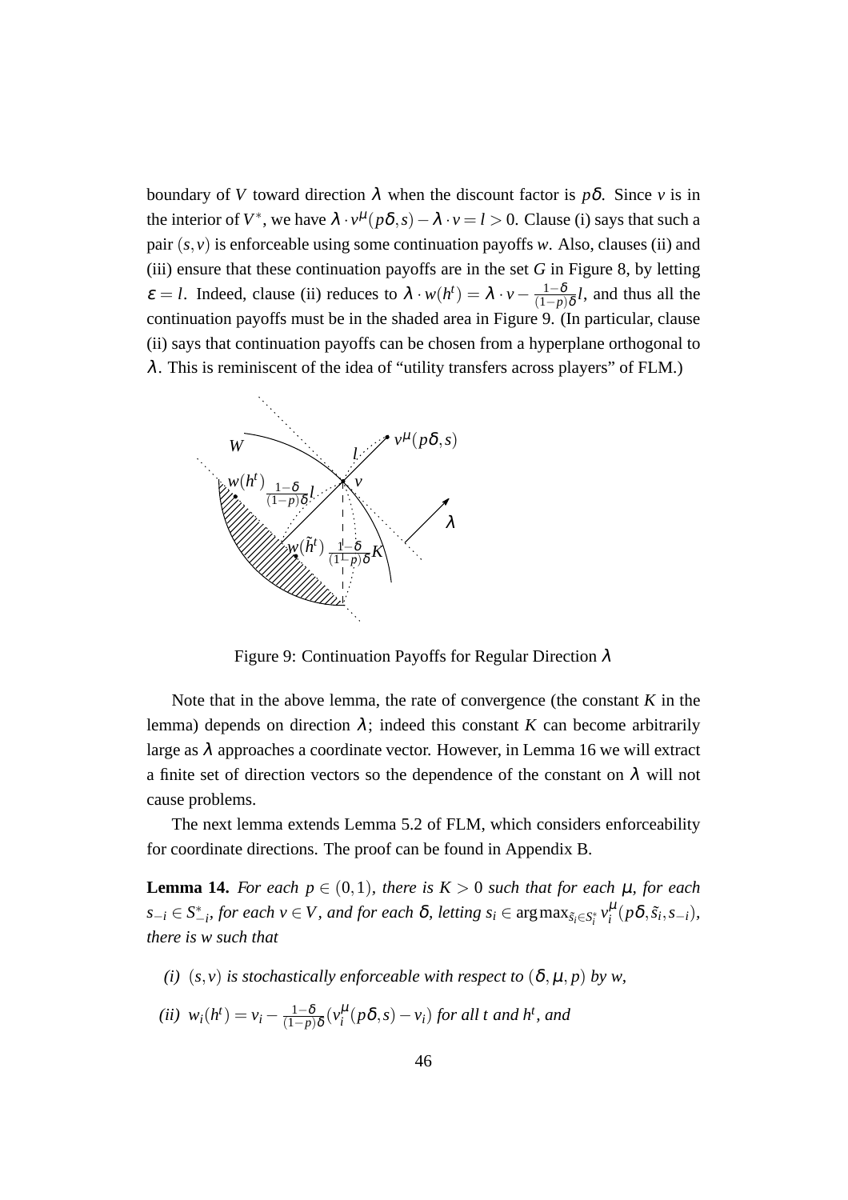boundary of $V$ toward direction $\lambda$ when the discount factor is $p\delta$. Since $v$ is in the interior of $V^*$, we have $\lambda \cdot v^{\mu}(p\delta, s) - \lambda \cdot v = l > 0$. Clause (i) says that such a pair $(s,v)$ is enforceable using some continuation payoffs $w$. Also, clauses (ii) and (iii) ensure that these continuation payoffs are in the set $G$ in Figure 8, by letting $\varepsilon = l$. Indeed, clause (ii) reduces to $\lambda \cdot w(h^t) = \lambda \cdot v - \frac{1-\delta}{(1-p)\delta} l$, and thus all the continuation payoffs must be in the shaded area in Figure 9. (In particular, clause (ii) says that continuation payoffs can be chosen from a hyperplane orthogonal to $\lambda$. This is reminiscent of the idea of "utility transfers across players" of FLM.)

Figure 9: Continuation Payoffs for Regular Direction $\lambda$

Note that in the above lemma, the rate of convergence (the constant $K$ in the lemma) depends on direction $\lambda$; indeed this constant $K$ can become arbitrarily large as $\lambda$ approaches a coordinate vector. However, in Lemma 16 we will extract a finite set of direction vectors so the dependence of the constant on $\lambda$ will not cause problems.

The next lemma extends Lemma 5.2 of FLM, which considers enforceability for coordinate directions. The proof can be found in Appendix B.

**Lemma 14.** *For each $p \in (0,1)$, there is $K > 0$ such that for each $\mu$, for each $s_{-i} \in S^*_{-i}$, for each $v \in V$, and for each $\delta$, letting $s_i \in \arg\max_{\tilde{s}_i \in S^*_i} v^{\mu}_i(p\delta, \tilde{s}_i, s_{-i})$, there is $w$ such that*

*(i) $(s,v)$ is stochastically enforceable with respect to $(\delta, \mu, p)$ by $w$,*

*(ii) $w_i(h^t) = v_i - \frac{1-\delta}{(1-p)\delta}(v^{\mu}_i(p\delta, s) - v_i)$ for all $t$ and $h^t$, and*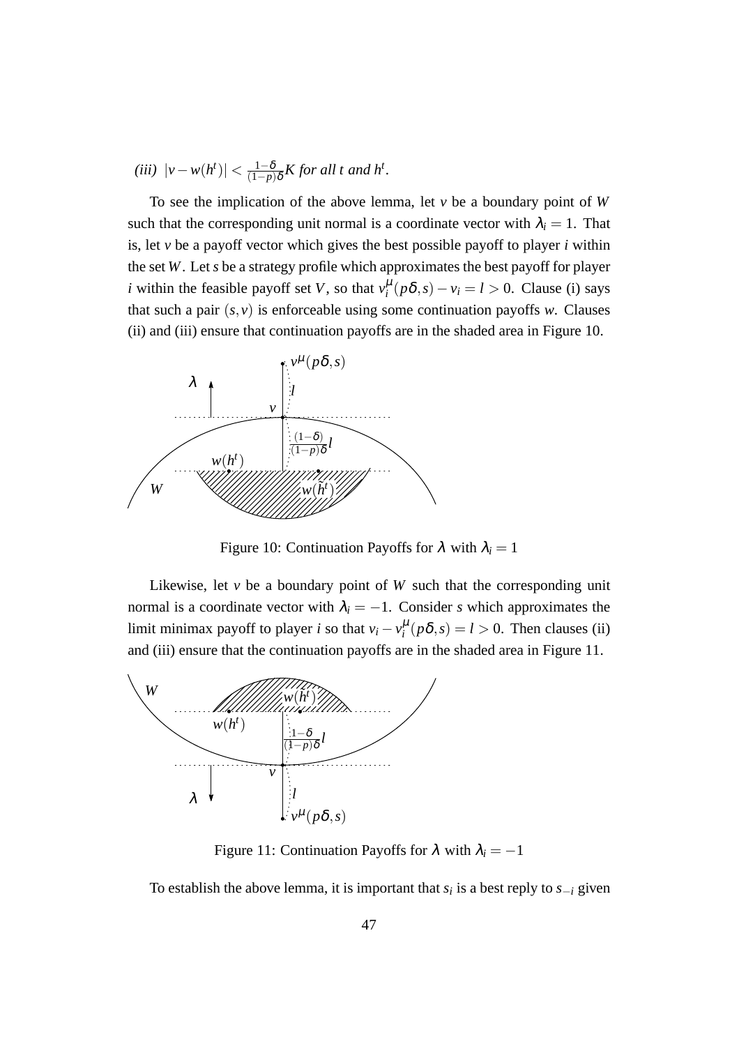*(iii)* $|v - w(h^t)| < \frac{1-\delta}{(1-p)\delta}K$ *for all* $t$ *and* $h^t$.

To see the implication of the above lemma, let $v$ be a boundary point of $W$ such that the corresponding unit normal is a coordinate vector with $\lambda_i = 1$. That is, let $v$ be a payoff vector which gives the best possible payoff to player $i$ within the set $W$. Let $s$ be a strategy profile which approximates the best payoff for player $i$ within the feasible payoff set $V$, so that $v_i^{\mu}(p\delta, s) - v_i = l > 0$. Clause (i) says that such a pair $(s, v)$ is enforceable using some continuation payoffs $w$. Clauses (ii) and (iii) ensure that continuation payoffs are in the shaded area in Figure 10.

Figure 10: Continuation Payoffs for $\lambda$ with $\lambda_i = 1$

Likewise, let $v$ be a boundary point of $W$ such that the corresponding unit normal is a coordinate vector with $\lambda_i = -1$. Consider $s$ which approximates the limit minimax payoff to player $i$ so that $v_i - v_i^{\mu}(p\delta, s) = l > 0$. Then clauses (ii) and (iii) ensure that the continuation payoffs are in the shaded area in Figure 11.

Figure 11: Continuation Payoffs for $\lambda$ with $\lambda_i = -1$

To establish the above lemma, it is important that $s_i$ is a best reply to $s_{-i}$ given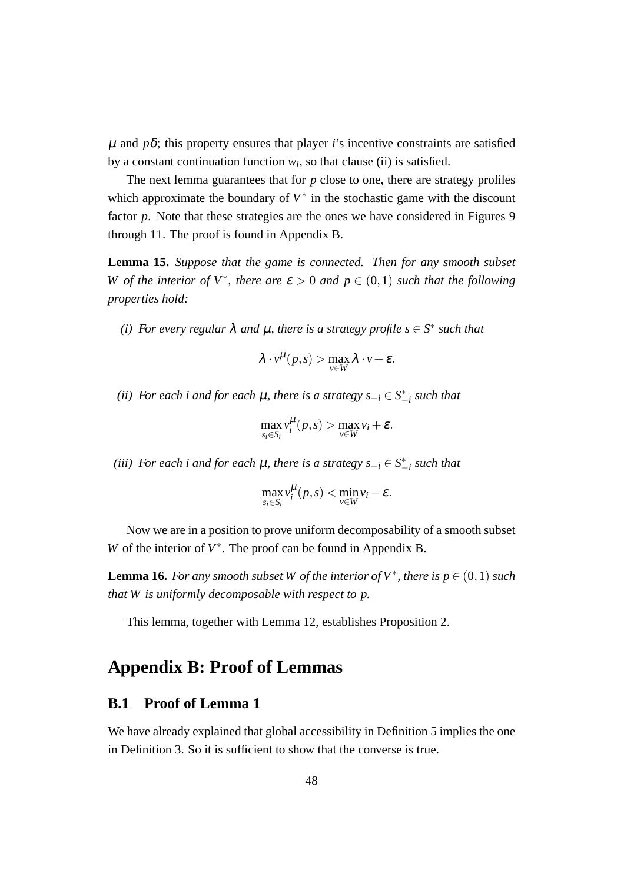$\mu$ and $p\delta$; this property ensures that player $i$'s incentive constraints are satisfied by a constant continuation function $w_i$, so that clause (ii) is satisfied.

The next lemma guarantees that for $p$ close to one, there are strategy profiles which approximate the boundary of $V^*$ in the stochastic game with the discount factor $p$. Note that these strategies are the ones we have considered in Figures 9 through 11. The proof is found in Appendix B.

**Lemma 15.** *Suppose that the game is connected. Then for any smooth subset $W$ of the interior of $V^*$, there are $\varepsilon > 0$ and $p \in (0,1)$ such that the following properties hold:*

*(i) For every regular $\lambda$ and $\mu$, there is a strategy profile $s \in S^*$ such that*

$$\lambda \cdot v^{\mu}(p,s) > \max_{v \in W} \lambda \cdot v + \varepsilon.$$

*(ii) For each $i$ and for each $\mu$, there is a strategy $s_{-i} \in S^*_{-i}$ such that*

$$\max_{s_i \in S_i} v_i^{\mu}(p,s) > \max_{v \in W} v_i + \varepsilon.$$

*(iii) For each $i$ and for each $\mu$, there is a strategy $s_{-i} \in S^*_{-i}$ such that*

$$\max_{s_i \in S_i} v_i^{\mu}(p,s) < \min_{v \in W} v_i - \varepsilon.$$

Now we are in a position to prove uniform decomposability of a smooth subset $W$ of the interior of $V^*$. The proof can be found in Appendix B.

**Lemma 16.** *For any smooth subset $W$ of the interior of $V^*$, there is $p \in (0,1)$ such that $W$ is uniformly decomposable with respect to $p$.*

This lemma, together with Lemma 12, establishes Proposition 2.

# Appendix B: Proof of Lemmas

## B.1 Proof of Lemma 1

We have already explained that global accessibility in Definition 5 implies the one in Definition 3. So it is sufficient to show that the converse is true.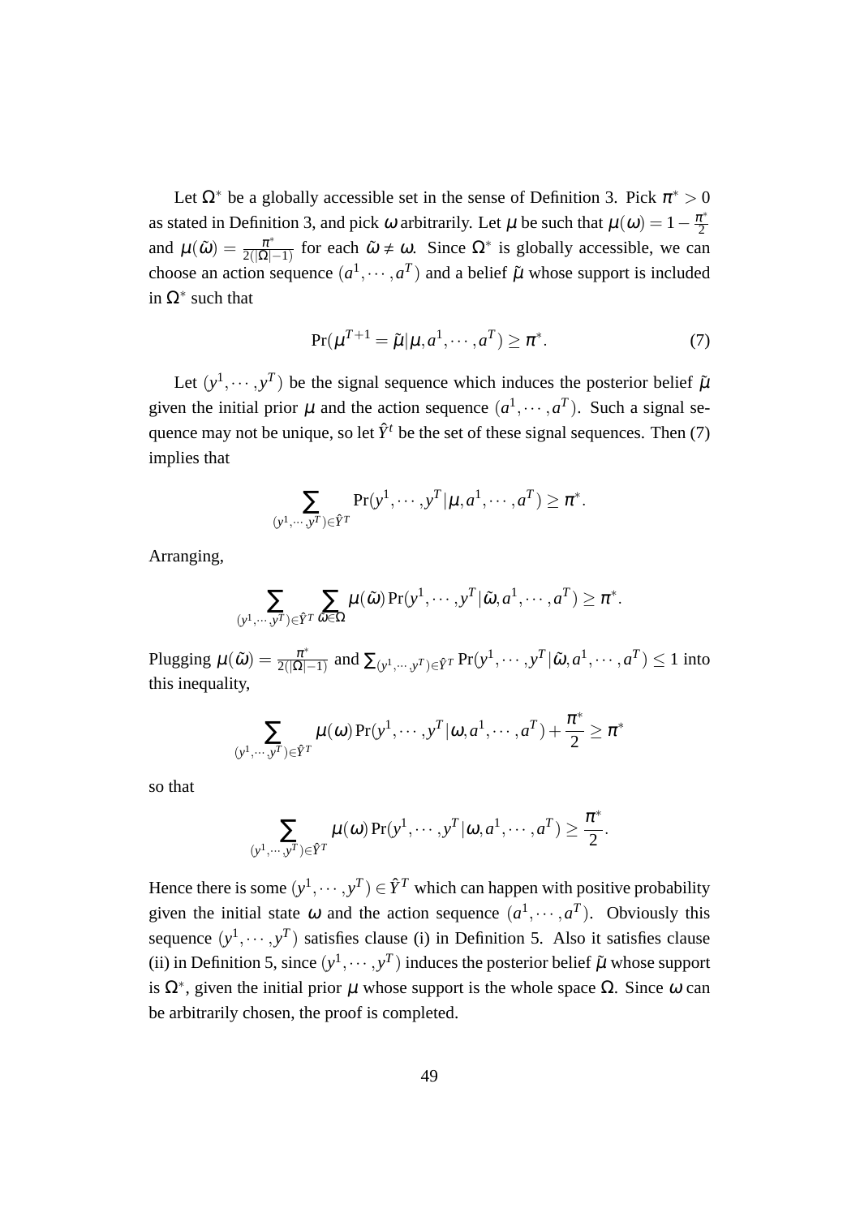Let $\Omega^*$ be a globally accessible set in the sense of Definition 3. Pick $\pi^* > 0$ as stated in Definition 3, and pick $\omega$ arbitrarily. Let $\mu$ be such that $\mu(\omega) = 1 - \frac{\pi^*}{2}$ and $\mu(\tilde{\omega}) = \frac{\pi^*}{2(|\Omega|-1)}$ for each $\tilde{\omega} \neq \omega$. Since $\Omega^*$ is globally accessible, we can choose an action sequence $(a^1, \cdots, a^T)$ and a belief $\tilde{\mu}$ whose support is included in $\Omega^*$ such that

$$\Pr(\mu^{T+1} = \tilde{\mu} | \mu, a^1, \cdots, a^T) \geq \pi^*. \tag{7}$$

Let $(y^1, \cdots, y^T)$ be the signal sequence which induces the posterior belief $\tilde{\mu}$ given the initial prior $\mu$ and the action sequence $(a^1, \cdots, a^T)$. Such a signal sequence may not be unique, so let $\hat{Y}^t$ be the set of these signal sequences. Then (7) implies that

$$\sum_{(y^1, \cdots, y^T) \in \hat{Y}^T} \Pr(y^1, \cdots, y^T | \mu, a^1, \cdots, a^T) \geq \pi^*.$$

Arranging,

$$\sum_{(y^1, \cdots, y^T) \in \hat{Y}^T} \sum_{\tilde{\omega} \in \Omega} \mu(\tilde{\omega}) \Pr(y^1, \cdots, y^T | \tilde{\omega}, a^1, \cdots, a^T) \geq \pi^*.$$

Plugging $\mu(\tilde{\omega}) = \frac{\pi^*}{2(|\Omega|-1)}$ and $\sum_{(y^1, \cdots, y^T) \in \hat{Y}^T} \Pr(y^1, \cdots, y^T | \tilde{\omega}, a^1, \cdots, a^T) \leq 1$ into this inequality,

$$\sum_{(y^1, \cdots, y^T) \in \hat{Y}^T} \mu(\omega) \Pr(y^1, \cdots, y^T | \omega, a^1, \cdots, a^T) + \frac{\pi^*}{2} \geq \pi^*$$

so that

$$\sum_{(y^1, \cdots, y^T) \in \hat{Y}^T} \mu(\omega) \Pr(y^1, \cdots, y^T | \omega, a^1, \cdots, a^T) \geq \frac{\pi^*}{2}.$$

Hence there is some $(y^1, \cdots, y^T) \in \hat{Y}^T$ which can happen with positive probability given the initial state $\omega$ and the action sequence $(a^1, \cdots, a^T)$. Obviously this sequence $(y^1, \cdots, y^T)$ satisfies clause (i) in Definition 5. Also it satisfies clause (ii) in Definition 5, since $(y^1, \cdots, y^T)$ induces the posterior belief $\tilde{\mu}$ whose support is $\Omega^*$, given the initial prior $\mu$ whose support is the whole space $\Omega$. Since $\omega$ can be arbitrarily chosen, the proof is completed.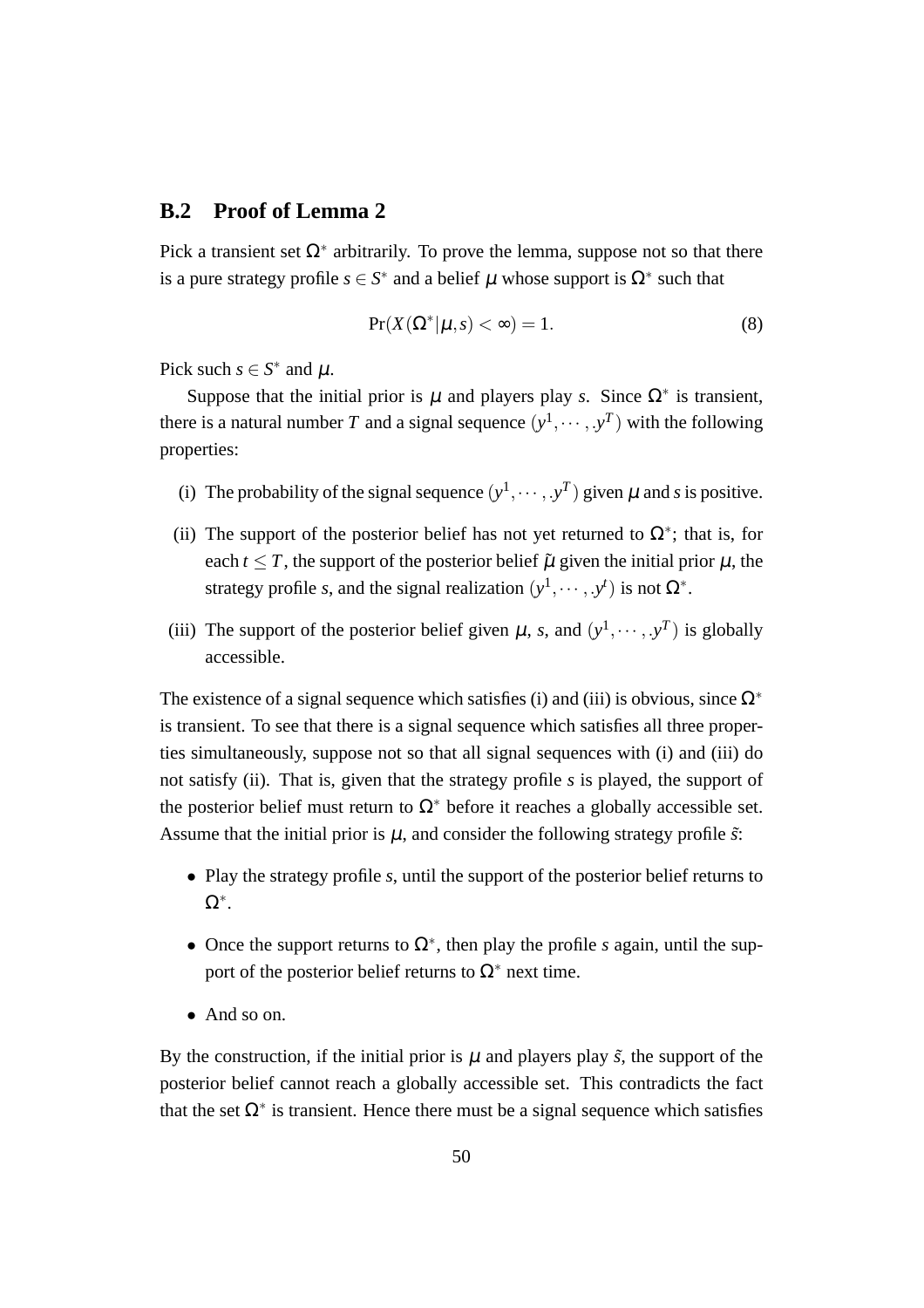## B.2 Proof of Lemma 2

Pick a transient set $\Omega^*$ arbitrarily. To prove the lemma, suppose not so that there is a pure strategy profile $s \in S^*$ and a belief $\mu$ whose support is $\Omega^*$ such that

$$\Pr(X(\Omega^*|\mu, s) < \infty) = 1. \tag{8}$$

Pick such $s \in S^*$ and $\mu$.

Suppose that the initial prior is $\mu$ and players play $s$. Since $\Omega^*$ is transient, there is a natural number $T$ and a signal sequence $(y^1, \cdots, .y^T)$ with the following properties:

- (i) The probability of the signal sequence $(y^1, \cdots, .y^T)$ given $\mu$ and $s$ is positive.
- (ii) The support of the posterior belief has not yet returned to $\Omega^*$; that is, for each $t \leq T$, the support of the posterior belief $\tilde{\mu}$ given the initial prior $\mu$, the strategy profile $s$, and the signal realization $(y^1, \cdots, .y^t)$ is not $\Omega^*$.
- (iii) The support of the posterior belief given $\mu$, $s$, and $(y^1, \cdots, .y^T)$ is globally accessible.

The existence of a signal sequence which satisfies (i) and (iii) is obvious, since $\Omega^*$ is transient. To see that there is a signal sequence which satisfies all three properties simultaneously, suppose not so that all signal sequences with (i) and (iii) do not satisfy (ii). That is, given that the strategy profile $s$ is played, the support of the posterior belief must return to $\Omega^*$ before it reaches a globally accessible set. Assume that the initial prior is $\mu$, and consider the following strategy profile $\tilde{s}$:

- Play the strategy profile $s$, until the support of the posterior belief returns to $\Omega^*$.
- Once the support returns to $\Omega^*$, then play the profile $s$ again, until the support of the posterior belief returns to $\Omega^*$ next time.
- And so on.

By the construction, if the initial prior is $\mu$ and players play $\tilde{s}$, the support of the posterior belief cannot reach a globally accessible set. This contradicts the fact that the set $\Omega^*$ is transient. Hence there must be a signal sequence which satisfies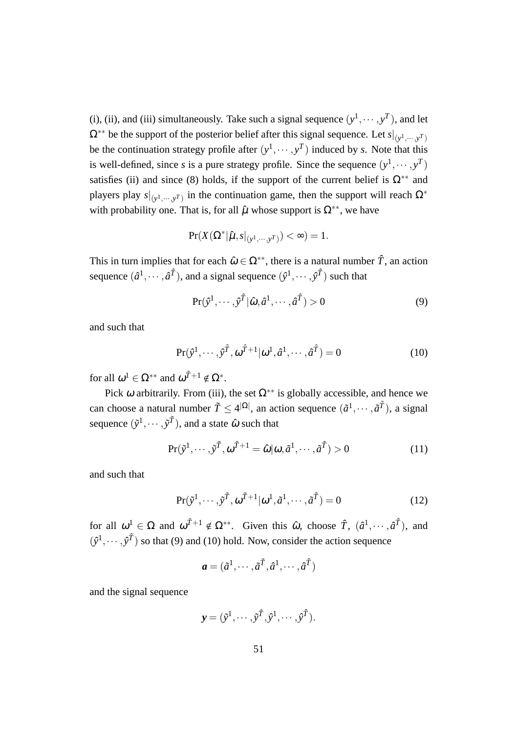(i), (ii), and (iii) simultaneously. Take such a signal sequence $(y^1,\cdots,y^T)$, and let $\Omega^{**}$ be the support of the posterior belief after this signal sequence. Let $s|_{(y^1,\cdots,y^T)}$ be the continuation strategy profile after $(y^1,\cdots,y^T)$ induced by $s$. Note that this is well-defined, since $s$ is a pure strategy profile. Since the sequence $(y^1,\cdots,y^T)$ satisfies (ii) and since (8) holds, if the support of the current belief is $\Omega^{**}$ and players play $s|_{(y^1,\cdots,y^T)}$ in the continuation game, then the support will reach $\Omega^*$ with probability one. That is, for all $\hat{\mu}$ whose support is $\Omega^{**}$, we have

$$\Pr(X(\Omega^*|\hat{\mu},s|_{(y^1,\cdots,y^T)})<\infty)=1.$$

This in turn implies that for each $\hat{\omega}\in\Omega^{**}$, there is a natural number $\hat{T}$, an action sequence $(\hat{a}^1,\cdots,\hat{a}^{\hat{T}})$, and a signal sequence $(\hat{y}^1,\cdots,\hat{y}^{\hat{T}})$ such that

$$\Pr(\hat{y}^1,\cdots,\hat{y}^{\hat{T}}|\hat{\omega},\hat{a}^1,\cdots,\hat{a}^{\hat{T}})>0 \tag{9}$$

and such that

$$\Pr(\hat{y}^1,\cdots,\hat{y}^{\hat{T}},\omega^{\hat{T}+1}|\omega^1,\hat{a}^1,\cdots,\hat{a}^{\hat{T}})=0 \tag{10}$$

for all $\omega^1\in\Omega^{**}$ and $\omega^{\hat{T}+1}\notin\Omega^*$.

Pick $\omega$ arbitrarily. From (iii), the set $\Omega^{**}$ is globally accessible, and hence we can choose a natural number $\tilde{T}\leq 4^{|\Omega|}$, an action sequence $(\tilde{a}^1,\cdots,\tilde{a}^{\tilde{T}})$, a signal sequence $(\tilde{y}^1,\cdots,\tilde{y}^{\tilde{T}})$, and a state $\hat{\omega}$ such that

$$\Pr(\tilde{y}^1,\cdots,\tilde{y}^{\tilde{T}},\omega^{\tilde{T}+1}=\hat{\omega}|\omega,\tilde{a}^1,\cdots,\tilde{a}^{\tilde{T}})>0 \tag{11}$$

and such that

$$\Pr(\tilde{y}^1,\cdots,\tilde{y}^{\tilde{T}},\omega^{\tilde{T}+1}|\omega^1,\tilde{a}^1,\cdots,\tilde{a}^{\tilde{T}})=0 \tag{12}$$

for all $\omega^1\in\Omega$ and $\omega^{\tilde{T}+1}\notin\Omega^{**}$. Given this $\hat{\omega}$, choose $\hat{T}$, $(\hat{a}^1,\cdots,\hat{a}^{\hat{T}})$, and $(\hat{y}^1,\cdots,\hat{y}^{\hat{T}})$ so that (9) and (10) hold. Now, consider the action sequence

$$\boldsymbol{a}=(\tilde{a}^1,\cdots,\tilde{a}^{\tilde{T}},\hat{a}^1,\cdots,\hat{a}^{\hat{T}})$$

and the signal sequence

$$\boldsymbol{y}=(\tilde{y}^1,\cdots,\tilde{y}^{\tilde{T}},\hat{y}^1,\cdots,\hat{y}^{\hat{T}}).$$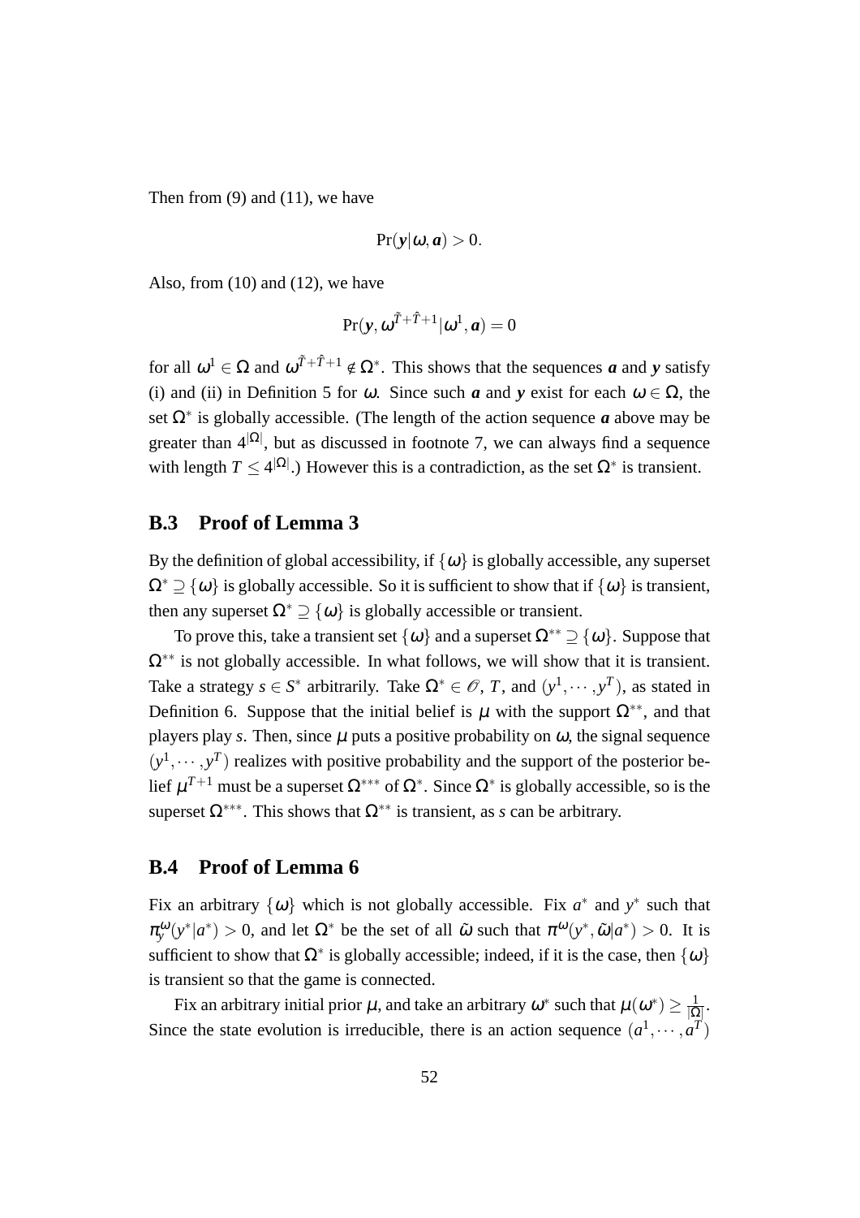Then from (9) and (11), we have

$$\Pr(\boldsymbol{y}|\omega,\boldsymbol{a}) > 0.$$

Also, from (10) and (12), we have

$$\Pr(\boldsymbol{y},\omega^{\tilde{T}+\hat{T}+1}|\omega^1,\boldsymbol{a}) = 0$$

for all $\omega^1 \in \Omega$ and $\omega^{\tilde{T}+\hat{T}+1} \notin \Omega^*$. This shows that the sequences $\boldsymbol{a}$ and $\boldsymbol{y}$ satisfy (i) and (ii) in Definition 5 for $\omega$. Since such $\boldsymbol{a}$ and $\boldsymbol{y}$ exist for each $\omega \in \Omega$, the set $\Omega^*$ is globally accessible. (The length of the action sequence $\boldsymbol{a}$ above may be greater than $4^{|\Omega|}$, but as discussed in footnote 7, we can always find a sequence with length $T \leq 4^{|\Omega|}$.) However this is a contradiction, as the set $\Omega^*$ is transient.

## B.3 Proof of Lemma 3

By the definition of global accessibility, if $\{\omega\}$ is globally accessible, any superset $\Omega^* \supseteq \{\omega\}$ is globally accessible. So it is sufficient to show that if $\{\omega\}$ is transient, then any superset $\Omega^* \supseteq \{\omega\}$ is globally accessible or transient.

To prove this, take a transient set $\{\omega\}$ and a superset $\Omega^{**} \supseteq \{\omega\}$. Suppose that $\Omega^{**}$ is not globally accessible. In what follows, we will show that it is transient. Take a strategy $s \in S^*$ arbitrarily. Take $\Omega^* \in \mathcal{O}$, $T$, and $(y^1,\cdots,y^T)$, as stated in Definition 6. Suppose that the initial belief is $\mu$ with the support $\Omega^{**}$, and that players play $s$. Then, since $\mu$ puts a positive probability on $\omega$, the signal sequence $(y^1,\cdots,y^T)$ realizes with positive probability and the support of the posterior belief $\mu^{T+1}$ must be a superset $\Omega^{***}$ of $\Omega^*$. Since $\Omega^*$ is globally accessible, so is the superset $\Omega^{***}$. This shows that $\Omega^{**}$ is transient, as $s$ can be arbitrary.

## B.4 Proof of Lemma 6

Fix an arbitrary $\{\omega\}$ which is not globally accessible. Fix $a^*$ and $y^*$ such that $\pi_y^{\omega}(y^*|a^*) > 0$, and let $\Omega^*$ be the set of all $\tilde{\omega}$ such that $\pi^{\omega}(y^*,\tilde{\omega}|a^*) > 0$. It is sufficient to show that $\Omega^*$ is globally accessible; indeed, if it is the case, then $\{\omega\}$ is transient so that the game is connected.

Fix an arbitrary initial prior $\mu$, and take an arbitrary $\omega^*$ such that $\mu(\omega^*) \geq \frac{1}{|\Omega|}$. Since the state evolution is irreducible, there is an action sequence $(a^1,\cdots,a^T)$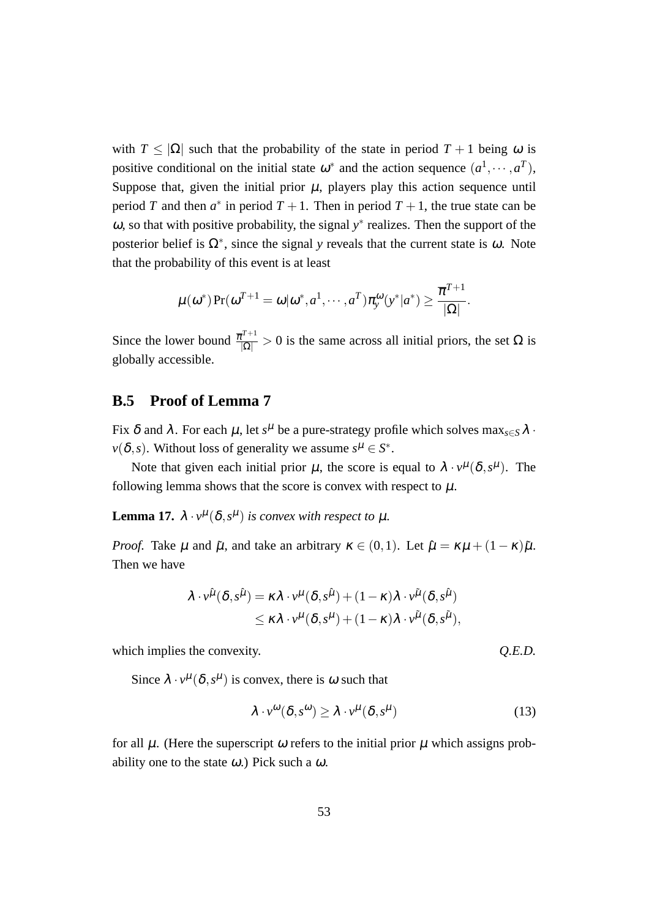with $T \leq |\Omega|$ such that the probability of the state in period $T+1$ being $\omega$ is positive conditional on the initial state $\omega^*$ and the action sequence $(a^1, \cdots, a^T)$, Suppose that, given the initial prior $\mu$, players play this action sequence until period $T$ and then $a^*$ in period $T+1$. Then in period $T+1$, the true state can be $\omega$, so that with positive probability, the signal $y^*$ realizes. Then the support of the posterior belief is $\Omega^*$, since the signal $y$ reveals that the current state is $\omega$. Note that the probability of this event is at least

$$\mu(\omega^*) \Pr(\omega^{T+1} = \omega | \omega^*, a^1, \cdots, a^T) \pi_y^{\omega}(y^* | a^*) \geq \frac{\overline{\pi}^{T+1}}{|\Omega|}.$$

Since the lower bound $\frac{\overline{\pi}^{T+1}}{|\Omega|} > 0$ is the same across all initial priors, the set $\Omega$ is globally accessible.

## B.5 Proof of Lemma 7

Fix $\delta$ and $\lambda$. For each $\mu$, let $s^\mu$ be a pure-strategy profile which solves $\max_{s \in S} \lambda \cdot v(\delta, s)$. Without loss of generality we assume $s^\mu \in S^*$.

Note that given each initial prior $\mu$, the score is equal to $\lambda \cdot v^\mu(\delta, s^\mu)$. The following lemma shows that the score is convex with respect to $\mu$.

**Lemma 17.** *$\lambda \cdot v^\mu(\delta, s^\mu)$ is convex with respect to $\mu$.*

*Proof.* Take $\mu$ and $\tilde{\mu}$, and take an arbitrary $\kappa \in (0,1)$. Let $\hat{\mu} = \kappa\mu + (1-\kappa)\tilde{\mu}$. Then we have

$$\begin{aligned} \lambda \cdot v^{\hat{\mu}}(\delta, s^{\hat{\mu}}) &= \kappa \lambda \cdot v^\mu(\delta, s^{\hat{\mu}}) + (1-\kappa)\lambda \cdot v^{\tilde{\mu}}(\delta, s^{\hat{\mu}}) \\ &\leq \kappa \lambda \cdot v^\mu(\delta, s^\mu) + (1-\kappa)\lambda \cdot v^{\tilde{\mu}}(\delta, s^{\tilde{\mu}}), \end{aligned}$$

which implies the convexity. *Q.E.D.*

Since $\lambda \cdot v^\mu(\delta, s^\mu)$ is convex, there is $\omega$ such that

$$\lambda \cdot v^\omega(\delta, s^\omega) \geq \lambda \cdot v^\mu(\delta, s^\mu) \tag{13}$$

for all $\mu$. (Here the superscript $\omega$ refers to the initial prior $\mu$ which assigns probability one to the state $\omega$.) Pick such a $\omega$.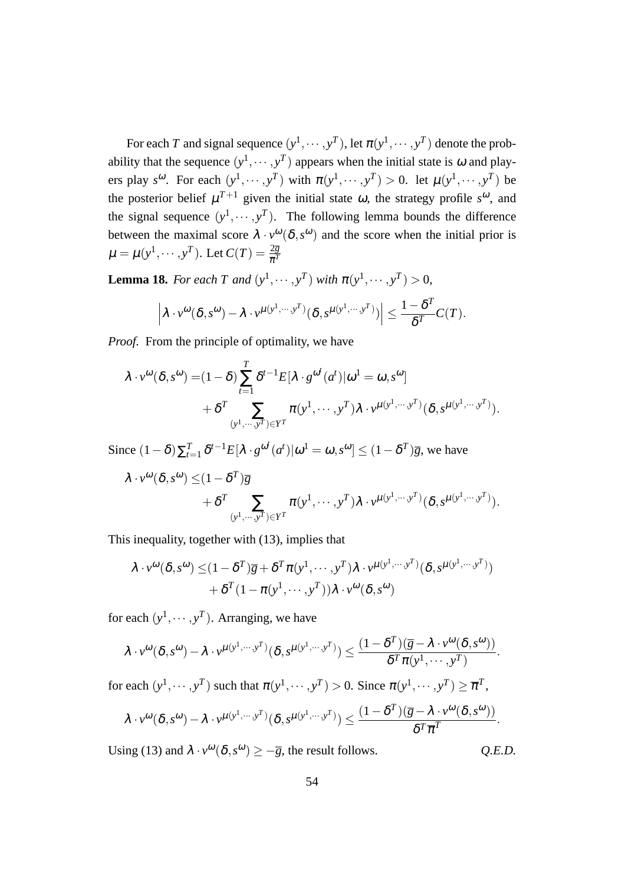For each $T$ and signal sequence $(y^1, \cdots, y^T)$, let $\pi(y^1, \cdots, y^T)$ denote the probability that the sequence $(y^1, \cdots, y^T)$ appears when the initial state is $\omega$ and players play $s^\omega$. For each $(y^1, \cdots, y^T)$ with $\pi(y^1, \cdots, y^T) > 0$. let $\mu(y^1, \cdots, y^T)$ be the posterior belief $\mu^{T+1}$ given the initial state $\omega$, the strategy profile $s^\omega$, and the signal sequence $(y^1, \cdots, y^T)$. The following lemma bounds the difference between the maximal score $\lambda \cdot v^\omega(\delta, s^\omega)$ and the score when the initial prior is $\mu = \mu(y^1, \cdots, y^T)$. Let $C(T) = \frac{2\overline{g}}{\overline{\pi}^T}$

**Lemma 18.** *For each $T$ and $(y^1, \cdots, y^T)$ with $\pi(y^1, \cdots, y^T) > 0$,*

$$\left| \lambda \cdot v^\omega(\delta, s^\omega) - \lambda \cdot v^{\mu(y^1, \cdots, y^T)}(\delta, s^{\mu(y^1, \cdots, y^T)}) \right| \leq \frac{1-\delta^T}{\delta^T} C(T).$$

*Proof.* From the principle of optimality, we have

$$\begin{aligned}\lambda \cdot v^\omega(\delta, s^\omega) =& (1-\delta) \sum_{t=1}^{T} \delta^{t-1} E[\lambda \cdot g^{\omega^t}(a^t) | \omega^1 = \omega, s^\omega] \\ &+ \delta^T \sum_{(y^1, \cdots, y^T) \in Y^T} \pi(y^1, \cdots, y^T) \lambda \cdot v^{\mu(y^1, \cdots, y^T)}(\delta, s^{\mu(y^1, \cdots, y^T)}).\end{aligned}$$

Since $(1-\delta)\sum_{t=1}^{T} \delta^{t-1} E[\lambda \cdot g^{\omega^t}(a^t) | \omega^1 = \omega, s^\omega] \leq (1-\delta^T)\overline{g}$, we have

$$\begin{aligned}\lambda \cdot v^\omega(\delta, s^\omega) \leq& (1-\delta^T)\overline{g} \\ &+ \delta^T \sum_{(y^1, \cdots, y^T) \in Y^T} \pi(y^1, \cdots, y^T) \lambda \cdot v^{\mu(y^1, \cdots, y^T)}(\delta, s^{\mu(y^1, \cdots, y^T)}).\end{aligned}$$

This inequality, together with (13), implies that

$$\begin{aligned}\lambda \cdot v^\omega(\delta, s^\omega) \leq& (1-\delta^T)\overline{g} + \delta^T \pi(y^1, \cdots, y^T) \lambda \cdot v^{\mu(y^1, \cdots, y^T)}(\delta, s^{\mu(y^1, \cdots, y^T)}) \\ &+ \delta^T (1 - \pi(y^1, \cdots, y^T)) \lambda \cdot v^\omega(\delta, s^\omega)\end{aligned}$$

for each $(y^1, \cdots, y^T)$. Arranging, we have

$$\lambda \cdot v^\omega(\delta, s^\omega) - \lambda \cdot v^{\mu(y^1, \cdots, y^T)}(\delta, s^{\mu(y^1, \cdots, y^T)}) \leq \frac{(1-\delta^T)(\overline{g} - \lambda \cdot v^\omega(\delta, s^\omega))}{\delta^T \pi(y^1, \cdots, y^T)}.$$

for each $(y^1, \cdots, y^T)$ such that $\pi(y^1, \cdots, y^T) > 0$. Since $\pi(y^1, \cdots, y^T) \geq \overline{\pi}^T$,

$$\lambda \cdot v^\omega(\delta, s^\omega) - \lambda \cdot v^{\mu(y^1, \cdots, y^T)}(\delta, s^{\mu(y^1, \cdots, y^T)}) \leq \frac{(1-\delta^T)(\overline{g} - \lambda \cdot v^\omega(\delta, s^\omega))}{\delta^T \overline{\pi}^T}.$$

Using (13) and $\lambda \cdot v^\omega(\delta, s^\omega) \geq -\overline{g}$, the result follows. *Q.E.D.*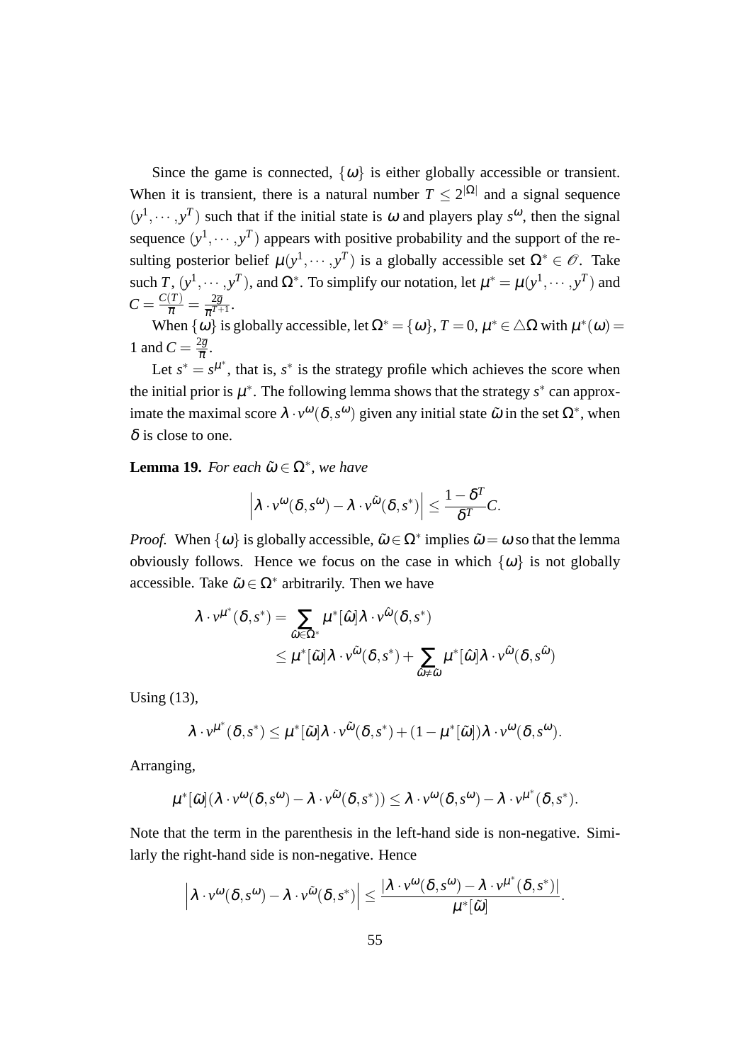Since the game is connected, $\{\omega\}$ is either globally accessible or transient. When it is transient, there is a natural number $T \leq 2^{|\Omega|}$ and a signal sequence $(y^1, \cdots, y^T)$ such that if the initial state is $\omega$ and players play $s^\omega$, then the signal sequence $(y^1, \cdots, y^T)$ appears with positive probability and the support of the resulting posterior belief $\mu(y^1, \cdots, y^T)$ is a globally accessible set $\Omega^* \in \mathcal{O}$. Take such $T$, $(y^1, \cdots, y^T)$, and $\Omega^*$. To simplify our notation, let $\mu^* = \mu(y^1, \cdots, y^T)$ and $C = \frac{C(T)}{\overline{\pi}} = \frac{2\overline{g}}{\overline{\pi}^{T+1}}$.

When $\{\omega\}$ is globally accessible, let $\Omega^* = \{\omega\}$, $T = 0$, $\mu^* \in \triangle\Omega$ with $\mu^*(\omega) = 1$ and $C = \frac{2\overline{g}}{\overline{\pi}}$.

Let $s^* = s^{\mu^*}$, that is, $s^*$ is the strategy profile which achieves the score when the initial prior is $\mu^*$. The following lemma shows that the strategy $s^*$ can approximate the maximal score $\lambda \cdot v^\omega(\delta, s^\omega)$ given any initial state $\tilde{\omega}$ in the set $\Omega^*$, when $\delta$ is close to one.

**Lemma 19.** *For each $\tilde{\omega} \in \Omega^*$, we have*

$$\left| \lambda \cdot v^\omega(\delta, s^\omega) - \lambda \cdot v^{\tilde{\omega}}(\delta, s^*) \right| \leq \frac{1 - \delta^T}{\delta^T} C.$$

*Proof.* When $\{\omega\}$ is globally accessible, $\tilde{\omega} \in \Omega^*$ implies $\tilde{\omega} = \omega$ so that the lemma obviously follows. Hence we focus on the case in which $\{\omega\}$ is not globally accessible. Take $\tilde{\omega} \in \Omega^*$ arbitrarily. Then we have

$$\begin{aligned}
\lambda \cdot v^{\mu^*}(\delta, s^*) &= \sum_{\hat{\omega} \in \Omega^*} \mu^*[\hat{\omega}] \lambda \cdot v^{\hat{\omega}}(\delta, s^*) \\
&\leq \mu^*[\tilde{\omega}] \lambda \cdot v^{\tilde{\omega}}(\delta, s^*) + \sum_{\hat{\omega} \neq \tilde{\omega}} \mu^*[\hat{\omega}] \lambda \cdot v^{\hat{\omega}}(\delta, s^{\hat{\omega}})
\end{aligned}$$

Using (13),

$$\lambda \cdot v^{\mu^*}(\delta, s^*) \leq \mu^*[\tilde{\omega}] \lambda \cdot v^{\tilde{\omega}}(\delta, s^*) + (1 - \mu^*[\tilde{\omega}]) \lambda \cdot v^\omega(\delta, s^\omega).$$

Arranging,

$$\mu^*[\tilde{\omega}](\lambda \cdot v^\omega(\delta, s^\omega) - \lambda \cdot v^{\tilde{\omega}}(\delta, s^*)) \leq \lambda \cdot v^\omega(\delta, s^\omega) - \lambda \cdot v^{\mu^*}(\delta, s^*).$$

Note that the term in the parenthesis in the left-hand side is non-negative. Similarly the right-hand side is non-negative. Hence

$$\left| \lambda \cdot v^\omega(\delta, s^\omega) - \lambda \cdot v^{\tilde{\omega}}(\delta, s^*) \right| \leq \frac{|\lambda \cdot v^\omega(\delta, s^\omega) - \lambda \cdot v^{\mu^*}(\delta, s^*)|}{\mu^*[\tilde{\omega}]}.$$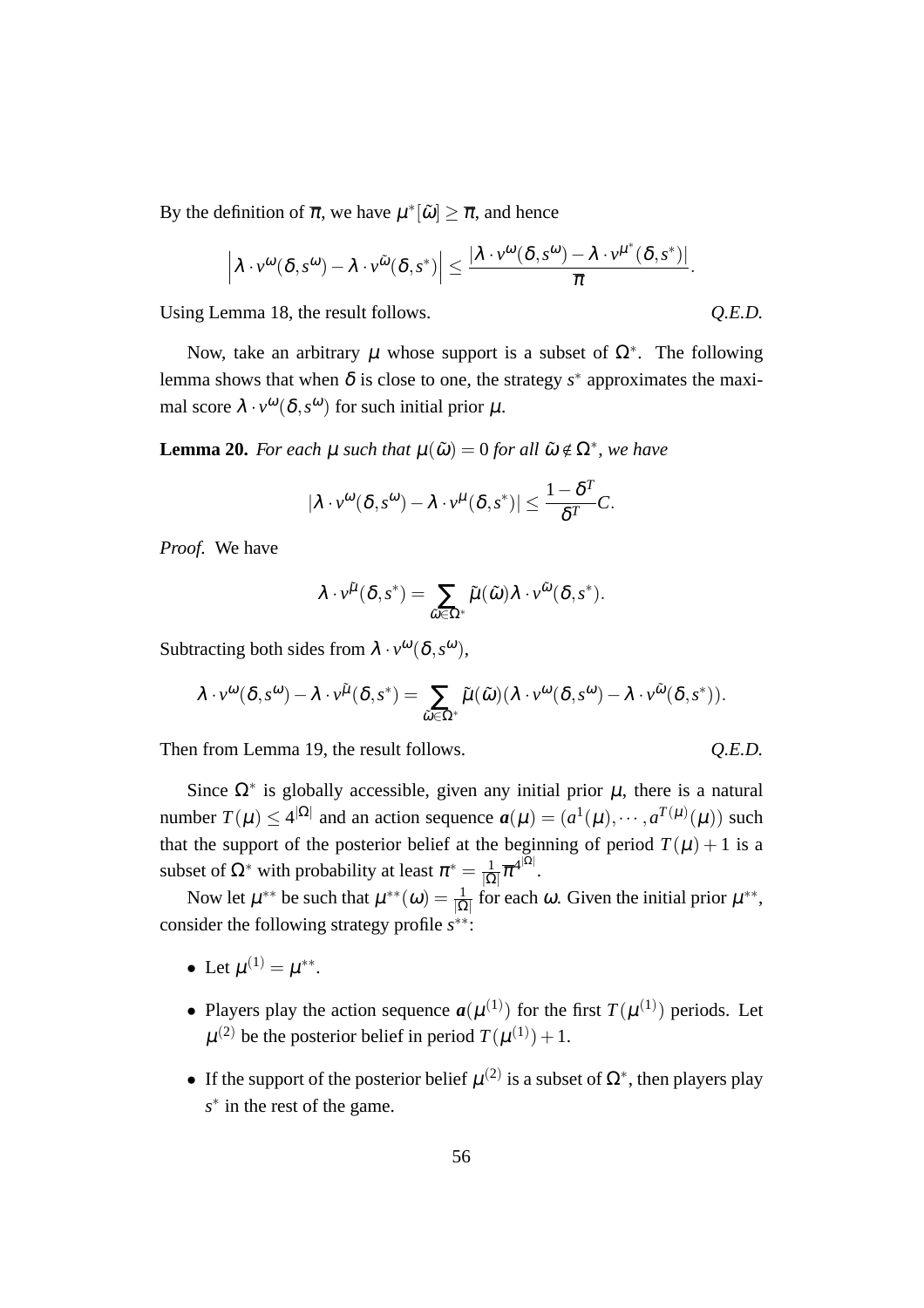By the definition of $\overline{\pi}$, we have $\mu^*[\tilde{\omega}] \geq \overline{\pi}$, and hence

$$\left| \lambda \cdot v^{\omega}(\delta, s^{\omega}) - \lambda \cdot v^{\tilde{\omega}}(\delta, s^*) \right| \leq \frac{|\lambda \cdot v^{\omega}(\delta, s^{\omega}) - \lambda \cdot v^{\mu^*}(\delta, s^*)|}{\overline{\pi}}.$$

Using Lemma 18, the result follows. *Q.E.D.*

Now, take an arbitrary $\mu$ whose support is a subset of $\Omega^*$. The following lemma shows that when $\delta$ is close to one, the strategy $s^*$ approximates the maximal score $\lambda \cdot v^{\omega}(\delta, s^{\omega})$ for such initial prior $\mu$.

**Lemma 20.** *For each $\mu$ such that $\mu(\tilde{\omega}) = 0$ for all $\tilde{\omega} \notin \Omega^*$, we have*

$$|\lambda \cdot v^{\omega}(\delta, s^{\omega}) - \lambda \cdot v^{\mu}(\delta, s^*)| \leq \frac{1 - \delta^T}{\delta^T} C.$$

*Proof.* We have

$$\lambda \cdot v^{\tilde{\mu}}(\delta, s^*) = \sum_{\tilde{\omega} \in \Omega^*} \tilde{\mu}(\tilde{\omega}) \lambda \cdot v^{\tilde{\omega}}(\delta, s^*).$$

Subtracting both sides from $\lambda \cdot v^{\omega}(\delta, s^{\omega})$,

$$\lambda \cdot v^{\omega}(\delta, s^{\omega}) - \lambda \cdot v^{\tilde{\mu}}(\delta, s^*) = \sum_{\tilde{\omega} \in \Omega^*} \tilde{\mu}(\tilde{\omega})(\lambda \cdot v^{\omega}(\delta, s^{\omega}) - \lambda \cdot v^{\tilde{\omega}}(\delta, s^*)).$$

Then from Lemma 19, the result follows. *Q.E.D.*

Since $\Omega^*$ is globally accessible, given any initial prior $\mu$, there is a natural number $T(\mu) \leq 4^{|\Omega|}$ and an action sequence $\boldsymbol{a}(\mu) = (a^1(\mu), \cdots, a^{T(\mu)}(\mu))$ such that the support of the posterior belief at the beginning of period $T(\mu) + 1$ is a subset of $\Omega^*$ with probability at least $\pi^* = \frac{1}{|\Omega|}\overline{\pi}^{4^{|\Omega|}}$.

Now let $\mu^{**}$ be such that $\mu^{**}(\omega) = \frac{1}{|\Omega|}$ for each $\omega$. Given the initial prior $\mu^{**}$, consider the following strategy profile $s^{**}$:

- Let $\mu^{(1)} = \mu^{**}$.
- Players play the action sequence $\boldsymbol{a}(\mu^{(1)})$ for the first $T(\mu^{(1)})$ periods. Let $\mu^{(2)}$ be the posterior belief in period $T(\mu^{(1)}) + 1$.
- If the support of the posterior belief $\mu^{(2)}$ is a subset of $\Omega^*$, then players play $s^*$ in the rest of the game.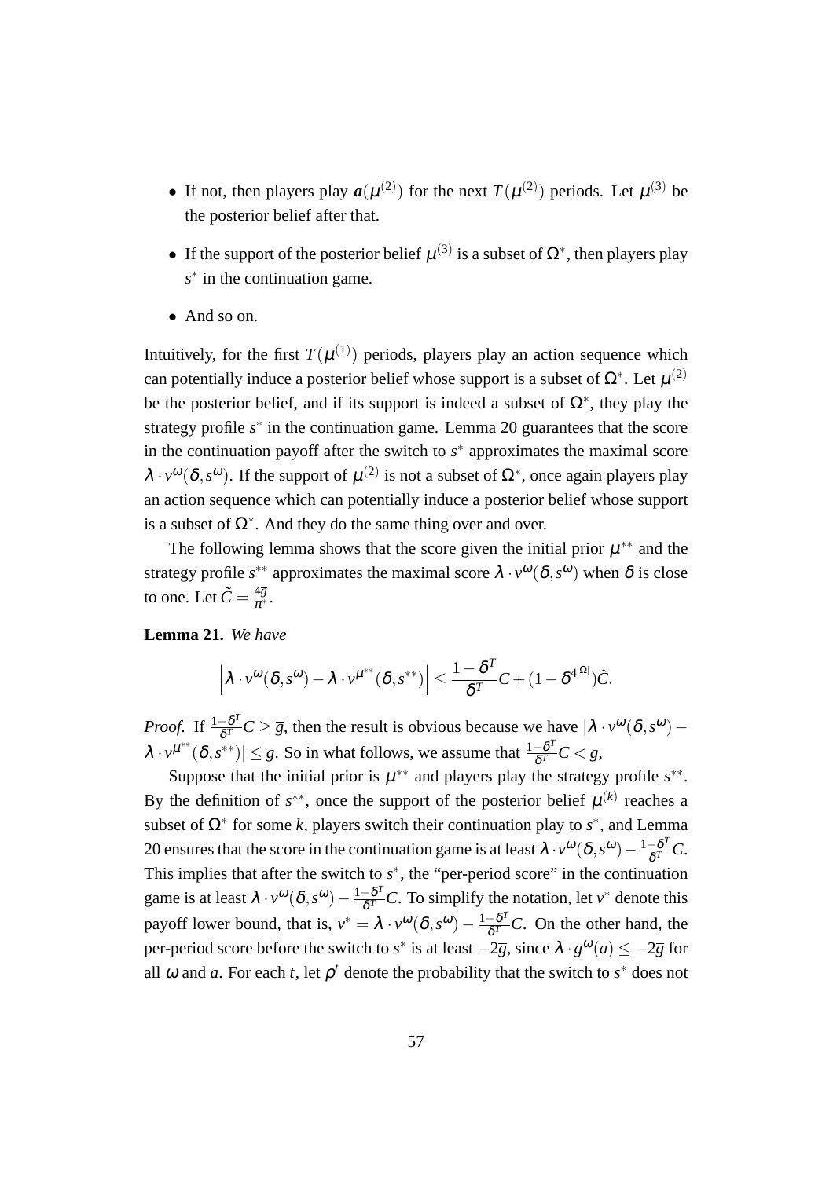- If not, then players play $\boldsymbol{a}(\mu^{(2)})$ for the next $T(\mu^{(2)})$ periods. Let $\mu^{(3)}$ be the posterior belief after that.

- If the support of the posterior belief $\mu^{(3)}$ is a subset of $\Omega^*$, then players play $s^*$ in the continuation game.

- And so on.

Intuitively, for the first $T(\mu^{(1)})$ periods, players play an action sequence which can potentially induce a posterior belief whose support is a subset of $\Omega^*$. Let $\mu^{(2)}$ be the posterior belief, and if its support is indeed a subset of $\Omega^*$, they play the strategy profile $s^*$ in the continuation game. Lemma 20 guarantees that the score in the continuation payoff after the switch to $s^*$ approximates the maximal score $\lambda \cdot v^{\omega}(\delta, s^{\omega})$. If the support of $\mu^{(2)}$ is not a subset of $\Omega^*$, once again players play an action sequence which can potentially induce a posterior belief whose support is a subset of $\Omega^*$. And they do the same thing over and over.

The following lemma shows that the score given the initial prior $\mu^{**}$ and the strategy profile $s^{**}$ approximates the maximal score $\lambda \cdot v^{\omega}(\delta, s^{\omega})$ when $\delta$ is close to one. Let $\tilde{C} = \frac{4\overline{g}}{\pi^*}$.

**Lemma 21.** *We have*

$$\left| \lambda \cdot v^{\omega}(\delta, s^{\omega}) - \lambda \cdot v^{\mu^{**}}(\delta, s^{**}) \right| \leq \frac{1-\delta^T}{\delta^T} C + (1 - \delta^{4|\Omega|})\tilde{C}.$$

*Proof.* If $\frac{1-\delta^T}{\delta^T} C \geq \overline{g}$, then the result is obvious because we have $|\lambda \cdot v^{\omega}(\delta, s^{\omega}) - \lambda \cdot v^{\mu^{**}}(\delta, s^{**})| \leq \overline{g}$. So in what follows, we assume that $\frac{1-\delta^T}{\delta^T} C < \overline{g}$,

Suppose that the initial prior is $\mu^{**}$ and players play the strategy profile $s^{**}$. By the definition of $s^{**}$, once the support of the posterior belief $\mu^{(k)}$ reaches a subset of $\Omega^*$ for some $k$, players switch their continuation play to $s^*$, and Lemma 20 ensures that the score in the continuation game is at least $\lambda \cdot v^{\omega}(\delta, s^{\omega}) - \frac{1-\delta^T}{\delta^T} C$. This implies that after the switch to $s^*$, the "per-period score" in the continuation game is at least $\lambda \cdot v^{\omega}(\delta, s^{\omega}) - \frac{1-\delta^T}{\delta^T} C$. To simplify the notation, let $v^*$ denote this payoff lower bound, that is, $v^* = \lambda \cdot v^{\omega}(\delta, s^{\omega}) - \frac{1-\delta^T}{\delta^T} C$. On the other hand, the per-period score before the switch to $s^*$ is at least $-2\overline{g}$, since $\lambda \cdot g^{\omega}(a) \leq -2\overline{g}$ for all $\omega$ and $a$. For each $t$, let $\rho^t$ denote the probability that the switch to $s^*$ does not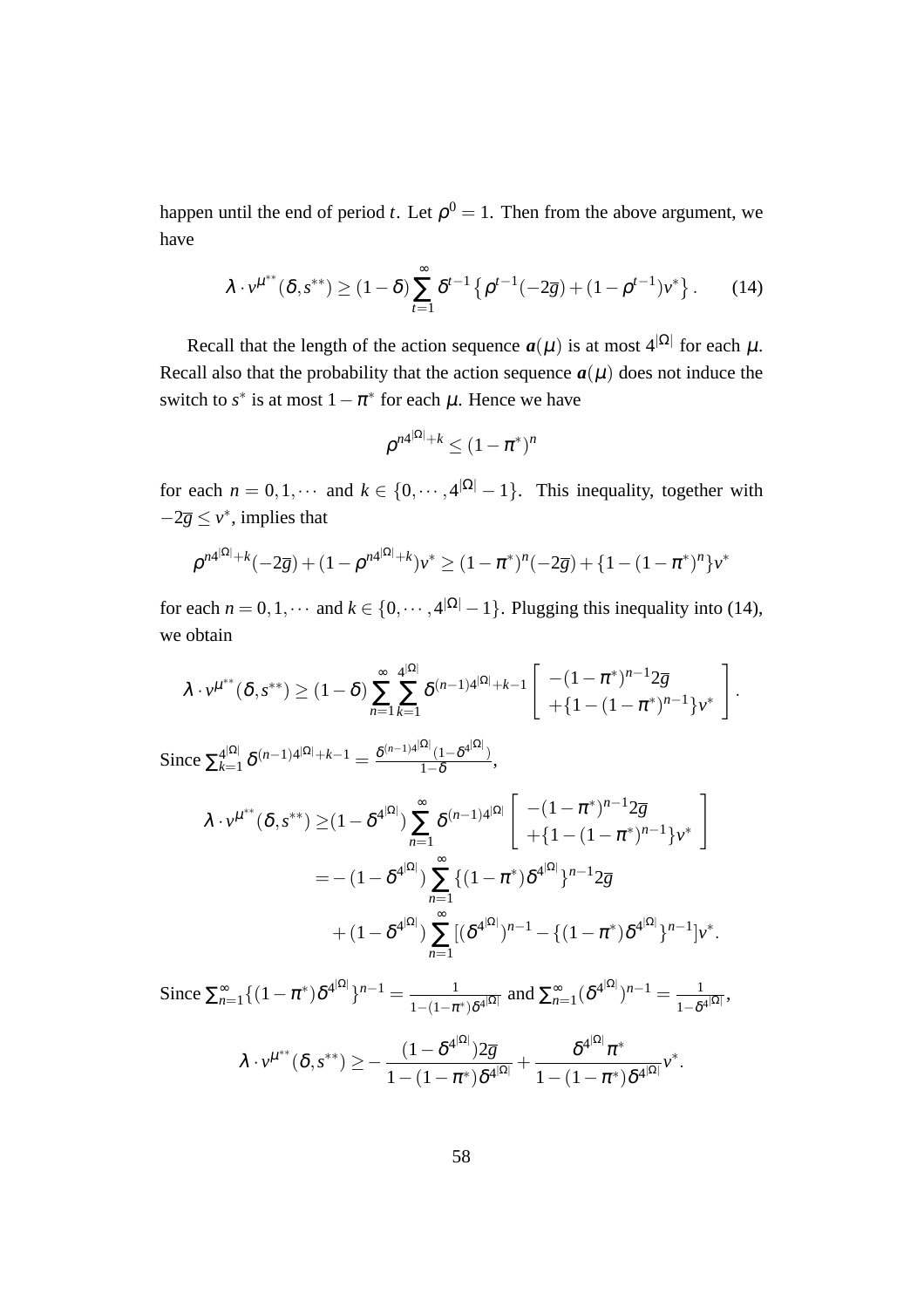happen until the end of period $t$. Let $\rho^0 = 1$. Then from the above argument, we have

$$\lambda \cdot v^{\mu^{**}}(\delta, s^{**}) \geq (1-\delta) \sum_{t=1}^{\infty} \delta^{t-1} \left\{ \rho^{t-1}(-2\overline{g}) + (1-\rho^{t-1})v^* \right\}. \tag{14}$$

Recall that the length of the action sequence $\boldsymbol{a}(\mu)$ is at most $4^{|\Omega|}$ for each $\mu$. Recall also that the probability that the action sequence $\boldsymbol{a}(\mu)$ does not induce the switch to $s^*$ is at most $1-\pi^*$ for each $\mu$. Hence we have

$$\rho^{n4^{|\Omega|}+k} \leq (1-\pi^*)^n$$

for each $n = 0, 1, \cdots$ and $k \in \{0, \cdots, 4^{|\Omega|} - 1\}$. This inequality, together with $-2\overline{g} \leq v^*$, implies that

$$\rho^{n4^{|\Omega|}+k}(-2\overline{g}) + (1-\rho^{n4^{|\Omega|}+k})v^* \geq (1-\pi^*)^n(-2\overline{g}) + \{1-(1-\pi^*)^n\}v^*$$

for each $n = 0, 1, \cdots$ and $k \in \{0, \cdots, 4^{|\Omega|} - 1\}$. Plugging this inequality into (14), we obtain

$$\lambda \cdot v^{\mu^{**}}(\delta, s^{**}) \geq (1-\delta) \sum_{n=1}^{\infty} \sum_{k=1}^{4^{|\Omega|}} \delta^{(n-1)4^{|\Omega|}+k-1} \begin{bmatrix} -(1-\pi^*)^{n-1}2\overline{g} \\ +\{1-(1-\pi^*)^{n-1}\}v^* \end{bmatrix}.$$

Since $\sum_{k=1}^{4^{|\Omega|}} \delta^{(n-1)4^{|\Omega|}+k-1} = \frac{\delta^{(n-1)4^{|\Omega|}}(1-\delta^{4^{|\Omega|}})}{1-\delta}$,

$$\begin{aligned}
\lambda \cdot v^{\mu^{**}}(\delta, s^{**}) \geq & (1-\delta^{4^{|\Omega|}}) \sum_{n=1}^{\infty} \delta^{(n-1)4^{|\Omega|}} \begin{bmatrix} -(1-\pi^*)^{n-1}2\overline{g} \\ +\{1-(1-\pi^*)^{n-1}\}v^* \end{bmatrix} \\
= & -(1-\delta^{4^{|\Omega|}}) \sum_{n=1}^{\infty} \{(1-\pi^*)\delta^{4^{|\Omega|}}\}^{n-1} 2\overline{g} \\
& + (1-\delta^{4^{|\Omega|}}) \sum_{n=1}^{\infty} [(\delta^{4^{|\Omega|}})^{n-1} - \{(1-\pi^*)\delta^{4^{|\Omega|}}\}^{n-1}]v^*.
\end{aligned}$$

Since $\sum_{n=1}^{\infty} \{(1-\pi^*)\delta^{4^{|\Omega|}}\}^{n-1} = \frac{1}{1-(1-\pi^*)\delta^{4^{|\Omega|}}}$ and $\sum_{n=1}^{\infty} (\delta^{4^{|\Omega|}})^{n-1} = \frac{1}{1-\delta^{4^{|\Omega|}}}$,

$$\lambda \cdot v^{\mu^{**}}(\delta, s^{**}) \geq -\frac{(1-\delta^{4^{|\Omega|}})2\overline{g}}{1-(1-\pi^*)\delta^{4^{|\Omega|}}} + \frac{\delta^{4^{|\Omega|}}\pi^*}{1-(1-\pi^*)\delta^{4^{|\Omega|}}}v^*.$$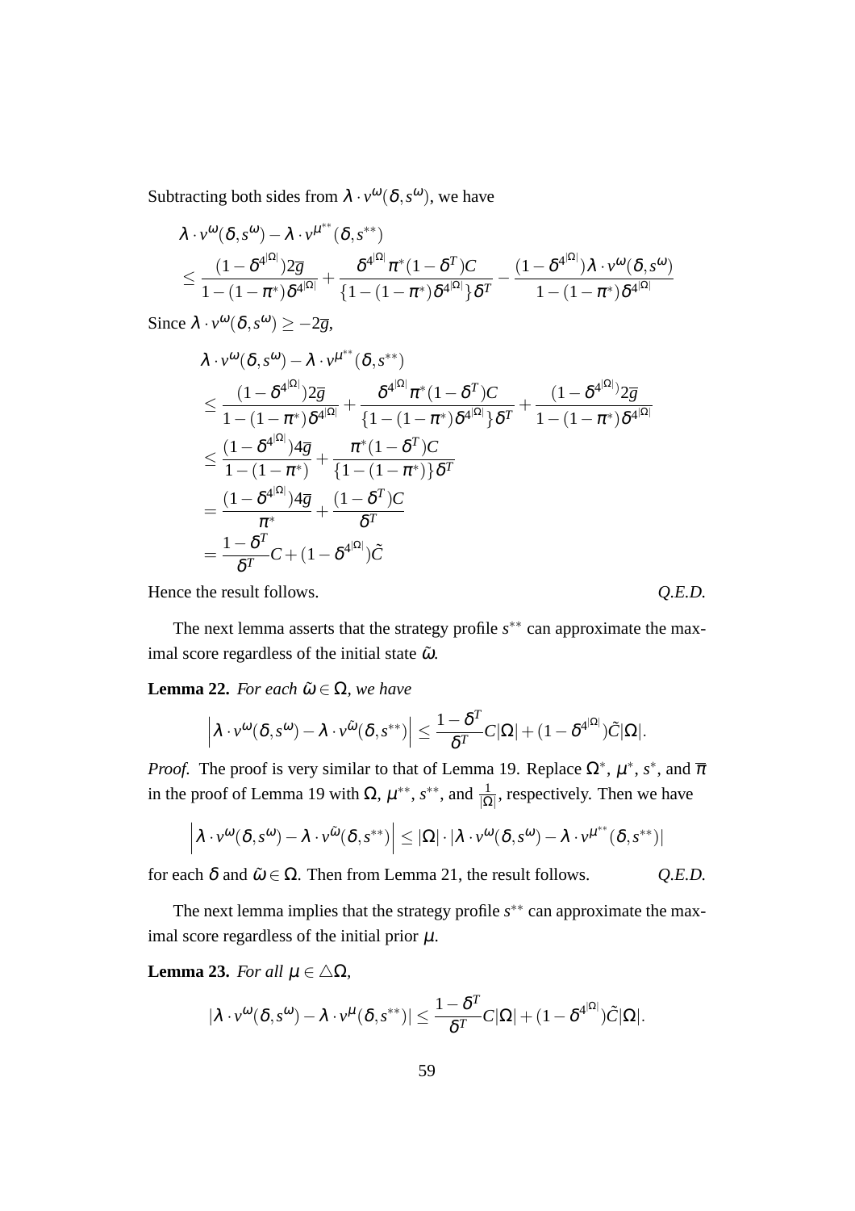Subtracting both sides from $\lambda \cdot v^{\omega}(\delta, s^{\omega})$, we have

$$\begin{aligned}
&\lambda \cdot v^{\omega}(\delta, s^{\omega}) - \lambda \cdot v^{\mu^{**}}(\delta, s^{**}) \\
&\leq \frac{(1-\delta^{4^{|\Omega|}})2\overline{g}}{1-(1-\pi^*)\delta^{4^{|\Omega|}}} + \frac{\delta^{4^{|\Omega|}}\pi^*(1-\delta^T)C}{\{1-(1-\pi^*)\delta^{4^{|\Omega|}}\}\delta^T} - \frac{(1-\delta^{4^{|\Omega|}})\lambda \cdot v^{\omega}(\delta, s^{\omega})}{1-(1-\pi^*)\delta^{4^{|\Omega|}}}
\end{aligned}$$

Since $\lambda \cdot v^{\omega}(\delta, s^{\omega}) \geq -2\overline{g}$,

$$\begin{aligned}
&\lambda \cdot v^{\omega}(\delta, s^{\omega}) - \lambda \cdot v^{\mu^{**}}(\delta, s^{**}) \\
&\leq \frac{(1-\delta^{4^{|\Omega|}})2\overline{g}}{1-(1-\pi^*)\delta^{4^{|\Omega|}}} + \frac{\delta^{4^{|\Omega|}}\pi^*(1-\delta^T)C}{\{1-(1-\pi^*)\delta^{4^{|\Omega|}}\}\delta^T} + \frac{(1-\delta^{4^{|\Omega|}})2\overline{g}}{1-(1-\pi^*)\delta^{4^{|\Omega|}}} \\
&\leq \frac{(1-\delta^{4^{|\Omega|}})4\overline{g}}{1-(1-\pi^*)} + \frac{\pi^*(1-\delta^T)C}{\{1-(1-\pi^*)\}\delta^T} \\
&= \frac{(1-\delta^{4^{|\Omega|}})4\overline{g}}{\pi^*} + \frac{(1-\delta^T)C}{\delta^T} \\
&= \frac{1-\delta^T}{\delta^T}C + (1-\delta^{4^{|\Omega|}})\tilde{C}
\end{aligned}$$

Hence the result follows. *Q.E.D.*

The next lemma asserts that the strategy profile $s^{**}$ can approximate the maximal score regardless of the initial state $\tilde{\omega}$.

**Lemma 22.** *For each $\tilde{\omega} \in \Omega$, we have*

$$\left| \lambda \cdot v^{\omega}(\delta, s^{\omega}) - \lambda \cdot v^{\tilde{\omega}}(\delta, s^{**}) \right| \leq \frac{1-\delta^T}{\delta^T}C|\Omega| + (1-\delta^{4^{|\Omega|}})\tilde{C}|\Omega|.$$

*Proof.* The proof is very similar to that of Lemma 19. Replace $\Omega^*$, $\mu^*$, $s^*$, and $\overline{\pi}$ in the proof of Lemma 19 with $\Omega$, $\mu^{**}$, $s^{**}$, and $\frac{1}{|\Omega|}$, respectively. Then we have

$$\left| \lambda \cdot v^{\omega}(\delta, s^{\omega}) - \lambda \cdot v^{\tilde{\omega}}(\delta, s^{**}) \right| \leq |\Omega| \cdot |\lambda \cdot v^{\omega}(\delta, s^{\omega}) - \lambda \cdot v^{\mu^{**}}(\delta, s^{**})|$$

for each $\delta$ and $\tilde{\omega} \in \Omega$. Then from Lemma 21, the result follows. *Q.E.D.*

The next lemma implies that the strategy profile $s^{**}$ can approximate the maximal score regardless of the initial prior $\mu$.

**Lemma 23.** *For all $\mu \in \triangle\Omega$,*

$$|\lambda \cdot v^{\omega}(\delta, s^{\omega}) - \lambda \cdot v^{\mu}(\delta, s^{**})| \leq \frac{1-\delta^T}{\delta^T}C|\Omega| + (1-\delta^{4^{|\Omega|}})\tilde{C}|\Omega|.$$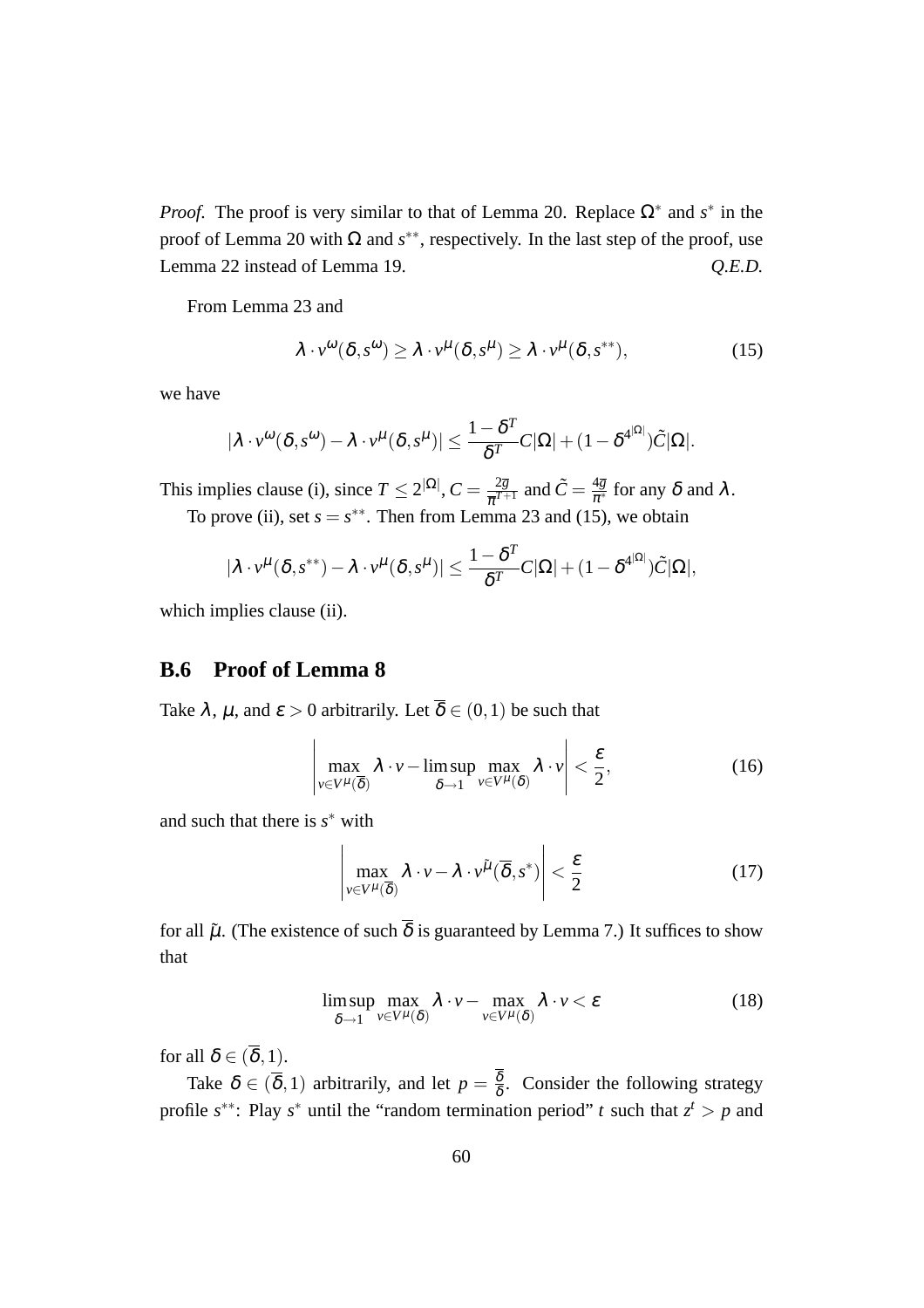*Proof.* The proof is very similar to that of Lemma 20. Replace $\Omega^*$ and $s^*$ in the proof of Lemma 20 with $\Omega$ and $s^{**}$, respectively. In the last step of the proof, use Lemma 22 instead of Lemma 19. *Q.E.D.*

From Lemma 23 and

$$\lambda \cdot v^{\omega}(\delta, s^{\omega}) \geq \lambda \cdot v^{\mu}(\delta, s^{\mu}) \geq \lambda \cdot v^{\mu}(\delta, s^{**}), \tag{15}$$

we have

$$|\lambda \cdot v^{\omega}(\delta, s^{\omega}) - \lambda \cdot v^{\mu}(\delta, s^{\mu})| \leq \frac{1-\delta^T}{\delta^T} C|\Omega| + (1-\delta^{4^{|\Omega|}})\tilde{C}|\Omega|.$$

This implies clause (i), since $T \leq 2^{|\Omega|}$, $C = \frac{2\overline{g}}{\overline{\pi}^{T+1}}$ and $\tilde{C} = \frac{4\overline{g}}{\pi^*}$ for any $\delta$ and $\lambda$.

To prove (ii), set $s = s^{**}$. Then from Lemma 23 and (15), we obtain

$$|\lambda \cdot v^{\mu}(\delta, s^{**}) - \lambda \cdot v^{\mu}(\delta, s^{\mu})| \leq \frac{1-\delta^T}{\delta^T} C|\Omega| + (1-\delta^{4^{|\Omega|}})\tilde{C}|\Omega|,$$

which implies clause (ii).

## B.6 Proof of Lemma 8

Take $\lambda$, $\mu$, and $\varepsilon > 0$ arbitrarily. Let $\overline{\delta} \in (0,1)$ be such that

$$\left| \max_{v \in V^{\mu}(\overline{\delta})} \lambda \cdot v - \limsup_{\delta \to 1} \max_{v \in V^{\mu}(\delta)} \lambda \cdot v \right| < \frac{\varepsilon}{2}, \tag{16}$$

and such that there is $s^*$ with

$$\left| \max_{v \in V^{\mu}(\overline{\delta})} \lambda \cdot v - \lambda \cdot v^{\tilde{\mu}}(\overline{\delta}, s^*) \right| < \frac{\varepsilon}{2} \tag{17}$$

for all $\tilde{\mu}$. (The existence of such $\overline{\delta}$ is guaranteed by Lemma 7.) It suffices to show that

$$\limsup_{\delta \to 1} \max_{v \in V^{\mu}(\delta)} \lambda \cdot v - \max_{v \in V^{\mu}(\delta)} \lambda \cdot v < \varepsilon \tag{18}$$

for all $\delta \in (\overline{\delta}, 1)$.

Take $\delta \in (\overline{\delta}, 1)$ arbitrarily, and let $p = \frac{\overline{\delta}}{\delta}$. Consider the following strategy profile $s^{**}$: Play $s^*$ until the "random termination period" $t$ such that $z^t > p$ and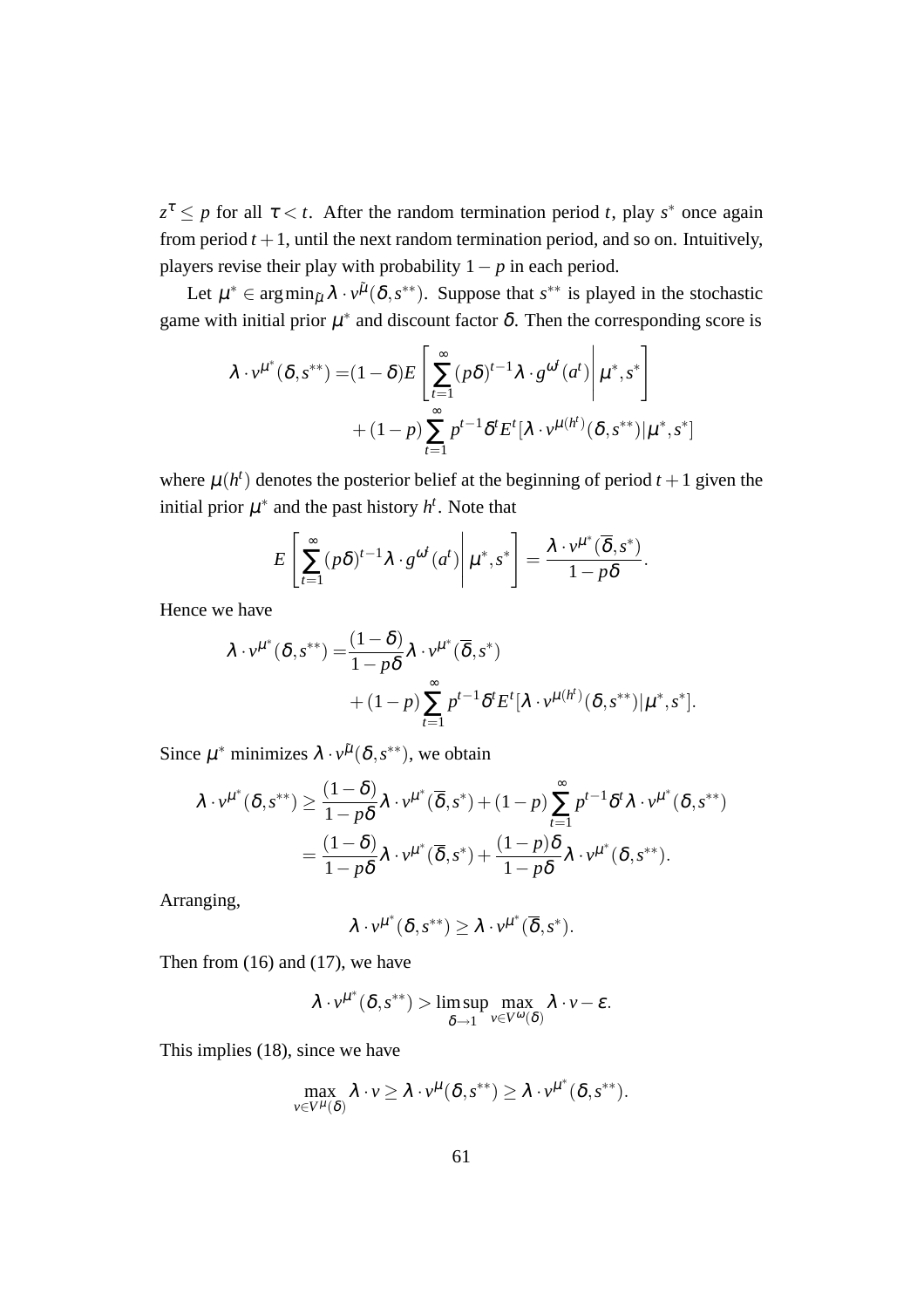$z^\tau \leq p$ for all $\tau < t$. After the random termination period $t$, play $s^*$ once again from period $t+1$, until the next random termination period, and so on. Intuitively, players revise their play with probability $1-p$ in each period.

Let $\mu^* \in \arg\min_{\tilde{\mu}} \lambda \cdot v^{\tilde{\mu}}(\delta, s^{**})$. Suppose that $s^{**}$ is played in the stochastic game with initial prior $\mu^*$ and discount factor $\delta$. Then the corresponding score is

$$\begin{aligned}\lambda \cdot v^{\mu^*}(\delta, s^{**}) =& (1-\delta) E\left[ \sum_{t=1}^{\infty} (p\delta)^{t-1} \lambda \cdot g^{\omega^t}(a^t) \middle| \mu^*, s^* \right] \\ &+ (1-p) \sum_{t=1}^{\infty} p^{t-1} \delta^t E^t[\lambda \cdot v^{\mu(h^t)}(\delta, s^{**}) | \mu^*, s^*]\end{aligned}$$

where $\mu(h^t)$ denotes the posterior belief at the beginning of period $t+1$ given the initial prior $\mu^*$ and the past history $h^t$. Note that

$$E\left[ \sum_{t=1}^{\infty} (p\delta)^{t-1} \lambda \cdot g^{\omega^t}(a^t) \middle| \mu^*, s^* \right] = \frac{\lambda \cdot v^{\mu^*}(\overline{\delta}, s^*)}{1-p\delta}.$$

Hence we have

$$\begin{aligned}\lambda \cdot v^{\mu^*}(\delta, s^{**}) =& \frac{(1-\delta)}{1-p\delta} \lambda \cdot v^{\mu^*}(\overline{\delta}, s^*) \\ &+ (1-p) \sum_{t=1}^{\infty} p^{t-1} \delta^t E^t[\lambda \cdot v^{\mu(h^t)}(\delta, s^{**}) | \mu^*, s^*].\end{aligned}$$

Since $\mu^*$ minimizes $\lambda \cdot v^{\tilde{\mu}}(\delta, s^{**})$, we obtain

$$\begin{aligned}\lambda \cdot v^{\mu^*}(\delta, s^{**}) &\geq \frac{(1-\delta)}{1-p\delta} \lambda \cdot v^{\mu^*}(\overline{\delta}, s^*) + (1-p) \sum_{t=1}^{\infty} p^{t-1} \delta^t \lambda \cdot v^{\mu^*}(\delta, s^{**}) \\ &= \frac{(1-\delta)}{1-p\delta} \lambda \cdot v^{\mu^*}(\overline{\delta}, s^*) + \frac{(1-p)\delta}{1-p\delta} \lambda \cdot v^{\mu^*}(\delta, s^{**}).\end{aligned}$$

Arranging,

$$\lambda \cdot v^{\mu^*}(\delta, s^{**}) \geq \lambda \cdot v^{\mu^*}(\overline{\delta}, s^*).$$

Then from (16) and (17), we have

$$\lambda \cdot v^{\mu^*}(\delta, s^{**}) > \limsup_{\delta \to 1} \max_{v \in V^{\omega}(\delta)} \lambda \cdot v - \varepsilon.$$

This implies (18), since we have

$$\max_{v \in V^{\mu}(\delta)} \lambda \cdot v \geq \lambda \cdot v^{\mu}(\delta, s^{**}) \geq \lambda \cdot v^{\mu^*}(\delta, s^{**}).$$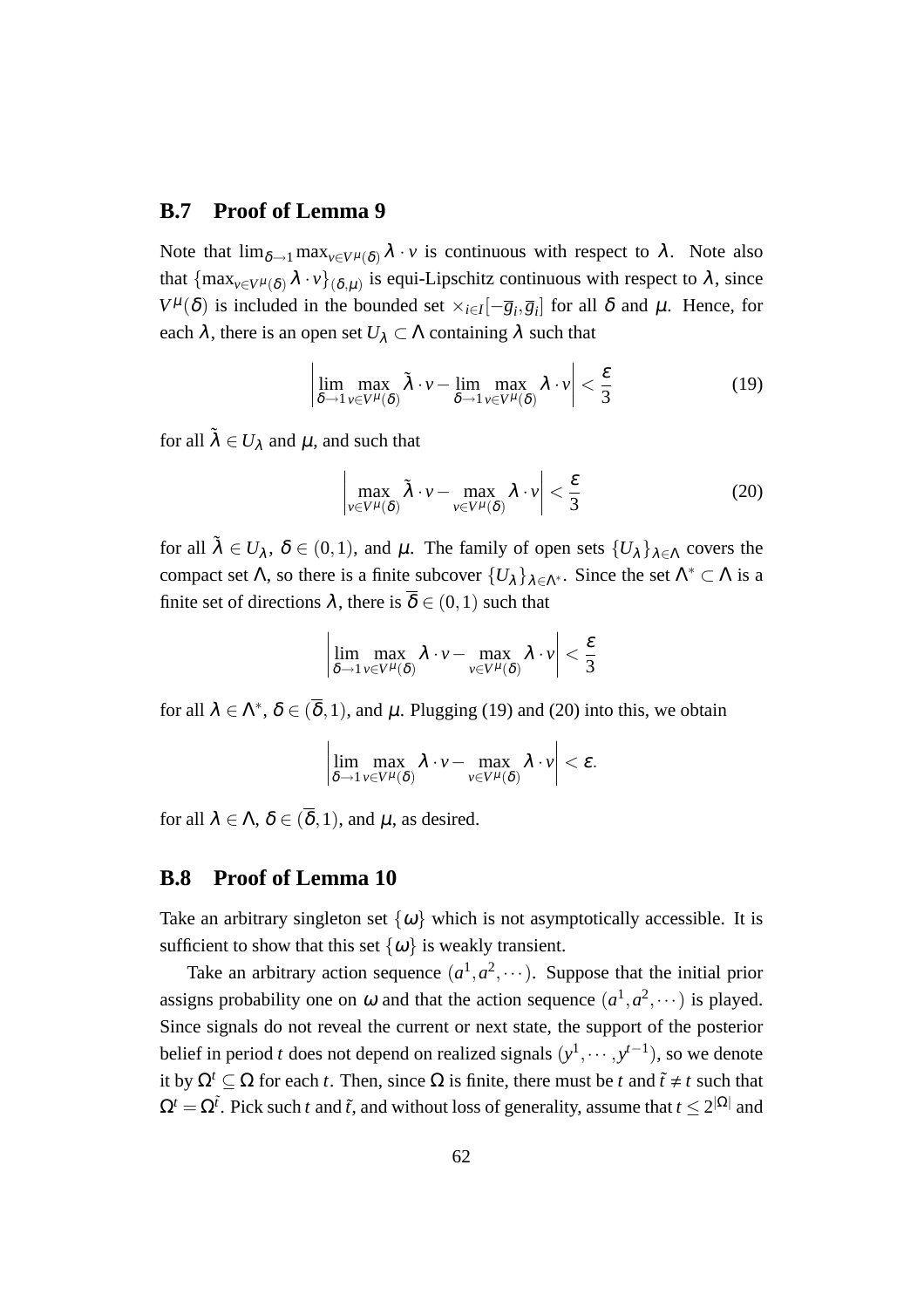## B.7 Proof of Lemma 9

Note that $\lim_{\delta\to 1}\max_{v\in V^{\mu}(\delta)}\lambda\cdot v$ is continuous with respect to $\lambda$. Note also that $\{\max_{v\in V^{\mu}(\delta)}\lambda\cdot v\}_{(\delta,\mu)}$ is equi-Lipschitz continuous with respect to $\lambda$, since $V^{\mu}(\delta)$ is included in the bounded set $\times_{i\in I}[-\overline{g}_i,\overline{g}_i]$ for all $\delta$ and $\mu$. Hence, for each $\lambda$, there is an open set $U_{\lambda}\subset\Lambda$ containing $\lambda$ such that

$$\left|\lim_{\delta\to 1}\max_{v\in V^{\mu}(\delta)}\tilde{\lambda}\cdot v-\lim_{\delta\to 1}\max_{v\in V^{\mu}(\delta)}\lambda\cdot v\right|<\frac{\varepsilon}{3} \tag{19}$$

for all $\tilde{\lambda}\in U_{\lambda}$ and $\mu$, and such that

$$\left|\max_{v\in V^{\mu}(\delta)}\tilde{\lambda}\cdot v-\max_{v\in V^{\mu}(\delta)}\lambda\cdot v\right|<\frac{\varepsilon}{3} \tag{20}$$

for all $\tilde{\lambda}\in U_{\lambda}$, $\delta\in(0,1)$, and $\mu$. The family of open sets $\{U_{\lambda}\}_{\lambda\in\Lambda}$ covers the compact set $\Lambda$, so there is a finite subcover $\{U_{\lambda}\}_{\lambda\in\Lambda^*}$. Since the set $\Lambda^*\subset\Lambda$ is a finite set of directions $\lambda$, there is $\overline{\delta}\in(0,1)$ such that

$$\left|\lim_{\delta\to 1}\max_{v\in V^{\mu}(\delta)}\lambda\cdot v-\max_{v\in V^{\mu}(\delta)}\lambda\cdot v\right|<\frac{\varepsilon}{3}$$

for all $\lambda\in\Lambda^*$, $\delta\in(\overline{\delta},1)$, and $\mu$. Plugging (19) and (20) into this, we obtain

$$\left|\lim_{\delta\to 1}\max_{v\in V^{\mu}(\delta)}\lambda\cdot v-\max_{v\in V^{\mu}(\delta)}\lambda\cdot v\right|<\varepsilon.$$

for all $\lambda\in\Lambda$, $\delta\in(\overline{\delta},1)$, and $\mu$, as desired.

## B.8 Proof of Lemma 10

Take an arbitrary singleton set $\{\omega\}$ which is not asymptotically accessible. It is sufficient to show that this set $\{\omega\}$ is weakly transient.

Take an arbitrary action sequence $(a^1,a^2,\cdots)$. Suppose that the initial prior assigns probability one on $\omega$ and that the action sequence $(a^1,a^2,\cdots)$ is played. Since signals do not reveal the current or next state, the support of the posterior belief in period $t$ does not depend on realized signals $(y^1,\cdots,y^{t-1})$, so we denote it by $\Omega^t\subseteq\Omega$ for each $t$. Then, since $\Omega$ is finite, there must be $t$ and $\tilde{t}\neq t$ such that $\Omega^t=\Omega^{\tilde{t}}$. Pick such $t$ and $\tilde{t}$, and without loss of generality, assume that $t\leq 2^{|\Omega|}$ and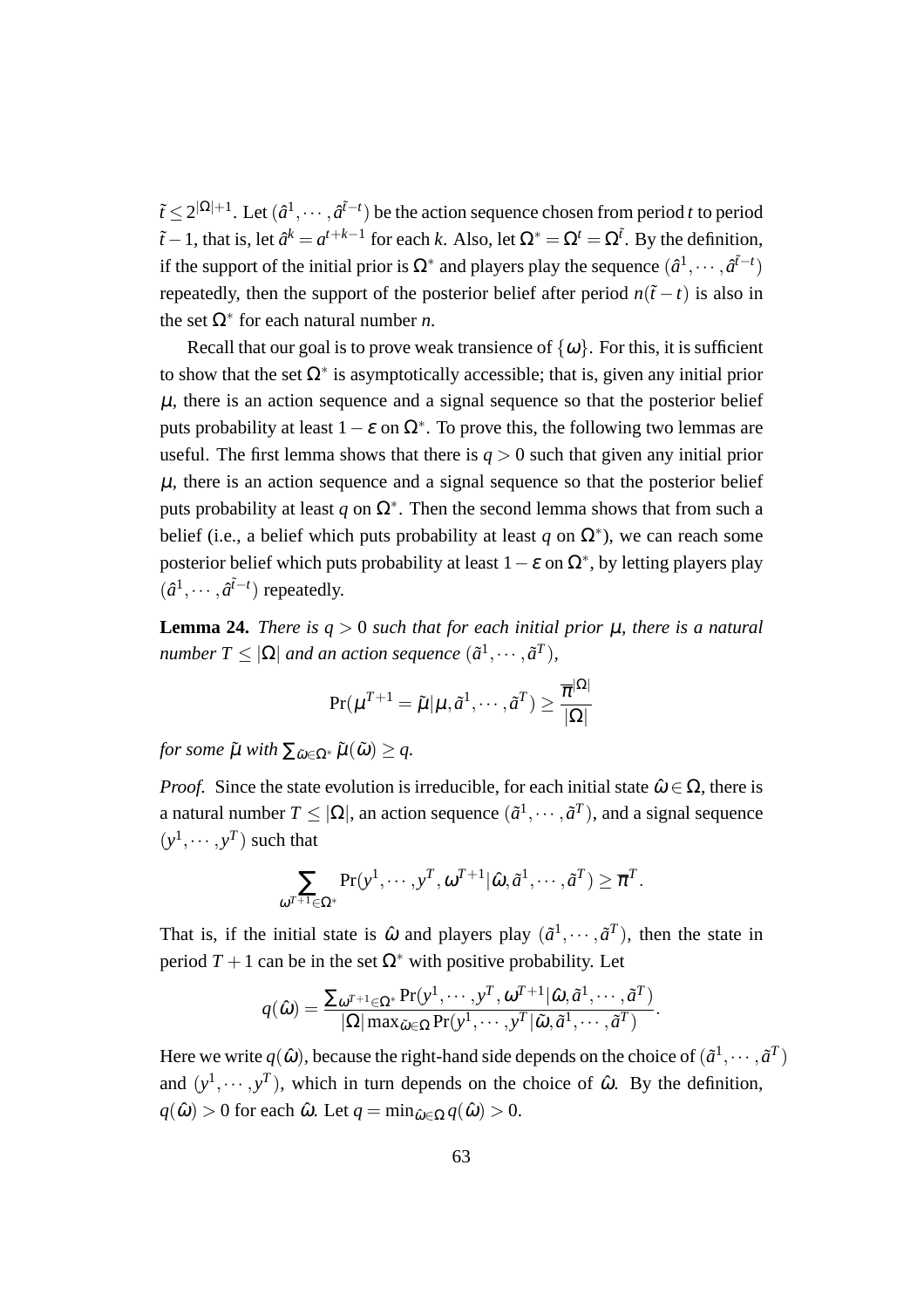$\tilde{t} \leq 2^{|\Omega|+1}$. Let $(\hat{a}^1, \cdots, \hat{a}^{\tilde{t}-t})$ be the action sequence chosen from period $t$ to period $\tilde{t}-1$, that is, let $\hat{a}^k = a^{t+k-1}$ for each $k$. Also, let $\Omega^* = \Omega^t = \Omega^{\tilde{t}}$. By the definition, if the support of the initial prior is $\Omega^*$ and players play the sequence $(\hat{a}^1, \cdots, \hat{a}^{\tilde{t}-t})$ repeatedly, then the support of the posterior belief after period $n(\tilde{t}-t)$ is also in the set $\Omega^*$ for each natural number $n$.

Recall that our goal is to prove weak transience of $\{\omega\}$. For this, it is sufficient to show that the set $\Omega^*$ is asymptotically accessible; that is, given any initial prior $\mu$, there is an action sequence and a signal sequence so that the posterior belief puts probability at least $1-\varepsilon$ on $\Omega^*$. To prove this, the following two lemmas are useful. The first lemma shows that there is $q > 0$ such that given any initial prior $\mu$, there is an action sequence and a signal sequence so that the posterior belief puts probability at least $q$ on $\Omega^*$. Then the second lemma shows that from such a belief (i.e., a belief which puts probability at least $q$ on $\Omega^*$), we can reach some posterior belief which puts probability at least $1-\varepsilon$ on $\Omega^*$, by letting players play $(\hat{a}^1, \cdots, \hat{a}^{\tilde{t}-t})$ repeatedly.

**Lemma 24.** *There is $q > 0$ such that for each initial prior $\mu$, there is a natural number $T \leq |\Omega|$ and an action sequence $(\tilde{a}^1, \cdots, \tilde{a}^T)$,*

$$\Pr(\mu^{T+1} = \tilde{\mu} | \mu, \tilde{a}^1, \cdots, \tilde{a}^T) \geq \frac{\overline{\pi}^{|\Omega|}}{|\Omega|}$$

*for some $\tilde{\mu}$ with $\sum_{\tilde{\omega} \in \Omega^*} \tilde{\mu}(\tilde{\omega}) \geq q$.*

*Proof.* Since the state evolution is irreducible, for each initial state $\hat{\omega} \in \Omega$, there is a natural number $T \leq |\Omega|$, an action sequence $(\tilde{a}^1, \cdots, \tilde{a}^T)$, and a signal sequence $(y^1, \cdots, y^T)$ such that

$$\sum_{\omega^{T+1} \in \Omega^*} \Pr(y^1, \cdots, y^T, \omega^{T+1} | \hat{\omega}, \tilde{a}^1, \cdots, \tilde{a}^T) \geq \overline{\pi}^T.$$

That is, if the initial state is $\hat{\omega}$ and players play $(\tilde{a}^1, \cdots, \tilde{a}^T)$, then the state in period $T+1$ can be in the set $\Omega^*$ with positive probability. Let

$$q(\hat{\omega}) = \frac{\sum_{\omega^{T+1} \in \Omega^*} \Pr(y^1, \cdots, y^T, \omega^{T+1} | \hat{\omega}, \tilde{a}^1, \cdots, \tilde{a}^T)}{|\Omega| \max_{\tilde{\omega} \in \Omega} \Pr(y^1, \cdots, y^T | \tilde{\omega}, \tilde{a}^1, \cdots, \tilde{a}^T)}.$$

Here we write $q(\hat{\omega})$, because the right-hand side depends on the choice of $(\tilde{a}^1, \cdots, \tilde{a}^T)$ and $(y^1, \cdots, y^T)$, which in turn depends on the choice of $\hat{\omega}$. By the definition, $q(\hat{\omega}) > 0$ for each $\hat{\omega}$. Let $q = \min_{\hat{\omega} \in \Omega} q(\hat{\omega}) > 0$.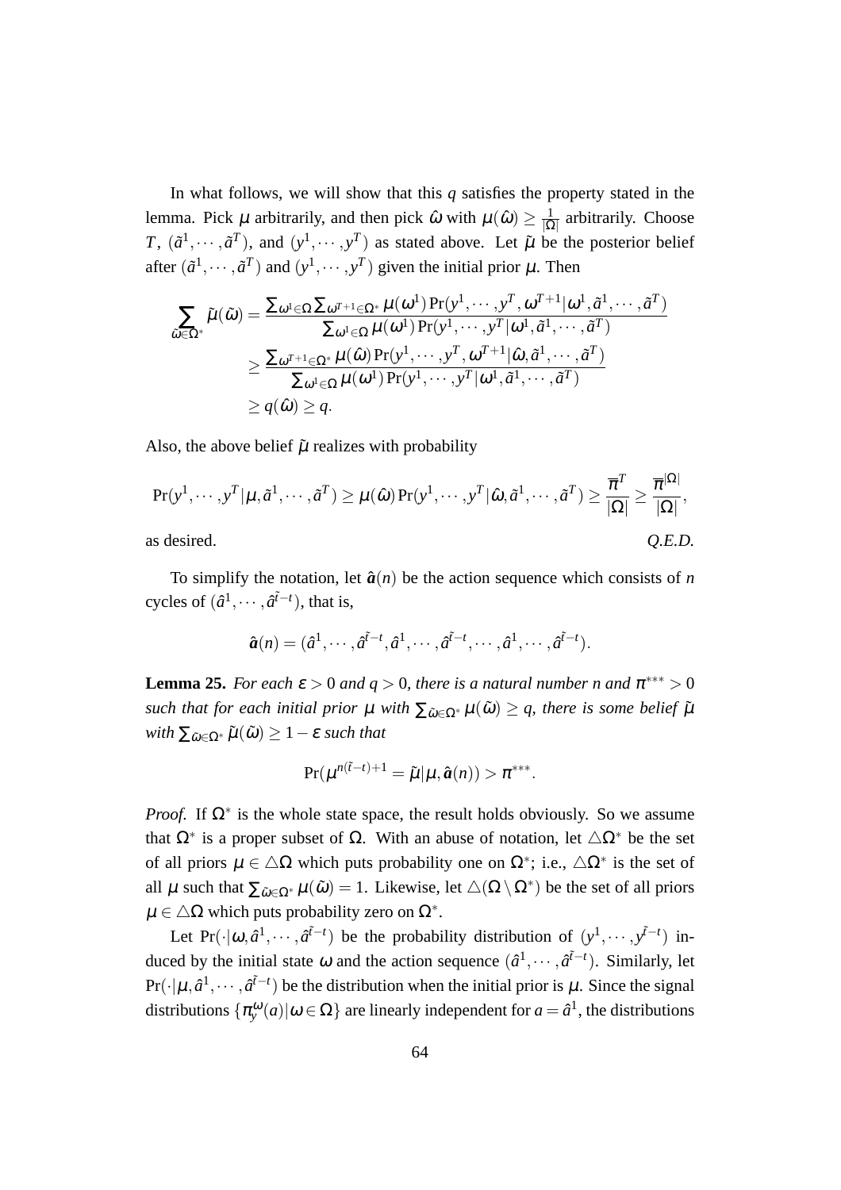In what follows, we will show that this $q$ satisfies the property stated in the lemma. Pick $\mu$ arbitrarily, and then pick $\hat{\omega}$ with $\mu(\hat{\omega}) \geq \frac{1}{|\Omega|}$ arbitrarily. Choose $T$, $(\tilde{a}^1, \cdots, \tilde{a}^T)$, and $(y^1, \cdots, y^T)$ as stated above. Let $\tilde{\mu}$ be the posterior belief after $(\tilde{a}^1, \cdots, \tilde{a}^T)$ and $(y^1, \cdots, y^T)$ given the initial prior $\mu$. Then

$$
\begin{aligned}
\sum_{\tilde{\omega} \in \Omega^*} \tilde{\mu}(\tilde{\omega}) &= \frac{\sum_{\omega^1 \in \Omega} \sum_{\omega^{T+1} \in \Omega^*} \mu(\omega^1) \Pr(y^1, \cdots, y^T, \omega^{T+1} | \omega^1, \tilde{a}^1, \cdots, \tilde{a}^T)}{\sum_{\omega^1 \in \Omega} \mu(\omega^1) \Pr(y^1, \cdots, y^T | \omega^1, \tilde{a}^1, \cdots, \tilde{a}^T)} \\
&\geq \frac{\sum_{\omega^{T+1} \in \Omega^*} \mu(\hat{\omega}) \Pr(y^1, \cdots, y^T, \omega^{T+1} | \hat{\omega}, \tilde{a}^1, \cdots, \tilde{a}^T)}{\sum_{\omega^1 \in \Omega} \mu(\omega^1) \Pr(y^1, \cdots, y^T | \omega^1, \tilde{a}^1, \cdots, \tilde{a}^T)} \\
&\geq q(\hat{\omega}) \geq q.
\end{aligned}
$$

Also, the above belief $\tilde{\mu}$ realizes with probability

$$
\Pr(y^1, \cdots, y^T | \mu, \tilde{a}^1, \cdots, \tilde{a}^T) \geq \mu(\hat{\omega}) \Pr(y^1, \cdots, y^T | \hat{\omega}, \tilde{a}^1, \cdots, \tilde{a}^T) \geq \frac{\overline{\pi}^T}{|\Omega|} \geq \frac{\overline{\pi}^{|\Omega|}}{|\Omega|},
$$

as desired. *Q.E.D.*

To simplify the notation, let $\hat{\boldsymbol{a}}(n)$ be the action sequence which consists of $n$ cycles of $(\hat{a}^1, \cdots, \hat{a}^{\tilde{t}-t})$, that is,

$$
\hat{\boldsymbol{a}}(n) = (\hat{a}^1, \cdots, \hat{a}^{\tilde{t}-t}, \hat{a}^1, \cdots, \hat{a}^{\tilde{t}-t}, \cdots, \hat{a}^1, \cdots, \hat{a}^{\tilde{t}-t}).
$$

**Lemma 25.** *For each $\varepsilon > 0$ and $q > 0$, there is a natural number $n$ and $\pi^{***} > 0$ such that for each initial prior $\mu$ with $\sum_{\tilde{\omega} \in \Omega^*} \mu(\tilde{\omega}) \geq q$, there is some belief $\tilde{\mu}$ with $\sum_{\tilde{\omega} \in \Omega^*} \tilde{\mu}(\tilde{\omega}) \geq 1 - \varepsilon$ such that*

$$
\Pr(\mu^{n(\tilde{t}-t)+1} = \tilde{\mu} | \mu, \hat{\boldsymbol{a}}(n)) > \pi^{***}.
$$

*Proof.* If $\Omega^*$ is the whole state space, the result holds obviously. So we assume that $\Omega^*$ is a proper subset of $\Omega$. With an abuse of notation, let $\triangle\Omega^*$ be the set of all priors $\mu \in \triangle\Omega$ which puts probability one on $\Omega^*$; i.e., $\triangle\Omega^*$ is the set of all $\mu$ such that $\sum_{\tilde{\omega} \in \Omega^*} \mu(\tilde{\omega}) = 1$. Likewise, let $\triangle(\Omega \setminus \Omega^*)$ be the set of all priors $\mu \in \triangle\Omega$ which puts probability zero on $\Omega^*$.

Let $\Pr(\cdot | \omega, \hat{a}^1, \cdots, \hat{a}^{\tilde{t}-t})$ be the probability distribution of $(y^1, \cdots, y^{\tilde{t}-t})$ induced by the initial state $\omega$ and the action sequence $(\hat{a}^1, \cdots, \hat{a}^{\tilde{t}-t})$. Similarly, let $\Pr(\cdot | \mu, \hat{a}^1, \cdots, \hat{a}^{\tilde{t}-t})$ be the distribution when the initial prior is $\mu$. Since the signal distributions $\{\pi_y^{\omega}(a) | \omega \in \Omega\}$ are linearly independent for $a = \hat{a}^1$, the distributions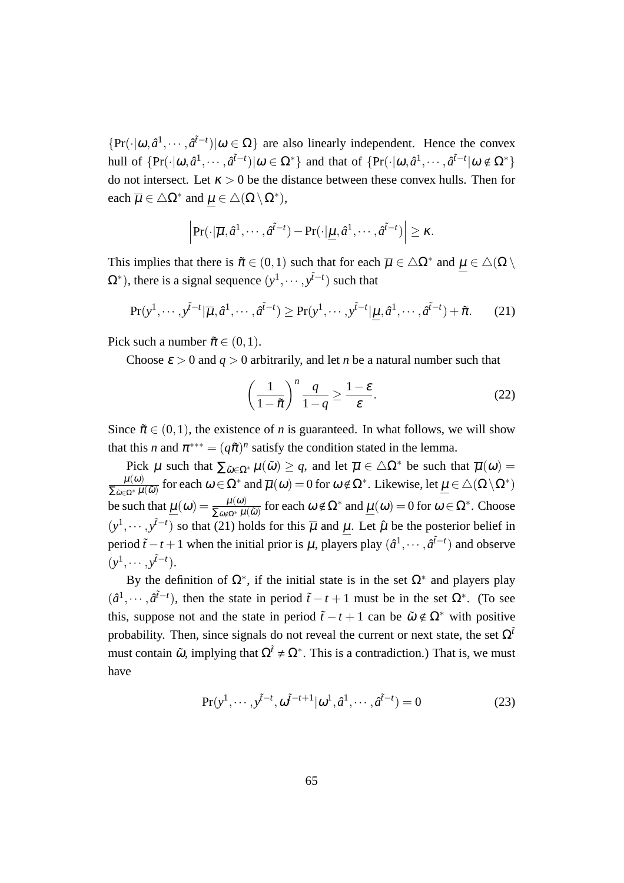$\{\Pr(\cdot|\omega,\hat{a}^1,\cdots,\hat{a}^{\tilde{t}-t})|\omega\in\Omega\}$ are also linearly independent. Hence the convex hull of $\{\Pr(\cdot|\omega,\hat{a}^1,\cdots,\hat{a}^{\tilde{t}-t})|\omega\in\Omega^*\}$ and that of $\{\Pr(\cdot|\omega,\hat{a}^1,\cdots,\hat{a}^{\tilde{t}-t}|\omega\notin\Omega^*\}$ do not intersect. Let $\kappa>0$ be the distance between these convex hulls. Then for each $\overline{\mu}\in\triangle\Omega^*$ and $\underline{\mu}\in\triangle(\Omega\setminus\Omega^*)$,

$$\left|\Pr(\cdot|\overline{\mu},\hat{a}^1,\cdots,\hat{a}^{\tilde{t}-t})-\Pr(\cdot|\underline{\mu},\hat{a}^1,\cdots,\hat{a}^{\tilde{t}-t})\right|\geq\kappa.$$

This implies that there is $\tilde{\pi}\in(0,1)$ such that for each $\overline{\mu}\in\triangle\Omega^*$ and $\underline{\mu}\in\triangle(\Omega\setminus\Omega^*)$, there is a signal sequence $(y^1,\cdots,y^{\tilde{t}-t})$ such that

$$\Pr(y^1,\cdots,y^{\tilde{t}-t}|\overline{\mu},\hat{a}^1,\cdots,\hat{a}^{\tilde{t}-t})\geq\Pr(y^1,\cdots,y^{\tilde{t}-t}|\underline{\mu},\hat{a}^1,\cdots,\hat{a}^{\tilde{t}-t})+\tilde{\pi}. \tag{21}$$

Pick such a number $\tilde{\pi}\in(0,1)$.

Choose $\varepsilon>0$ and $q>0$ arbitrarily, and let $n$ be a natural number such that

$$\left(\frac{1}{1-\tilde{\pi}}\right)^n\frac{q}{1-q}\geq\frac{1-\varepsilon}{\varepsilon}. \tag{22}$$

Since $\tilde{\pi}\in(0,1)$, the existence of $n$ is guaranteed. In what follows, we will show that this $n$ and $\pi^{***}=(q\tilde{\pi})^n$ satisfy the condition stated in the lemma.

Pick $\mu$ such that $\sum_{\tilde{\omega}\in\Omega^*}\mu(\tilde{\omega})\geq q$, and let $\overline{\mu}\in\triangle\Omega^*$ be such that $\overline{\mu}(\omega)=\frac{\mu(\omega)}{\sum_{\tilde{\omega}\in\Omega^*}\mu(\tilde{\omega})}$ for each $\omega\in\Omega^*$ and $\overline{\mu}(\omega)=0$ for $\omega\notin\Omega^*$. Likewise, let $\underline{\mu}\in\triangle(\Omega\setminus\Omega^*)$ be such that $\underline{\mu}(\omega)=\frac{\mu(\omega)}{\sum_{\tilde{\omega}\notin\Omega^*}\mu(\tilde{\omega})}$ for each $\omega\notin\Omega^*$ and $\underline{\mu}(\omega)=0$ for $\omega\in\Omega^*$. Choose $(y^1,\cdots,y^{\tilde{t}-t})$ so that (21) holds for this $\overline{\mu}$ and $\underline{\mu}$. Let $\hat{\mu}$ be the posterior belief in period $\tilde{t}-t+1$ when the initial prior is $\mu$, players play $(\hat{a}^1,\cdots,\hat{a}^{\tilde{t}-t})$ and observe $(y^1,\cdots,y^{\tilde{t}-t})$.

By the definition of $\Omega^*$, if the initial state is in the set $\Omega^*$ and players play $(\hat{a}^1,\cdots,\hat{a}^{\tilde{t}-t})$, then the state in period $\tilde{t}-t+1$ must be in the set $\Omega^*$. (To see this, suppose not and the state in period $\tilde{t}-t+1$ can be $\tilde{\omega}\notin\Omega^*$ with positive probability. Then, since signals do not reveal the current or next state, the set $\Omega^{\tilde{t}}$ must contain $\tilde{\omega}$, implying that $\Omega^{\tilde{t}}\neq\Omega^*$. This is a contradiction.) That is, we must have

$$\Pr(y^1,\cdots,y^{\tilde{t}-t},\omega^{\tilde{t}-t+1}|\omega^1,\hat{a}^1,\cdots,\hat{a}^{\tilde{t}-t})=0 \tag{23}$$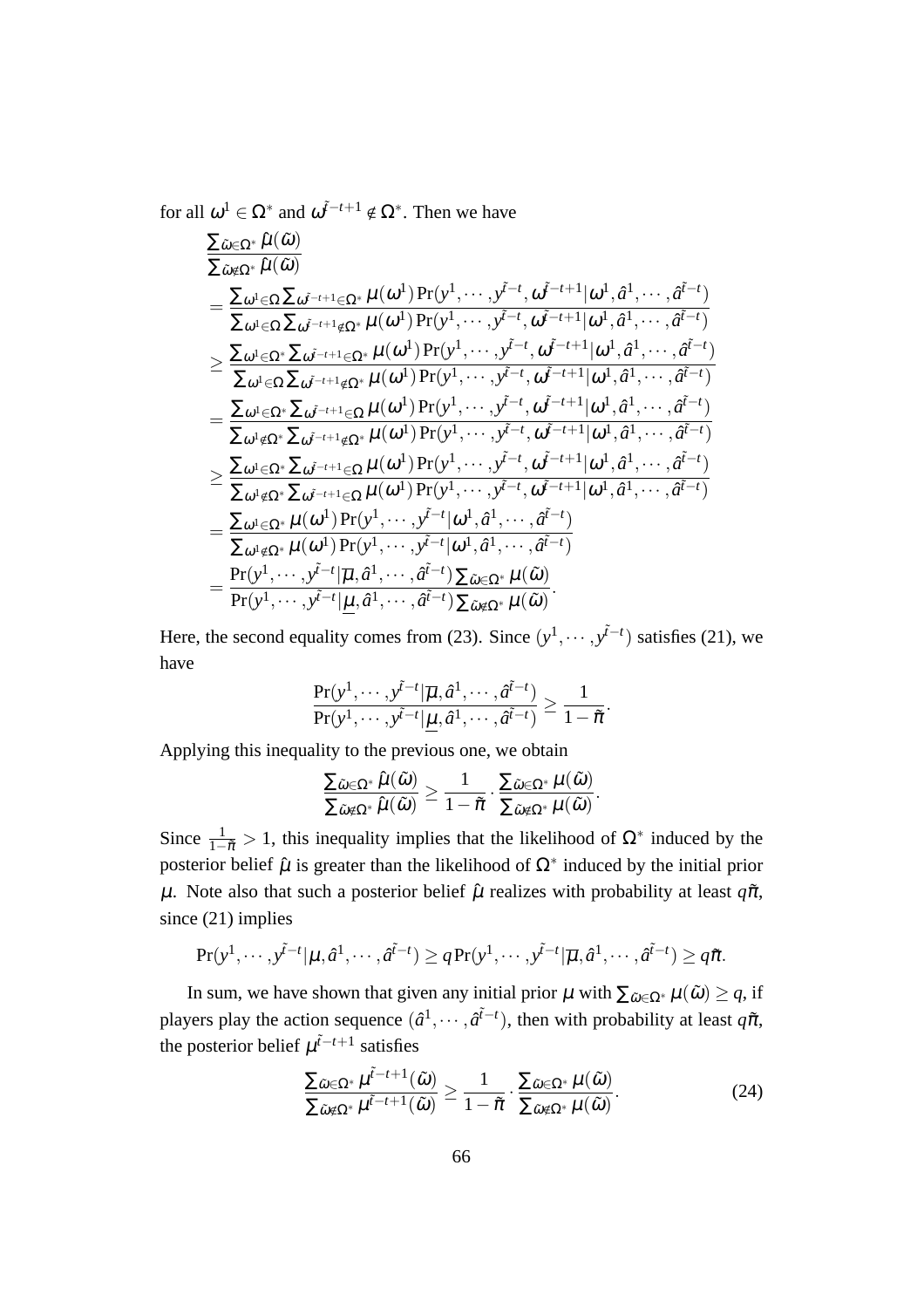for all $\omega^1 \in \Omega^*$ and $\omega^{\tilde{t}-t+1} \notin \Omega^*$. Then we have

$$
\begin{aligned}
&\frac{\sum_{\tilde{\omega}\in\Omega^*}\hat{\mu}(\tilde{\omega})}{\sum_{\tilde{\omega}\notin\Omega^*}\hat{\mu}(\tilde{\omega})} \\
&= \frac{\sum_{\omega^1\in\Omega}\sum_{\omega^{\tilde{t}-t+1}\in\Omega^*}\mu(\omega^1)\Pr(y^1,\cdots,y^{\tilde{t}-t},\omega^{\tilde{t}-t+1}|\omega^1,\hat{a}^1,\cdots,\hat{a}^{\tilde{t}-t})}{\sum_{\omega^1\in\Omega}\sum_{\omega^{\tilde{t}-t+1}\notin\Omega^*}\mu(\omega^1)\Pr(y^1,\cdots,y^{\tilde{t}-t},\omega^{\tilde{t}-t+1}|\omega^1,\hat{a}^1,\cdots,\hat{a}^{\tilde{t}-t})} \\
&\geq \frac{\sum_{\omega^1\in\Omega^*}\sum_{\omega^{\tilde{t}-t+1}\in\Omega^*}\mu(\omega^1)\Pr(y^1,\cdots,y^{\tilde{t}-t},\omega^{\tilde{t}-t+1}|\omega^1,\hat{a}^1,\cdots,\hat{a}^{\tilde{t}-t})}{\sum_{\omega^1\in\Omega}\sum_{\omega^{\tilde{t}-t+1}\notin\Omega^*}\mu(\omega^1)\Pr(y^1,\cdots,y^{\tilde{t}-t},\omega^{\tilde{t}-t+1}|\omega^1,\hat{a}^1,\cdots,\hat{a}^{\tilde{t}-t})} \\
&= \frac{\sum_{\omega^1\in\Omega^*}\sum_{\omega^{\tilde{t}-t+1}\in\Omega}\mu(\omega^1)\Pr(y^1,\cdots,y^{\tilde{t}-t},\omega^{\tilde{t}-t+1}|\omega^1,\hat{a}^1,\cdots,\hat{a}^{\tilde{t}-t})}{\sum_{\omega^1\notin\Omega^*}\sum_{\omega^{\tilde{t}-t+1}\notin\Omega^*}\mu(\omega^1)\Pr(y^1,\cdots,y^{\tilde{t}-t},\omega^{\tilde{t}-t+1}|\omega^1,\hat{a}^1,\cdots,\hat{a}^{\tilde{t}-t})} \\
&\geq \frac{\sum_{\omega^1\in\Omega^*}\sum_{\omega^{\tilde{t}-t+1}\in\Omega}\mu(\omega^1)\Pr(y^1,\cdots,y^{\tilde{t}-t},\omega^{\tilde{t}-t+1}|\omega^1,\hat{a}^1,\cdots,\hat{a}^{\tilde{t}-t})}{\sum_{\omega^1\notin\Omega^*}\sum_{\omega^{\tilde{t}-t+1}\in\Omega}\mu(\omega^1)\Pr(y^1,\cdots,y^{\tilde{t}-t},\omega^{\tilde{t}-t+1}|\omega^1,\hat{a}^1,\cdots,\hat{a}^{\tilde{t}-t})} \\
&= \frac{\sum_{\omega^1\in\Omega^*}\mu(\omega^1)\Pr(y^1,\cdots,y^{\tilde{t}-t}|\omega^1,\hat{a}^1,\cdots,\hat{a}^{\tilde{t}-t})}{\sum_{\omega^1\notin\Omega^*}\mu(\omega^1)\Pr(y^1,\cdots,y^{\tilde{t}-t}|\omega^1,\hat{a}^1,\cdots,\hat{a}^{\tilde{t}-t})} \\
&= \frac{\Pr(y^1,\cdots,y^{\tilde{t}-t}|\overline{\mu},\hat{a}^1,\cdots,\hat{a}^{\tilde{t}-t})\sum_{\tilde{\omega}\in\Omega^*}\mu(\tilde{\omega})}{\Pr(y^1,\cdots,y^{\tilde{t}-t}|\underline{\mu},\hat{a}^1,\cdots,\hat{a}^{\tilde{t}-t})\sum_{\tilde{\omega}\notin\Omega^*}\mu(\tilde{\omega})}.
\end{aligned}
$$

Here, the second equality comes from (23). Since $(y^1,\cdots,y^{\tilde{t}-t})$ satisfies (21), we have

$$
\frac{\Pr(y^1,\cdots,y^{\tilde{t}-t}|\overline{\mu},\hat{a}^1,\cdots,\hat{a}^{\tilde{t}-t})}{\Pr(y^1,\cdots,y^{\tilde{t}-t}|\underline{\mu},\hat{a}^1,\cdots,\hat{a}^{\tilde{t}-t})} \geq \frac{1}{1-\tilde{\pi}}.
$$

Applying this inequality to the previous one, we obtain

$$
\frac{\sum_{\tilde{\omega}\in\Omega^*}\hat{\mu}(\tilde{\omega})}{\sum_{\tilde{\omega}\notin\Omega^*}\hat{\mu}(\tilde{\omega})} \geq \frac{1}{1-\tilde{\pi}}\cdot\frac{\sum_{\tilde{\omega}\in\Omega^*}\mu(\tilde{\omega})}{\sum_{\tilde{\omega}\notin\Omega^*}\mu(\tilde{\omega})}.
$$

Since $\frac{1}{1-\tilde{\pi}} > 1$, this inequality implies that the likelihood of $\Omega^*$ induced by the posterior belief $\hat{\mu}$ is greater than the likelihood of $\Omega^*$ induced by the initial prior $\mu$. Note also that such a posterior belief $\hat{\mu}$ realizes with probability at least $q\tilde{\pi}$, since (21) implies

$$
\Pr(y^1,\cdots,y^{\tilde{t}-t}|\mu,\hat{a}^1,\cdots,\hat{a}^{\tilde{t}-t}) \geq q\Pr(y^1,\cdots,y^{\tilde{t}-t}|\overline{\mu},\hat{a}^1,\cdots,\hat{a}^{\tilde{t}-t}) \geq q\tilde{\pi}.
$$

In sum, we have shown that given any initial prior $\mu$ with $\sum_{\tilde{\omega}\in\Omega^*}\mu(\tilde{\omega}) \geq q$, if players play the action sequence $(\hat{a}^1,\cdots,\hat{a}^{\tilde{t}-t})$, then with probability at least $q\tilde{\pi}$, the posterior belief $\mu^{\tilde{t}-t+1}$ satisfies

$$
\frac{\sum_{\tilde{\omega}\in\Omega^*}\mu^{\tilde{t}-t+1}(\tilde{\omega})}{\sum_{\tilde{\omega}\notin\Omega^*}\mu^{\tilde{t}-t+1}(\tilde{\omega})} \geq \frac{1}{1-\tilde{\pi}}\cdot\frac{\sum_{\tilde{\omega}\in\Omega^*}\mu(\tilde{\omega})}{\sum_{\tilde{\omega}\notin\Omega^*}\mu(\tilde{\omega})}. \tag{24}
$$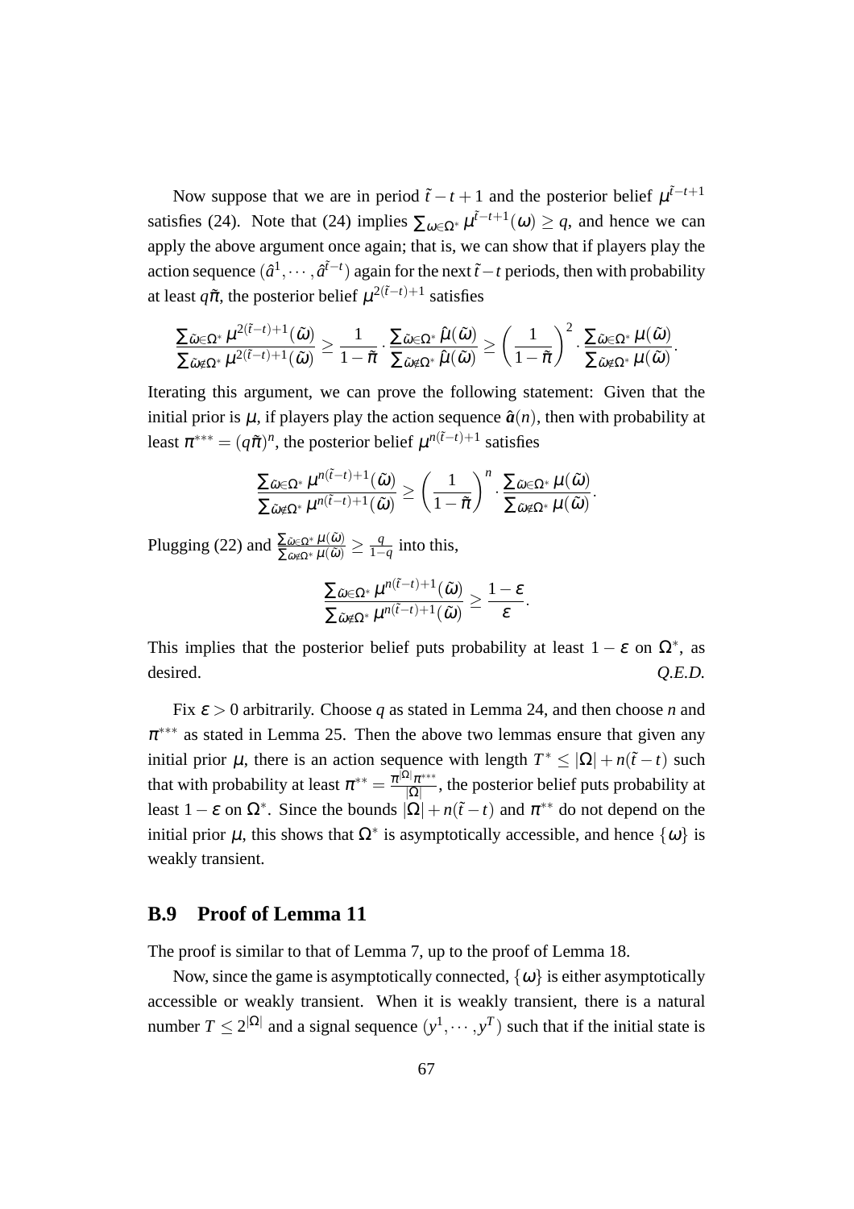Now suppose that we are in period $\tilde{t}-t+1$ and the posterior belief $\mu^{\tilde{t}-t+1}$ satisfies (24). Note that (24) implies $\sum_{\omega\in\Omega^*}\mu^{\tilde{t}-t+1}(\omega)\geq q$, and hence we can apply the above argument once again; that is, we can show that if players play the action sequence $(\hat{a}^1,\cdots,\hat{a}^{\tilde{t}-t})$ again for the next $\tilde{t}-t$ periods, then with probability at least $q\tilde{\pi}$, the posterior belief $\mu^{2(\tilde{t}-t)+1}$ satisfies

$$\frac{\sum_{\tilde{\omega}\in\Omega^*}\mu^{2(\tilde{t}-t)+1}(\tilde{\omega})}{\sum_{\tilde{\omega}\notin\Omega^*}\mu^{2(\tilde{t}-t)+1}(\tilde{\omega})}\geq\frac{1}{1-\tilde{\pi}}\cdot\frac{\sum_{\tilde{\omega}\in\Omega^*}\hat{\mu}(\tilde{\omega})}{\sum_{\tilde{\omega}\notin\Omega^*}\hat{\mu}(\tilde{\omega})}\geq\left(\frac{1}{1-\tilde{\pi}}\right)^2\cdot\frac{\sum_{\tilde{\omega}\in\Omega^*}\mu(\tilde{\omega})}{\sum_{\tilde{\omega}\notin\Omega^*}\mu(\tilde{\omega})}.$$

Iterating this argument, we can prove the following statement: Given that the initial prior is $\mu$, if players play the action sequence $\hat{\boldsymbol{a}}(n)$, then with probability at least $\pi^{***}=(q\tilde{\pi})^n$, the posterior belief $\mu^{n(\tilde{t}-t)+1}$ satisfies

$$\frac{\sum_{\tilde{\omega}\in\Omega^*}\mu^{n(\tilde{t}-t)+1}(\tilde{\omega})}{\sum_{\tilde{\omega}\notin\Omega^*}\mu^{n(\tilde{t}-t)+1}(\tilde{\omega})}\geq\left(\frac{1}{1-\tilde{\pi}}\right)^n\cdot\frac{\sum_{\tilde{\omega}\in\Omega^*}\mu(\tilde{\omega})}{\sum_{\tilde{\omega}\notin\Omega^*}\mu(\tilde{\omega})}.$$

Plugging (22) and $\frac{\sum_{\tilde{\omega}\in\Omega^*}\mu(\tilde{\omega})}{\sum_{\tilde{\omega}\notin\Omega^*}\mu(\tilde{\omega})}\geq\frac{q}{1-q}$ into this,

$$\frac{\sum_{\tilde{\omega}\in\Omega^*}\mu^{n(\tilde{t}-t)+1}(\tilde{\omega})}{\sum_{\tilde{\omega}\notin\Omega^*}\mu^{n(\tilde{t}-t)+1}(\tilde{\omega})}\geq\frac{1-\varepsilon}{\varepsilon}.$$

This implies that the posterior belief puts probability at least $1-\varepsilon$ on $\Omega^*$, as desired. *Q.E.D.*

Fix $\varepsilon>0$ arbitrarily. Choose $q$ as stated in Lemma 24, and then choose $n$ and $\pi^{***}$ as stated in Lemma 25. Then the above two lemmas ensure that given any initial prior $\mu$, there is an action sequence with length $T^*\leq|\Omega|+n(\tilde{t}-t)$ such that with probability at least $\pi^{**}=\frac{\pi^{|\Omega|}\pi^{***}}{|\Omega|}$, the posterior belief puts probability at least $1-\varepsilon$ on $\Omega^*$. Since the bounds $|\Omega|+n(\tilde{t}-t)$ and $\pi^{**}$ do not depend on the initial prior $\mu$, this shows that $\Omega^*$ is asymptotically accessible, and hence $\{\omega\}$ is weakly transient.

## B.9 Proof of Lemma 11

The proof is similar to that of Lemma 7, up to the proof of Lemma 18.

Now, since the game is asymptotically connected, $\{\omega\}$ is either asymptotically accessible or weakly transient. When it is weakly transient, there is a natural number $T\leq 2^{|\Omega|}$ and a signal sequence $(y^1,\cdots,y^T)$ such that if the initial state is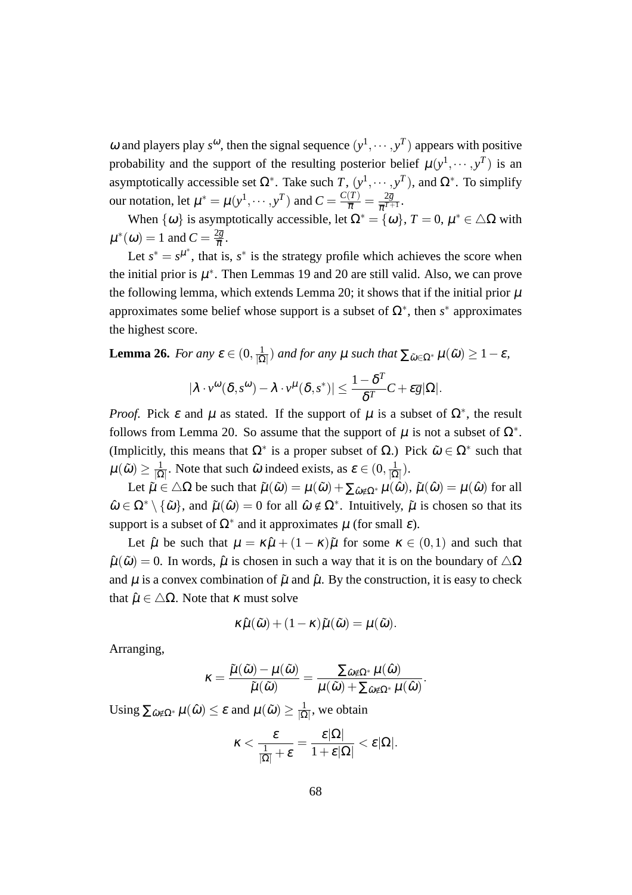$\omega$ and players play $s^{\omega}$, then the signal sequence $(y^1, \cdots, y^T)$ appears with positive probability and the support of the resulting posterior belief $\mu(y^1, \cdots, y^T)$ is an asymptotically accessible set $\Omega^*$. Take such $T$, $(y^1, \cdots, y^T)$, and $\Omega^*$. To simplify our notation, let $\mu^* = \mu(y^1, \cdots, y^T)$ and $C = \frac{C(T)}{\pi} = \frac{2\overline{g}}{\pi^{T+1}}$.

When $\{\omega\}$ is asymptotically accessible, let $\Omega^* = \{\omega\}$, $T = 0$, $\mu^* \in \triangle\Omega$ with $\mu^*(\omega) = 1$ and $C = \frac{2\overline{g}}{\pi}$.

Let $s^* = s^{\mu^*}$, that is, $s^*$ is the strategy profile which achieves the score when the initial prior is $\mu^*$. Then Lemmas 19 and 20 are still valid. Also, we can prove the following lemma, which extends Lemma 20; it shows that if the initial prior $\mu$ approximates some belief whose support is a subset of $\Omega^*$, then $s^*$ approximates the highest score.

**Lemma 26.** *For any $\varepsilon \in (0, \frac{1}{|\Omega|})$ and for any $\mu$ such that $\sum_{\tilde{\omega} \in \Omega^*} \mu(\tilde{\omega}) \geq 1 - \varepsilon$,*

$$|\lambda \cdot v^{\omega}(\delta, s^{\omega}) - \lambda \cdot v^{\mu}(\delta, s^*)| \leq \frac{1 - \delta^T}{\delta^T} C + \varepsilon \overline{g} |\Omega|.$$

*Proof.* Pick $\varepsilon$ and $\mu$ as stated. If the support of $\mu$ is a subset of $\Omega^*$, the result follows from Lemma 20. So assume that the support of $\mu$ is not a subset of $\Omega^*$. (Implicitly, this means that $\Omega^*$ is a proper subset of $\Omega$.) Pick $\tilde{\omega} \in \Omega^*$ such that $\mu(\tilde{\omega}) \geq \frac{1}{|\Omega|}$. Note that such $\tilde{\omega}$ indeed exists, as $\varepsilon \in (0, \frac{1}{|\Omega|})$.

Let $\tilde{\mu} \in \triangle\Omega$ be such that $\tilde{\mu}(\tilde{\omega}) = \mu(\tilde{\omega}) + \sum_{\hat{\omega} \notin \Omega^*} \mu(\hat{\omega})$, $\tilde{\mu}(\hat{\omega}) = \mu(\hat{\omega})$ for all $\hat{\omega} \in \Omega^* \setminus \{\tilde{\omega}\}$, and $\tilde{\mu}(\hat{\omega}) = 0$ for all $\hat{\omega} \notin \Omega^*$. Intuitively, $\tilde{\mu}$ is chosen so that its support is a subset of $\Omega^*$ and it approximates $\mu$ (for small $\varepsilon$).

Let $\hat{\mu}$ be such that $\mu = \kappa\hat{\mu} + (1-\kappa)\tilde{\mu}$ for some $\kappa \in (0,1)$ and such that $\hat{\mu}(\tilde{\omega}) = 0$. In words, $\hat{\mu}$ is chosen in such a way that it is on the boundary of $\triangle\Omega$ and $\mu$ is a convex combination of $\tilde{\mu}$ and $\hat{\mu}$. By the construction, it is easy to check that $\hat{\mu} \in \triangle\Omega$. Note that $\kappa$ must solve

$$\kappa\hat{\mu}(\tilde{\omega}) + (1-\kappa)\tilde{\mu}(\tilde{\omega}) = \mu(\tilde{\omega}).$$

Arranging,

$$\kappa = \frac{\tilde{\mu}(\tilde{\omega}) - \mu(\tilde{\omega})}{\tilde{\mu}(\tilde{\omega})} = \frac{\sum_{\hat{\omega} \notin \Omega^*} \mu(\hat{\omega})}{\mu(\tilde{\omega}) + \sum_{\hat{\omega} \notin \Omega^*} \mu(\hat{\omega})}.$$

Using $\sum_{\hat{\omega} \notin \Omega^*} \mu(\hat{\omega}) \leq \varepsilon$ and $\mu(\tilde{\omega}) \geq \frac{1}{|\Omega|}$, we obtain

$$\kappa < \frac{\varepsilon}{\frac{1}{|\Omega|} + \varepsilon} = \frac{\varepsilon|\Omega|}{1 + \varepsilon|\Omega|} < \varepsilon|\Omega|.$$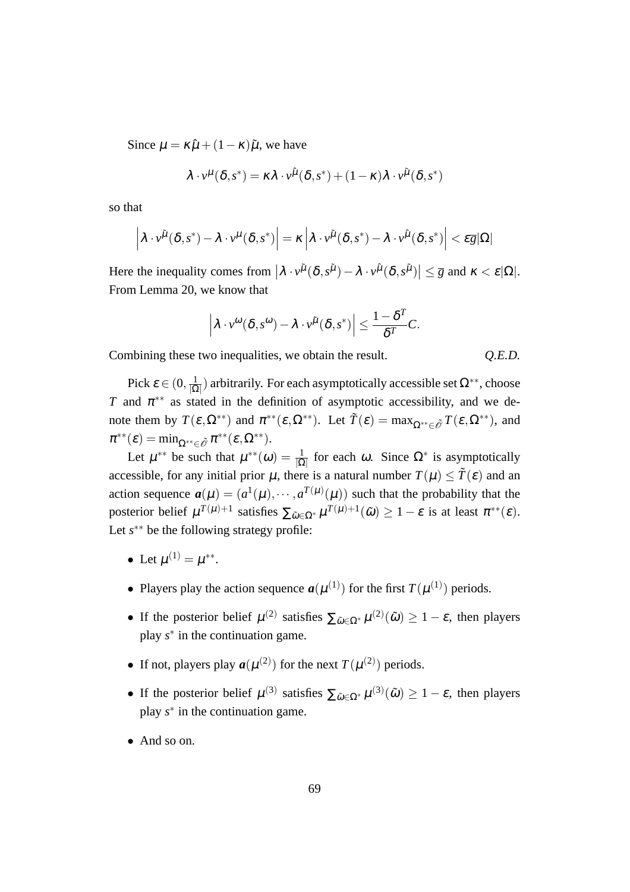Since $\mu = \kappa\hat{\mu} + (1-\kappa)\tilde{\mu}$, we have

$$\lambda \cdot v^{\mu}(\delta, s^*) = \kappa\lambda \cdot v^{\hat{\mu}}(\delta, s^*) + (1-\kappa)\lambda \cdot v^{\tilde{\mu}}(\delta, s^*)$$

so that

$$\left|\lambda \cdot v^{\tilde{\mu}}(\delta, s^*) - \lambda \cdot v^{\mu}(\delta, s^*)\right| = \kappa\left|\lambda \cdot v^{\tilde{\mu}}(\delta, s^*) - \lambda \cdot v^{\hat{\mu}}(\delta, s^*)\right| < \varepsilon\overline{g}|\Omega|$$

Here the inequality comes from $\left|\lambda \cdot v^{\tilde{\mu}}(\delta, s^{\tilde{\mu}}) - \lambda \cdot v^{\hat{\mu}}(\delta, s^{\tilde{\mu}})\right| \leq \overline{g}$ and $\kappa < \varepsilon|\Omega|$. From Lemma 20, we know that

$$\left|\lambda \cdot v^{\omega}(\delta, s^{\omega}) - \lambda \cdot v^{\tilde{\mu}}(\delta, s^*)\right| \leq \frac{1-\delta^T}{\delta^T}C.$$

Combining these two inequalities, we obtain the result. *Q.E.D.*

Pick $\varepsilon \in (0, \frac{1}{|\Omega|})$ arbitrarily. For each asymptotically accessible set $\Omega^{**}$, choose $T$ and $\pi^{**}$ as stated in the definition of asymptotic accessibility, and we denote them by $T(\varepsilon, \Omega^{**})$ and $\pi^{**}(\varepsilon, \Omega^{**})$. Let $\tilde{T}(\varepsilon) = \max_{\Omega^{**} \in \tilde{\mathscr{O}}} T(\varepsilon, \Omega^{**})$, and $\pi^{**}(\varepsilon) = \min_{\Omega^{**} \in \tilde{\mathscr{O}}} \pi^{**}(\varepsilon, \Omega^{**})$.

Let $\mu^{**}$ be such that $\mu^{**}(\omega) = \frac{1}{|\Omega|}$ for each $\omega$. Since $\Omega^*$ is asymptotically accessible, for any initial prior $\mu$, there is a natural number $T(\mu) \leq \tilde{T}(\varepsilon)$ and an action sequence $\boldsymbol{a}(\mu) = (a^1(\mu), \cdots, a^{T(\mu)}(\mu))$ such that the probability that the posterior belief $\mu^{T(\mu)+1}$ satisfies $\sum_{\tilde{\omega} \in \Omega^*} \mu^{T(\mu)+1}(\tilde{\omega}) \geq 1 - \varepsilon$ is at least $\pi^{**}(\varepsilon)$. Let $s^{**}$ be the following strategy profile:

- Let $\mu^{(1)} = \mu^{**}$.
- Players play the action sequence $\boldsymbol{a}(\mu^{(1)})$ for the first $T(\mu^{(1)})$ periods.
- If the posterior belief $\mu^{(2)}$ satisfies $\sum_{\tilde{\omega} \in \Omega^*} \mu^{(2)}(\tilde{\omega}) \geq 1 - \varepsilon$, then players play $s^*$ in the continuation game.
- If not, players play $\boldsymbol{a}(\mu^{(2)})$ for the next $T(\mu^{(2)})$ periods.
- If the posterior belief $\mu^{(3)}$ satisfies $\sum_{\tilde{\omega} \in \Omega^*} \mu^{(3)}(\tilde{\omega}) \geq 1 - \varepsilon$, then players play $s^*$ in the continuation game.
- And so on.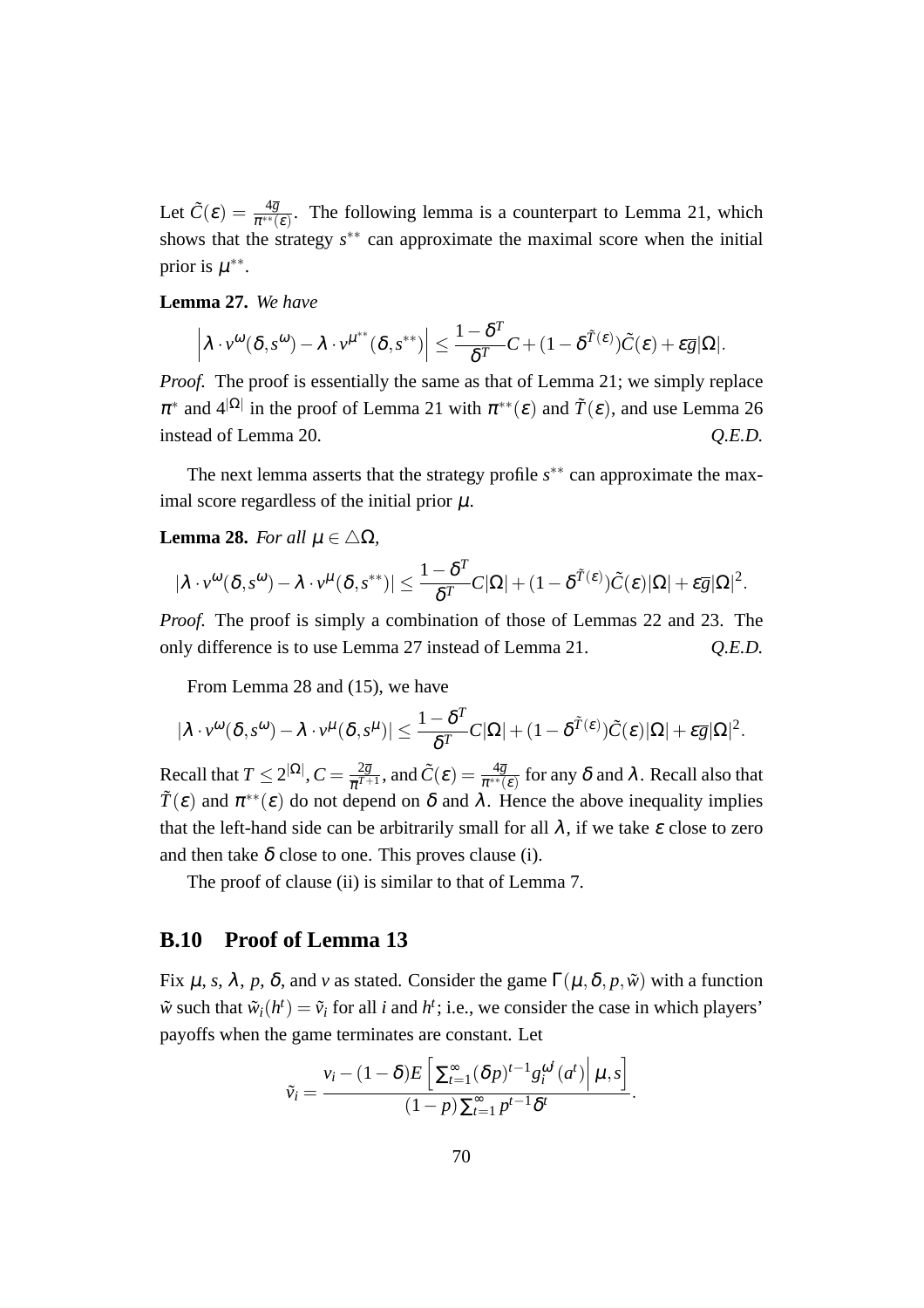Let $\tilde{C}(\varepsilon) = \frac{4\overline{g}}{\pi^{**}(\varepsilon)}$. The following lemma is a counterpart to Lemma 21, which shows that the strategy $s^{**}$ can approximate the maximal score when the initial prior is $\mu^{**}$.

**Lemma 27.** *We have*

$$\left| \lambda \cdot v^{\omega}(\delta, s^{\omega}) - \lambda \cdot v^{\mu^{**}}(\delta, s^{**}) \right| \leq \frac{1-\delta^T}{\delta^T} C + (1 - \delta^{\tilde{T}(\varepsilon)}) \tilde{C}(\varepsilon) + \varepsilon \overline{g} |\Omega|.$$

*Proof.* The proof is essentially the same as that of Lemma 21; we simply replace $\pi^*$ and $4^{|\Omega|}$ in the proof of Lemma 21 with $\pi^{**}(\varepsilon)$ and $\tilde{T}(\varepsilon)$, and use Lemma 26 instead of Lemma 20. *Q.E.D.*

The next lemma asserts that the strategy profile $s^{**}$ can approximate the maximal score regardless of the initial prior $\mu$.

**Lemma 28.** *For all $\mu \in \triangle\Omega$,*

$$|\lambda \cdot v^{\omega}(\delta, s^{\omega}) - \lambda \cdot v^{\mu}(\delta, s^{**})| \leq \frac{1-\delta^T}{\delta^T} C |\Omega| + (1 - \delta^{\tilde{T}(\varepsilon)}) \tilde{C}(\varepsilon) |\Omega| + \varepsilon \overline{g} |\Omega|^2.$$

*Proof.* The proof is simply a combination of those of Lemmas 22 and 23. The only difference is to use Lemma 27 instead of Lemma 21. *Q.E.D.*

From Lemma 28 and (15), we have

$$|\lambda \cdot v^{\omega}(\delta, s^{\omega}) - \lambda \cdot v^{\mu}(\delta, s^{\mu})| \leq \frac{1-\delta^T}{\delta^T} C |\Omega| + (1 - \delta^{\tilde{T}(\varepsilon)}) \tilde{C}(\varepsilon) |\Omega| + \varepsilon \overline{g} |\Omega|^2.$$

Recall that $T \leq 2^{|\Omega|}$, $C = \frac{2\overline{g}}{\pi^{T+1}}$, and $\tilde{C}(\varepsilon) = \frac{4\overline{g}}{\pi^{**}(\varepsilon)}$ for any $\delta$ and $\lambda$. Recall also that $\tilde{T}(\varepsilon)$ and $\pi^{**}(\varepsilon)$ do not depend on $\delta$ and $\lambda$. Hence the above inequality implies that the left-hand side can be arbitrarily small for all $\lambda$, if we take $\varepsilon$ close to zero and then take $\delta$ close to one. This proves clause (i).

The proof of clause (ii) is similar to that of Lemma 7.

## B.10 Proof of Lemma 13

Fix $\mu$, $s$, $\lambda$, $p$, $\delta$, and $v$ as stated. Consider the game $\Gamma(\mu, \delta, p, \tilde{w})$ with a function $\tilde{w}$ such that $\tilde{w}_i(h^t) = \tilde{v}_i$ for all $i$ and $h^t$; i.e., we consider the case in which players' payoffs when the game terminates are constant. Let

$$\tilde{v}_i = \frac{v_i - (1-\delta) E\left[ \sum_{t=1}^{\infty} (\delta p)^{t-1} g_i^{\omega^t}(a^t) \middle| \mu, s \right]}{(1-p) \sum_{t=1}^{\infty} p^{t-1} \delta^t}.$$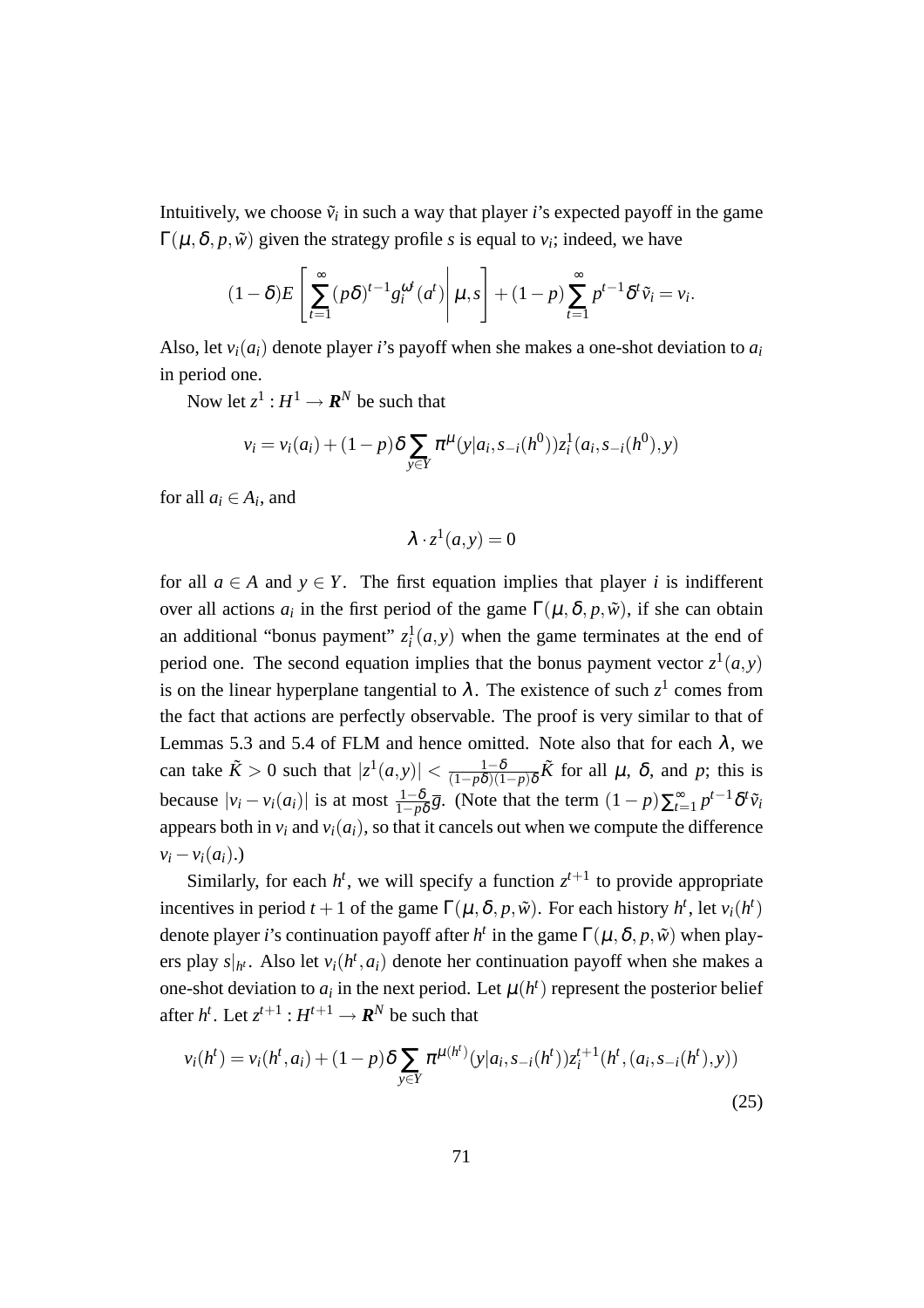Intuitively, we choose $\tilde{v}_i$ in such a way that player $i$'s expected payoff in the game $\Gamma(\mu,\delta,p,\tilde{w})$ given the strategy profile $s$ is equal to $v_i$; indeed, we have

$$(1-\delta)E\left[\sum_{t=1}^{\infty}(p\delta)^{t-1}g_i^{\omega^t}(a^t)\middle|\mu,s\right]+(1-p)\sum_{t=1}^{\infty}p^{t-1}\delta^t\tilde{v}_i=v_i.$$

Also, let $v_i(a_i)$ denote player $i$'s payoff when she makes a one-shot deviation to $a_i$ in period one.

Now let $z^1 : H^1 \to \boldsymbol{R}^N$ be such that

$$v_i = v_i(a_i) + (1-p)\delta\sum_{y\in Y}\pi^{\mu}(y|a_i,s_{-i}(h^0))z_i^1(a_i,s_{-i}(h^0),y)$$

for all $a_i \in A_i$, and

$$\lambda \cdot z^1(a,y) = 0$$

for all $a \in A$ and $y \in Y$. The first equation implies that player $i$ is indifferent over all actions $a_i$ in the first period of the game $\Gamma(\mu,\delta,p,\tilde{w})$, if she can obtain an additional "bonus payment" $z_i^1(a,y)$ when the game terminates at the end of period one. The second equation implies that the bonus payment vector $z^1(a,y)$ is on the linear hyperplane tangential to $\lambda$. The existence of such $z^1$ comes from the fact that actions are perfectly observable. The proof is very similar to that of Lemmas 5.3 and 5.4 of FLM and hence omitted. Note also that for each $\lambda$, we can take $\tilde{K} > 0$ such that $|z^1(a,y)| < \frac{1-\delta}{(1-p\delta)(1-p)\delta}\tilde{K}$ for all $\mu$, $\delta$, and $p$; this is because $|v_i - v_i(a_i)|$ is at most $\frac{1-\delta}{1-p\delta}\overline{g}$. (Note that the term $(1-p)\sum_{t=1}^{\infty}p^{t-1}\delta^t\tilde{v}_i$ appears both in $v_i$ and $v_i(a_i)$, so that it cancels out when we compute the difference $v_i - v_i(a_i)$.)

Similarly, for each $h^t$, we will specify a function $z^{t+1}$ to provide appropriate incentives in period $t+1$ of the game $\Gamma(\mu,\delta,p,\tilde{w})$. For each history $h^t$, let $v_i(h^t)$ denote player $i$'s continuation payoff after $h^t$ in the game $\Gamma(\mu,\delta,p,\tilde{w})$ when players play $s|_{h^t}$. Also let $v_i(h^t,a_i)$ denote her continuation payoff when she makes a one-shot deviation to $a_i$ in the next period. Let $\mu(h^t)$ represent the posterior belief after $h^t$. Let $z^{t+1} : H^{t+1} \to \boldsymbol{R}^N$ be such that

$$v_i(h^t) = v_i(h^t,a_i) + (1-p)\delta\sum_{y\in Y}\pi^{\mu(h^t)}(y|a_i,s_{-i}(h^t))z_i^{t+1}(h^t,(a_i,s_{-i}(h^t),y)) \tag{25}$$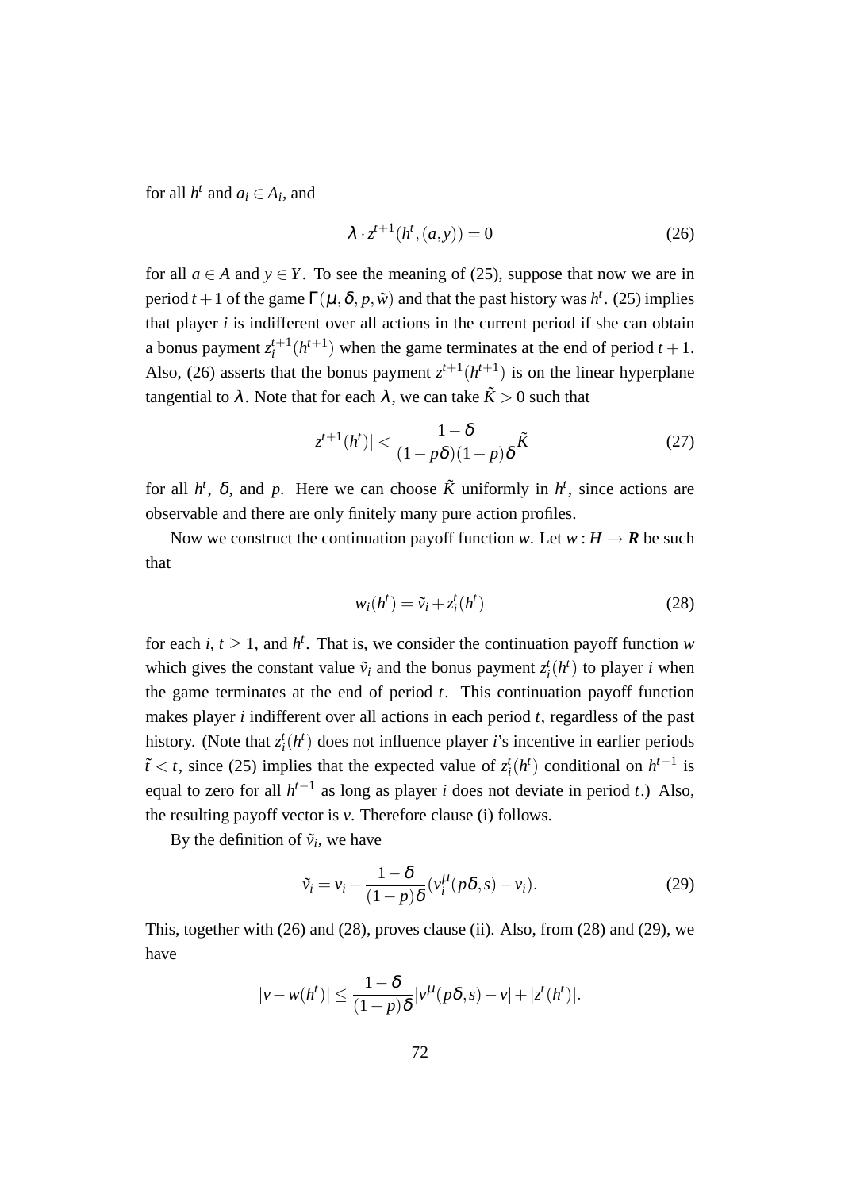for all $h^t$ and $a_i \in A_i$, and

$$\lambda \cdot z^{t+1}(h^t,(a,y)) = 0 \tag{26}$$

for all $a \in A$ and $y \in Y$. To see the meaning of (25), suppose that now we are in period $t+1$ of the game $\Gamma(\mu,\delta,p,\tilde{w})$ and that the past history was $h^t$. (25) implies that player $i$ is indifferent over all actions in the current period if she can obtain a bonus payment $z_i^{t+1}(h^{t+1})$ when the game terminates at the end of period $t+1$. Also, (26) asserts that the bonus payment $z^{t+1}(h^{t+1})$ is on the linear hyperplane tangential to $\lambda$. Note that for each $\lambda$, we can take $\tilde{K} > 0$ such that

$$|z^{t+1}(h^t)| < \frac{1-\delta}{(1-p\delta)(1-p)\delta}\tilde{K} \tag{27}$$

for all $h^t$, $\delta$, and $p$. Here we can choose $\tilde{K}$ uniformly in $h^t$, since actions are observable and there are only finitely many pure action profiles.

Now we construct the continuation payoff function $w$. Let $w : H \to \boldsymbol{R}$ be such that

$$w_i(h^t) = \tilde{v}_i + z_i^t(h^t) \tag{28}$$

for each $i$, $t \geq 1$, and $h^t$. That is, we consider the continuation payoff function $w$ which gives the constant value $\tilde{v}_i$ and the bonus payment $z_i^t(h^t)$ to player $i$ when the game terminates at the end of period $t$. This continuation payoff function makes player $i$ indifferent over all actions in each period $t$, regardless of the past history. (Note that $z_i^t(h^t)$ does not influence player $i$'s incentive in earlier periods $\tilde{t} < t$, since (25) implies that the expected value of $z_i^t(h^t)$ conditional on $h^{t-1}$ is equal to zero for all $h^{t-1}$ as long as player $i$ does not deviate in period $t$.) Also, the resulting payoff vector is $v$. Therefore clause (i) follows.

By the definition of $\tilde{v}_i$, we have

$$\tilde{v}_i = v_i - \frac{1-\delta}{(1-p)\delta}(v_i^{\mu}(p\delta,s) - v_i). \tag{29}$$

This, together with (26) and (28), proves clause (ii). Also, from (28) and (29), we have

$$|v - w(h^t)| \leq \frac{1-\delta}{(1-p)\delta}|v^{\mu}(p\delta,s) - v| + |z^t(h^t)|.$$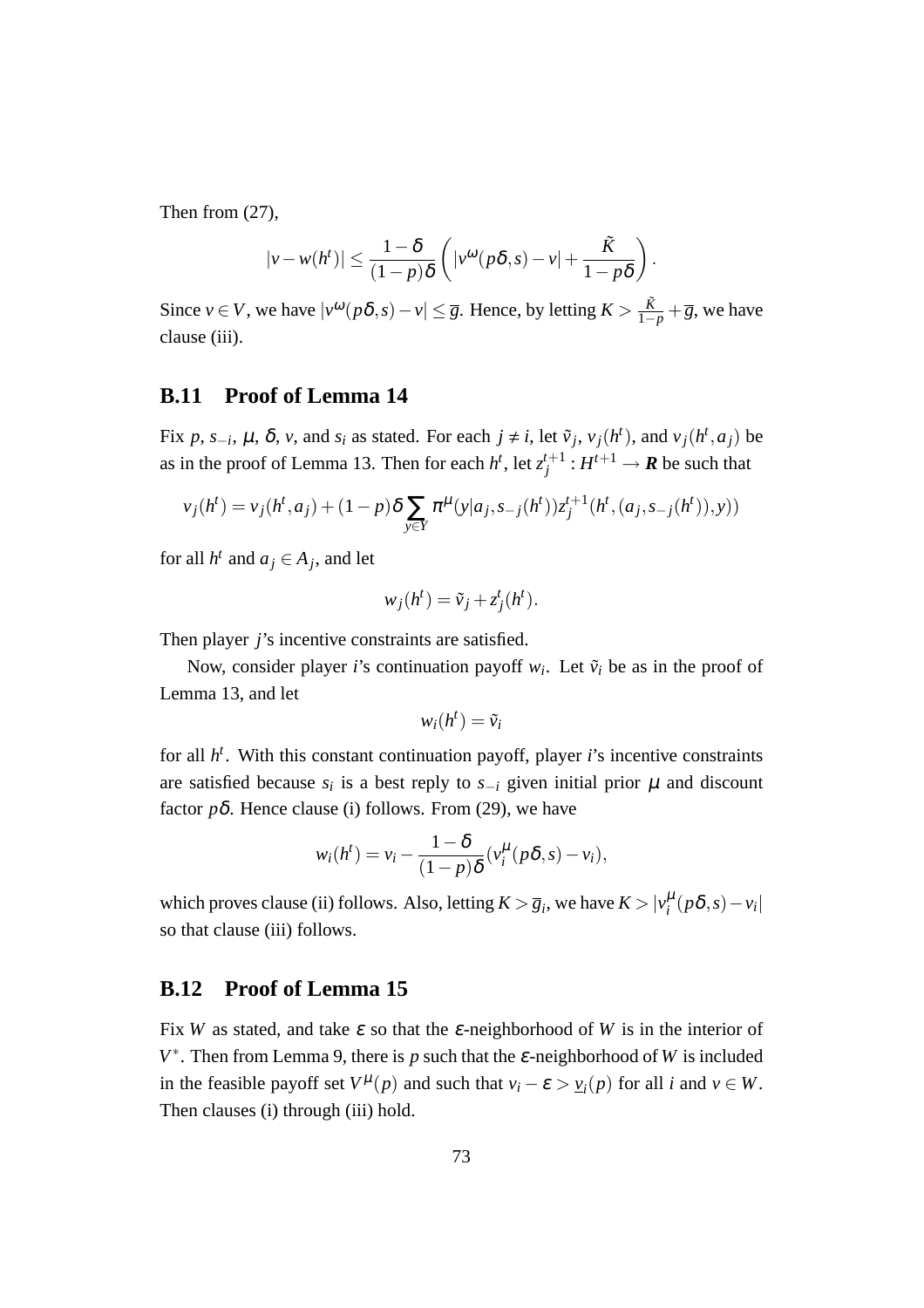Then from (27),

$$|v - w(h^t)| \leq \frac{1-\delta}{(1-p)\delta}\left(|v^{\omega}(p\delta, s) - v| + \frac{\tilde{K}}{1-p\delta}\right).$$

Since $v \in V$, we have $|v^{\omega}(p\delta, s) - v| \leq \overline{g}$. Hence, by letting $K > \frac{\tilde{K}}{1-p} + \overline{g}$, we have clause (iii).

## B.11 Proof of Lemma 14

Fix $p$, $s_{-i}$, $\mu$, $\delta$, $v$, and $s_i$ as stated. For each $j \neq i$, let $\tilde{v}_j$, $v_j(h^t)$, and $v_j(h^t, a_j)$ be as in the proof of Lemma 13. Then for each $h^t$, let $z_j^{t+1} : H^{t+1} \to \boldsymbol{R}$ be such that

$$v_j(h^t) = v_j(h^t, a_j) + (1-p)\delta \sum_{y \in Y} \pi^{\mu}(y|a_j, s_{-j}(h^t)) z_j^{t+1}(h^t, (a_j, s_{-j}(h^t)), y))$$

for all $h^t$ and $a_j \in A_j$, and let

$$w_j(h^t) = \tilde{v}_j + z_j^t(h^t).$$

Then player $j$'s incentive constraints are satisfied.

Now, consider player $i$'s continuation payoff $w_i$. Let $\tilde{v}_i$ be as in the proof of Lemma 13, and let

$$w_i(h^t) = \tilde{v}_i$$

for all $h^t$. With this constant continuation payoff, player $i$'s incentive constraints are satisfied because $s_i$ is a best reply to $s_{-i}$ given initial prior $\mu$ and discount factor $p\delta$. Hence clause (i) follows. From (29), we have

$$w_i(h^t) = v_i - \frac{1-\delta}{(1-p)\delta}(v_i^{\mu}(p\delta, s) - v_i),$$

which proves clause (ii) follows. Also, letting $K > \overline{g}_i$, we have $K > |v_i^{\mu}(p\delta, s) - v_i|$ so that clause (iii) follows.

## B.12 Proof of Lemma 15

Fix $W$ as stated, and take $\varepsilon$ so that the $\varepsilon$-neighborhood of $W$ is in the interior of $V^*$. Then from Lemma 9, there is $p$ such that the $\varepsilon$-neighborhood of $W$ is included in the feasible payoff set $V^{\mu}(p)$ and such that $v_i - \varepsilon > \underline{v}_i(p)$ for all $i$ and $v \in W$. Then clauses (i) through (iii) hold.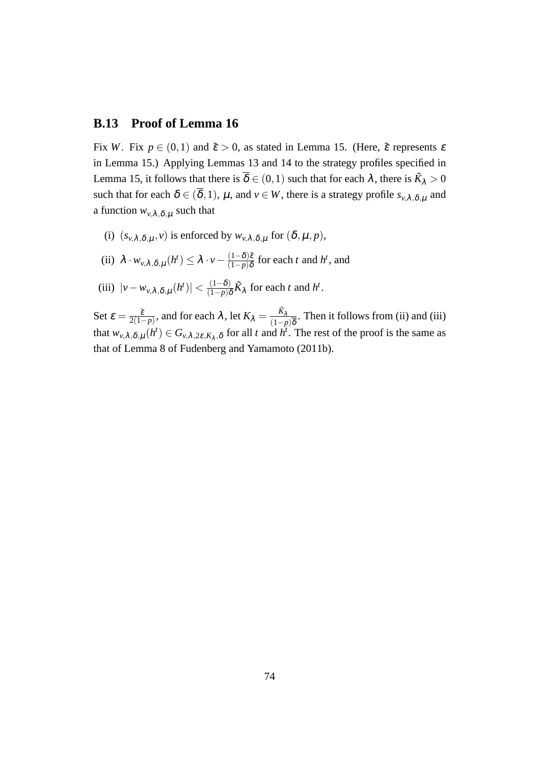### B.13 Proof of Lemma 16

Fix $W$. Fix $p \in (0,1)$ and $\tilde{\varepsilon} > 0$, as stated in Lemma 15. (Here, $\tilde{\varepsilon}$ represents $\varepsilon$ in Lemma 15.) Applying Lemmas 13 and 14 to the strategy profiles specified in Lemma 15, it follows that there is $\overline{\delta} \in (0,1)$ such that for each $\lambda$, there is $\tilde{K}_\lambda > 0$ such that for each $\delta \in (\overline{\delta}, 1)$, $\mu$, and $v \in W$, there is a strategy profile $s_{v,\lambda,\delta,\mu}$ and a function $w_{v,\lambda,\delta,\mu}$ such that

(i) $(s_{v,\lambda,\delta,\mu}, v)$ is enforced by $w_{v,\lambda,\delta,\mu}$ for $(\delta, \mu, p)$,

(ii) $\lambda \cdot w_{v,\lambda,\delta,\mu}(h^t) \leq \lambda \cdot v - \frac{(1-\delta)\tilde{\varepsilon}}{(1-p)\delta}$ for each $t$ and $h^t$, and

(iii) $|v - w_{v,\lambda,\delta,\mu}(h^t)| < \frac{(1-\delta)}{(1-p)\delta}\tilde{K}_\lambda$ for each $t$ and $h^t$.

Set $\varepsilon = \frac{\tilde{\varepsilon}}{2(1-p)}$, and for each $\lambda$, let $K_\lambda = \frac{\tilde{K}_\lambda}{(1-p)\overline{\delta}}$. Then it follows from (ii) and (iii) that $w_{v,\lambda,\delta,\mu}(h^t) \in G_{v,\lambda,2\varepsilon,K_\lambda,\delta}$ for all $t$ and $h^t$. The rest of the proof is the same as that of Lemma 8 of Fudenberg and Yamamoto (2011b).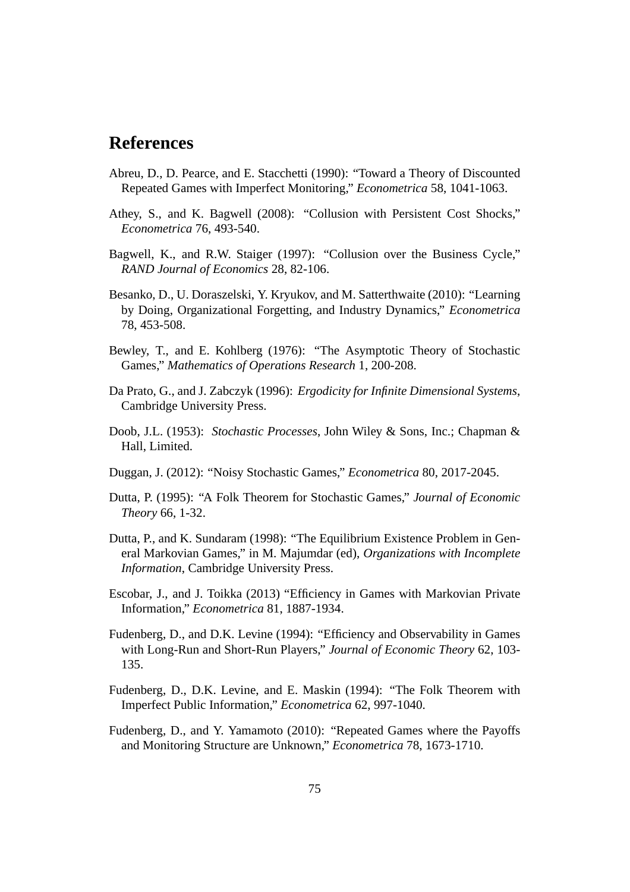# References

Abreu, D., D. Pearce, and E. Stacchetti (1990): "Toward a Theory of Discounted Repeated Games with Imperfect Monitoring," *Econometrica* 58, 1041-1063.

Athey, S., and K. Bagwell (2008): "Collusion with Persistent Cost Shocks," *Econometrica* 76, 493-540.

Bagwell, K., and R.W. Staiger (1997): "Collusion over the Business Cycle," *RAND Journal of Economics* 28, 82-106.

Besanko, D., U. Doraszelski, Y. Kryukov, and M. Satterthwaite (2010): "Learning by Doing, Organizational Forgetting, and Industry Dynamics," *Econometrica* 78, 453-508.

Bewley, T., and E. Kohlberg (1976): "The Asymptotic Theory of Stochastic Games," *Mathematics of Operations Research* 1, 200-208.

Da Prato, G., and J. Zabczyk (1996): *Ergodicity for Infinite Dimensional Systems*, Cambridge University Press.

Doob, J.L. (1953): *Stochastic Processes*, John Wiley & Sons, Inc.; Chapman & Hall, Limited.

Duggan, J. (2012): "Noisy Stochastic Games," *Econometrica* 80, 2017-2045.

Dutta, P. (1995): "A Folk Theorem for Stochastic Games," *Journal of Economic Theory* 66, 1-32.

Dutta, P., and K. Sundaram (1998): "The Equilibrium Existence Problem in General Markovian Games," in M. Majumdar (ed), *Organizations with Incomplete Information*, Cambridge University Press.

Escobar, J., and J. Toikka (2013) "Efficiency in Games with Markovian Private Information," *Econometrica* 81, 1887-1934.

Fudenberg, D., and D.K. Levine (1994): "Efficiency and Observability in Games with Long-Run and Short-Run Players," *Journal of Economic Theory* 62, 103-135.

Fudenberg, D., D.K. Levine, and E. Maskin (1994): "The Folk Theorem with Imperfect Public Information," *Econometrica* 62, 997-1040.

Fudenberg, D., and Y. Yamamoto (2010): "Repeated Games where the Payoffs and Monitoring Structure are Unknown," *Econometrica* 78, 1673-1710.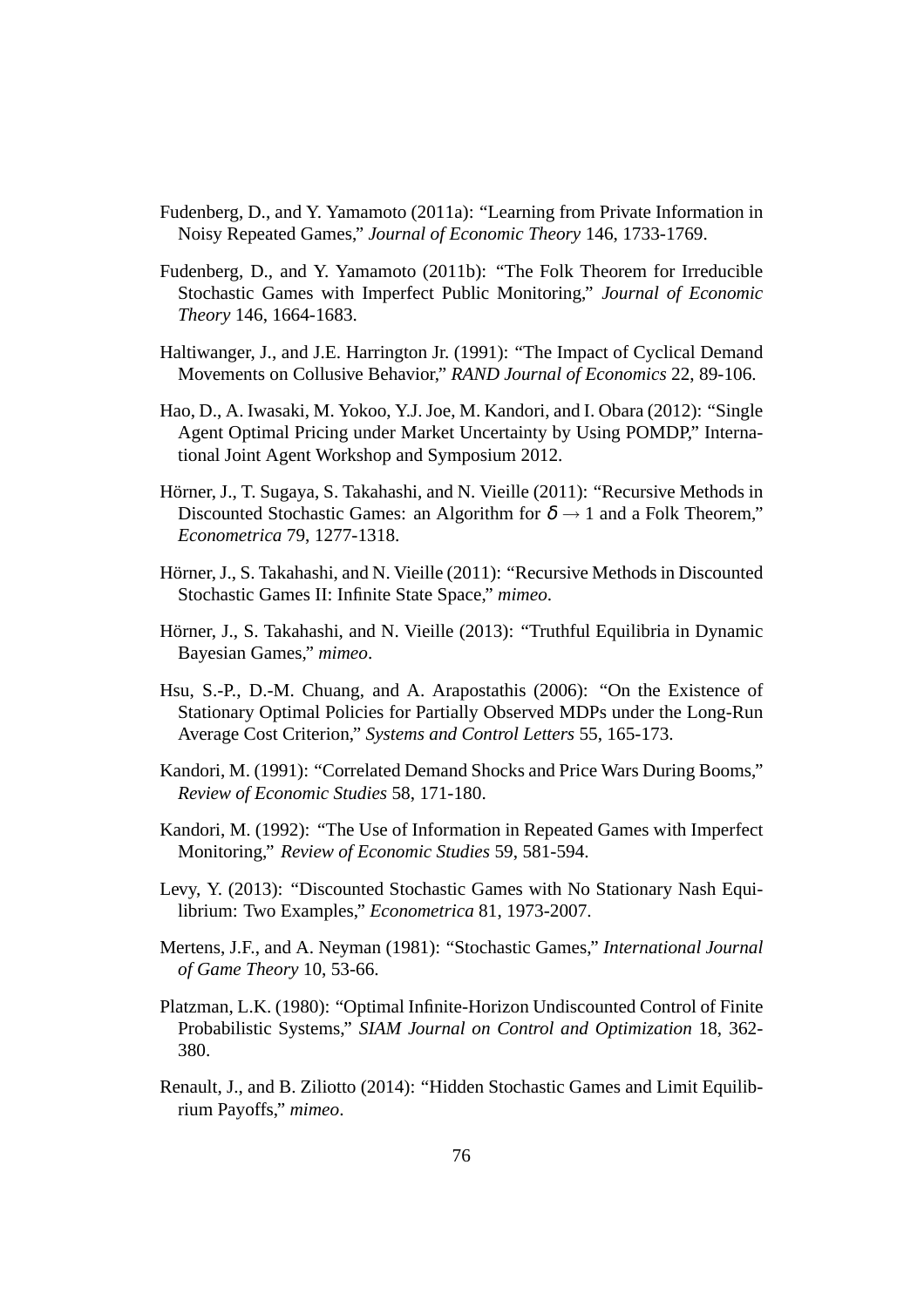Fudenberg, D., and Y. Yamamoto (2011a): "Learning from Private Information in Noisy Repeated Games," *Journal of Economic Theory* 146, 1733-1769.

Fudenberg, D., and Y. Yamamoto (2011b): "The Folk Theorem for Irreducible Stochastic Games with Imperfect Public Monitoring," *Journal of Economic Theory* 146, 1664-1683.

Haltiwanger, J., and J.E. Harrington Jr. (1991): "The Impact of Cyclical Demand Movements on Collusive Behavior," *RAND Journal of Economics* 22, 89-106.

Hao, D., A. Iwasaki, M. Yokoo, Y.J. Joe, M. Kandori, and I. Obara (2012): "Single Agent Optimal Pricing under Market Uncertainty by Using POMDP," International Joint Agent Workshop and Symposium 2012.

Hörner, J., T. Sugaya, S. Takahashi, and N. Vieille (2011): "Recursive Methods in Discounted Stochastic Games: an Algorithm for $\delta \to 1$ and a Folk Theorem," *Econometrica* 79, 1277-1318.

Hörner, J., S. Takahashi, and N. Vieille (2011): "Recursive Methods in Discounted Stochastic Games II: Infinite State Space," *mimeo*.

Hörner, J., S. Takahashi, and N. Vieille (2013): "Truthful Equilibria in Dynamic Bayesian Games," *mimeo*.

Hsu, S.-P., D.-M. Chuang, and A. Arapostathis (2006): "On the Existence of Stationary Optimal Policies for Partially Observed MDPs under the Long-Run Average Cost Criterion," *Systems and Control Letters* 55, 165-173.

Kandori, M. (1991): "Correlated Demand Shocks and Price Wars During Booms," *Review of Economic Studies* 58, 171-180.

Kandori, M. (1992): "The Use of Information in Repeated Games with Imperfect Monitoring," *Review of Economic Studies* 59, 581-594.

Levy, Y. (2013): "Discounted Stochastic Games with No Stationary Nash Equilibrium: Two Examples," *Econometrica* 81, 1973-2007.

Mertens, J.F., and A. Neyman (1981): "Stochastic Games," *International Journal of Game Theory* 10, 53-66.

Platzman, L.K. (1980): "Optimal Infinite-Horizon Undiscounted Control of Finite Probabilistic Systems," *SIAM Journal on Control and Optimization* 18, 362-380.

Renault, J., and B. Ziliotto (2014): "Hidden Stochastic Games and Limit Equilibrium Payoffs," *mimeo*.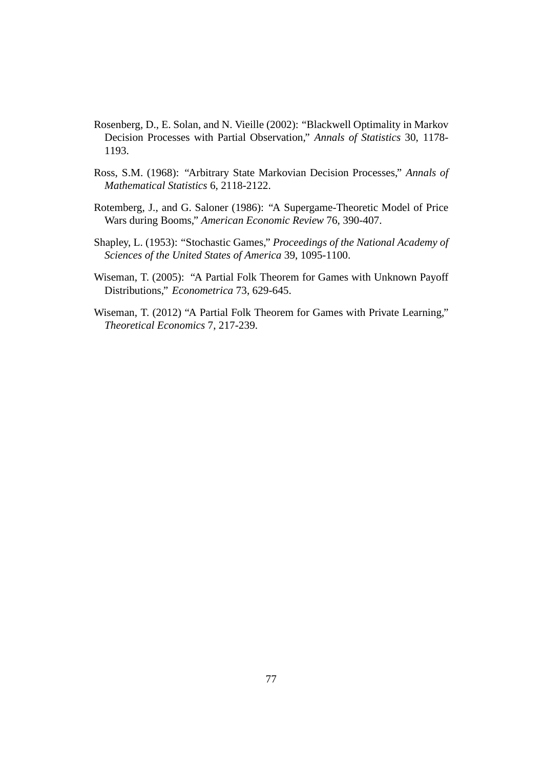Rosenberg, D., E. Solan, and N. Vieille (2002): "Blackwell Optimality in Markov Decision Processes with Partial Observation," *Annals of Statistics* 30, 1178-1193.

Ross, S.M. (1968): "Arbitrary State Markovian Decision Processes," *Annals of Mathematical Statistics* 6, 2118-2122.

Rotemberg, J., and G. Saloner (1986): "A Supergame-Theoretic Model of Price Wars during Booms," *American Economic Review* 76, 390-407.

Shapley, L. (1953): "Stochastic Games," *Proceedings of the National Academy of Sciences of the United States of America* 39, 1095-1100.

Wiseman, T. (2005): "A Partial Folk Theorem for Games with Unknown Payoff Distributions," *Econometrica* 73, 629-645.

Wiseman, T. (2012) "A Partial Folk Theorem for Games with Private Learning," *Theoretical Economics* 7, 217-239.